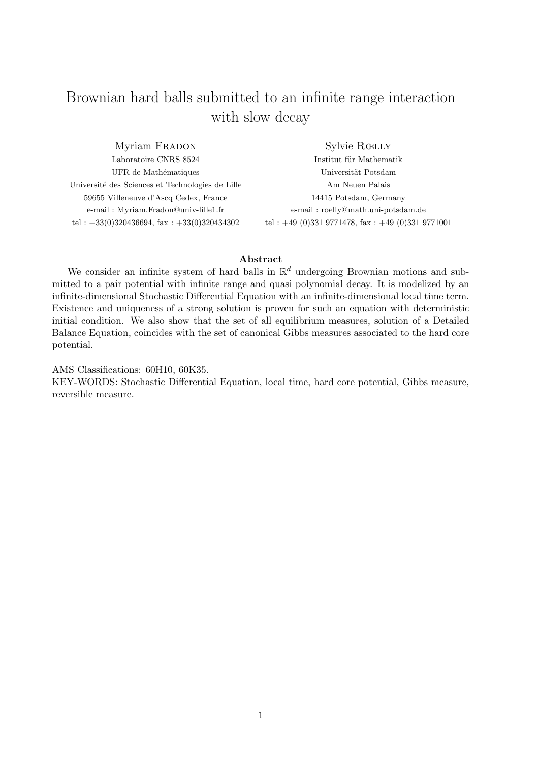# Brownian hard balls submitted to an infinite range interaction with slow decay

Myriam Fradon
Laboratoire CNRS 8524
UFR de Mathématiques
Université des Sciences et Technologies de Lille
59655 Villeneuve d'Ascq Cedex, France
e-mail : Myriam.Fradon@univ-lille1.fr
tel : +33(0)320436694, fax : +33(0)320434302

Sylvie Rœlly
Institut für Mathematik
Universität Potsdam
Am Neuen Palais
14415 Potsdam, Germany
e-mail : roelly@math.uni-potsdam.de
tel : +49 (0)331 9771478, fax : +49 (0)331 9771001

## Abstract

We consider an infinite system of hard balls in $\mathbb{R}^d$ undergoing Brownian motions and submitted to a pair potential with infinite range and quasi polynomial decay. It is modelized by an infinite-dimensional Stochastic Differential Equation with an infinite-dimensional local time term. Existence and uniqueness of a strong solution is proven for such an equation with deterministic initial condition. We also show that the set of all equilibrium measures, solution of a Detailed Balance Equation, coincides with the set of canonical Gibbs measures associated to the hard core potential.

AMS Classifications: 60H10, 60K35.

KEY-WORDS: Stochastic Differential Equation, local time, hard core potential, Gibbs measure, reversible measure.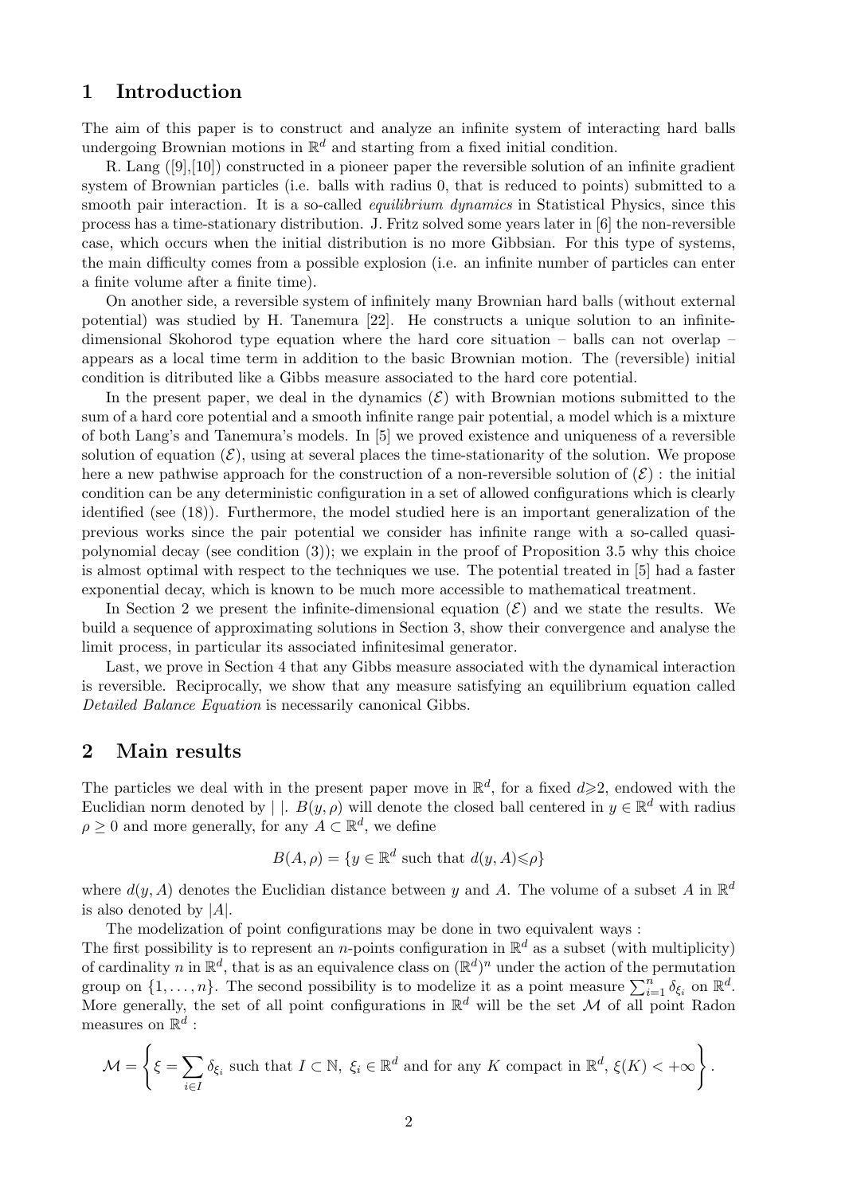## 1 Introduction

The aim of this paper is to construct and analyze an infinite system of interacting hard balls undergoing Brownian motions in $\mathbb{R}^d$ and starting from a fixed initial condition.

R. Lang ([9],[10]) constructed in a pioneer paper the reversible solution of an infinite gradient system of Brownian particles (i.e. balls with radius 0, that is reduced to points) submitted to a smooth pair interaction. It is a so-called *equilibrium dynamics* in Statistical Physics, since this process has a time-stationary distribution. J. Fritz solved some years later in [6] the non-reversible case, which occurs when the initial distribution is no more Gibbsian. For this type of systems, the main difficulty comes from a possible explosion (i.e. an infinite number of particles can enter a finite volume after a finite time).

On another side, a reversible system of infinitely many Brownian hard balls (without external potential) was studied by H. Tanemura [22]. He constructs a unique solution to an infinite-dimensional Skohorod type equation where the hard core situation – balls can not overlap – appears as a local time term in addition to the basic Brownian motion. The (reversible) initial condition is ditributed like a Gibbs measure associated to the hard core potential.

In the present paper, we deal in the dynamics $(\mathcal{E})$ with Brownian motions submitted to the sum of a hard core potential and a smooth infinite range pair potential, a model which is a mixture of both Lang's and Tanemura's models. In [5] we proved existence and uniqueness of a reversible solution of equation $(\mathcal{E})$, using at several places the time-stationarity of the solution. We propose here a new pathwise approach for the construction of a non-reversible solution of $(\mathcal{E})$ : the initial condition can be any deterministic configuration in a set of allowed configurations which is clearly identified (see (18)). Furthermore, the model studied here is an important generalization of the previous works since the pair potential we consider has infinite range with a so-called quasi-polynomial decay (see condition (3)); we explain in the proof of Proposition 3.5 why this choice is almost optimal with respect to the techniques we use. The potential treated in [5] had a faster exponential decay, which is known to be much more accessible to mathematical treatment.

In Section 2 we present the infinite-dimensional equation $(\mathcal{E})$ and we state the results. We build a sequence of approximating solutions in Section 3, show their convergence and analyse the limit process, in particular its associated infinitesimal generator.

Last, we prove in Section 4 that any Gibbs measure associated with the dynamical interaction is reversible. Reciprocally, we show that any measure satisfying an equilibrium equation called *Detailed Balance Equation* is necessarily canonical Gibbs.

## 2 Main results

The particles we deal with in the present paper move in $\mathbb{R}^d$, for a fixed $d \geqslant 2$, endowed with the Euclidian norm denoted by $|\ |$. $B(y, \rho)$ will denote the closed ball centered in $y \in \mathbb{R}^d$ with radius $\rho \geq 0$ and more generally, for any $A \subset \mathbb{R}^d$, we define

$$B(A, \rho) = \{y \in \mathbb{R}^d \text{ such that } d(y, A) \leqslant \rho\}$$

where $d(y, A)$ denotes the Euclidian distance between $y$ and $A$. The volume of a subset $A$ in $\mathbb{R}^d$ is also denoted by $|A|$.

The modelization of point configurations may be done in two equivalent ways :
The first possibility is to represent an $n$-points configuration in $\mathbb{R}^d$ as a subset (with multiplicity) of cardinality $n$ in $\mathbb{R}^d$, that is as an equivalence class on $(\mathbb{R}^d)^n$ under the action of the permutation group on $\{1, \ldots, n\}$. The second possibility is to modelize it as a point measure $\sum_{i=1}^n \delta_{\xi_i}$ on $\mathbb{R}^d$. More generally, the set of all point configurations in $\mathbb{R}^d$ will be the set $\mathcal{M}$ of all point Radon measures on $\mathbb{R}^d$ :

$$\mathcal{M} = \left\{ \xi = \sum_{i \in I} \delta_{\xi_i} \text{ such that } I \subset \mathbb{N},\ \xi_i \in \mathbb{R}^d \text{ and for any } K \text{ compact in } \mathbb{R}^d,\ \xi(K) < +\infty \right\}.$$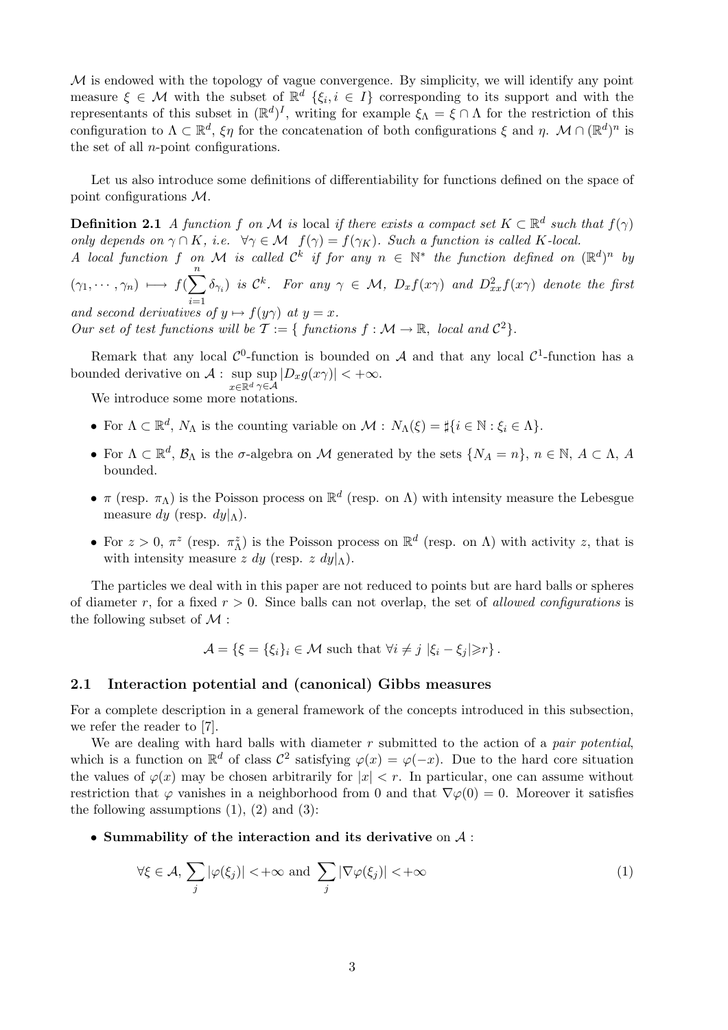$\mathcal{M}$ is endowed with the topology of vague convergence. By simplicity, we will identify any point measure $\xi \in \mathcal{M}$ with the subset of $\mathbb{R}^d$ $\{\xi_i, i \in I\}$ corresponding to its support and with the representants of this subset in $(\mathbb{R}^d)^I$, writing for example $\xi_\Lambda = \xi \cap \Lambda$ for the restriction of this configuration to $\Lambda \subset \mathbb{R}^d$, $\xi\eta$ for the concatenation of both configurations $\xi$ and $\eta$. $\mathcal{M} \cap (\mathbb{R}^d)^n$ is the set of all $n$-point configurations.

Let us also introduce some definitions of differentiability for functions defined on the space of point configurations $\mathcal{M}$.

**Definition 2.1** *A function $f$ on $\mathcal{M}$ is* local *if there exists a compact set $K \subset \mathbb{R}^d$ such that $f(\gamma)$ only depends on $\gamma \cap K$, i.e. $\forall \gamma \in \mathcal{M}\ \ f(\gamma) = f(\gamma_K)$. Such a function is called $K$-local.*
*A local function $f$ on $\mathcal{M}$ is called $\mathcal{C}^k$ if for any $n \in \mathbb{N}^*$ the function defined on $(\mathbb{R}^d)^n$ by $(\gamma_1, \cdots, \gamma_n) \longmapsto f(\sum_{i=1}^{n} \delta_{\gamma_i})$ is $\mathcal{C}^k$. For any $\gamma \in \mathcal{M}$, $D_x f(x\gamma)$ and $D^2_{xx} f(x\gamma)$ denote the first and second derivatives of $y \mapsto f(y\gamma)$ at $y = x$.*
*Our set of test functions will be $\mathcal{T} := \{$ functions $f : \mathcal{M} \to \mathbb{R}$, local and $\mathcal{C}^2\}$.*

Remark that any local $\mathcal{C}^0$-function is bounded on $\mathcal{A}$ and that any local $\mathcal{C}^1$-function has a bounded derivative on $\mathcal{A}$ : $\sup_{x\in\mathbb{R}^d} \sup_{\gamma\in\mathcal{A}} |D_x g(x\gamma)| < +\infty$.

We introduce some more notations.

- For $\Lambda \subset \mathbb{R}^d$, $N_\Lambda$ is the counting variable on $\mathcal{M}$ : $N_\Lambda(\xi) = \sharp\{i \in \mathbb{N} : \xi_i \in \Lambda\}$.
- For $\Lambda \subset \mathbb{R}^d$, $\mathcal{B}_\Lambda$ is the $\sigma$-algebra on $\mathcal{M}$ generated by the sets $\{N_A = n\}$, $n \in \mathbb{N}$, $A \subset \Lambda$, $A$ bounded.
- $\pi$ (resp. $\pi_\Lambda$) is the Poisson process on $\mathbb{R}^d$ (resp. on $\Lambda$) with intensity measure the Lebesgue measure $dy$ (resp. $dy|_\Lambda$).
- For $z > 0$, $\pi^z$ (resp. $\pi^z_\Lambda$) is the Poisson process on $\mathbb{R}^d$ (resp. on $\Lambda$) with activity $z$, that is with intensity measure $z\ dy$ (resp. $z\ dy|_\Lambda$).

The particles we deal with in this paper are not reduced to points but are hard balls or spheres of diameter $r$, for a fixed $r > 0$. Since balls can not overlap, the set of *allowed configurations* is the following subset of $\mathcal{M}$ :

$$\mathcal{A} = \{\xi = \{\xi_i\}_i \in \mathcal{M} \text{ such that } \forall i \neq j\ |\xi_i - \xi_j| \geqslant r\}.$$

## 2.1 Interaction potential and (canonical) Gibbs measures

For a complete description in a general framework of the concepts introduced in this subsection, we refer the reader to [7].

We are dealing with hard balls with diameter $r$ submitted to the action of a *pair potential*, which is a function on $\mathbb{R}^d$ of class $\mathcal{C}^2$ satisfying $\varphi(x) = \varphi(-x)$. Due to the hard core situation the values of $\varphi(x)$ may be chosen arbitrarily for $|x| < r$. In particular, one can assume without restriction that $\varphi$ vanishes in a neighborhood from 0 and that $\nabla\varphi(0) = 0$. Moreover it satisfies the following assumptions (1), (2) and (3):

- **Summability of the interaction and its derivative** on $\mathcal{A}$ :

$$\forall \xi \in \mathcal{A}, \sum_j |\varphi(\xi_j)| < +\infty \text{ and } \sum_j |\nabla\varphi(\xi_j)| < +\infty \tag{1}$$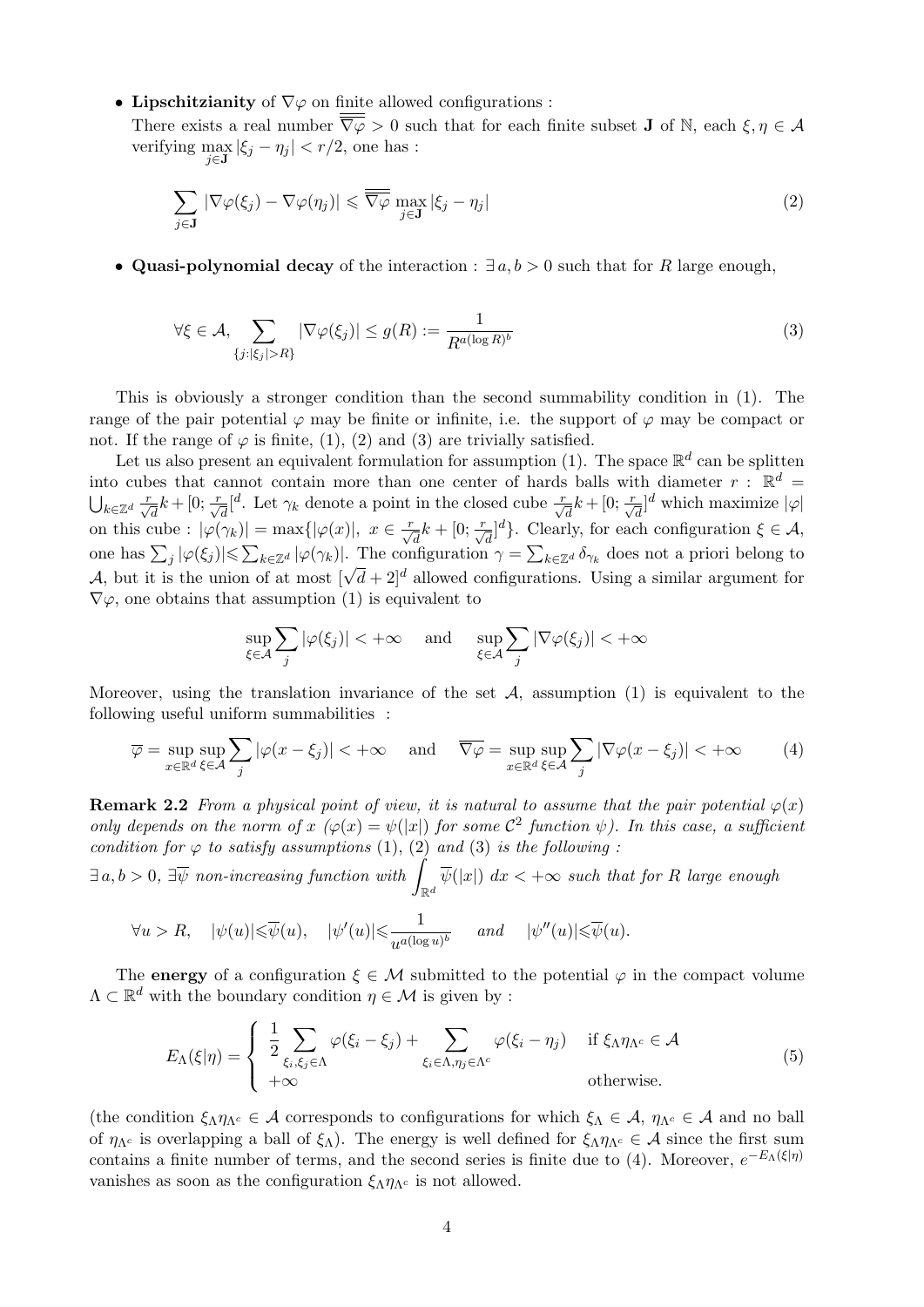- **Lipschitzianity** of $\nabla\varphi$ on finite allowed configurations :
  There exists a real number $\overline{\overline{\nabla\varphi}} > 0$ such that for each finite subset $\mathbf{J}$ of $\mathbb{N}$, each $\xi, \eta \in \mathcal{A}$ verifying $\max_{j\in\mathbf{J}} |\xi_j - \eta_j| < r/2$, one has :

$$\sum_{j\in\mathbf{J}} |\nabla\varphi(\xi_j) - \nabla\varphi(\eta_j)| \leqslant \overline{\overline{\nabla\varphi}} \max_{j\in\mathbf{J}} |\xi_j - \eta_j| \tag{2}$$

- **Quasi-polynomial decay** of the interaction : $\exists\, a, b > 0$ such that for $R$ large enough,

$$\forall \xi \in \mathcal{A}, \sum_{\{j : |\xi_j| > R\}} |\nabla\varphi(\xi_j)| \leq g(R) := \frac{1}{R^{a(\log R)^b}} \tag{3}$$

This is obviously a stronger condition than the second summability condition in (1). The range of the pair potential $\varphi$ may be finite or infinite, i.e. the support of $\varphi$ may be compact or not. If the range of $\varphi$ is finite, (1), (2) and (3) are trivially satisfied.

Let us also present an equivalent formulation for assumption (1). The space $\mathbb{R}^d$ can be splitten into cubes that cannot contain more than one center of hards balls with diameter $r$ : $\mathbb{R}^d = \bigcup_{k\in\mathbb{Z}^d} \frac{r}{\sqrt{d}}k + [0; \frac{r}{\sqrt{d}}[^d$. Let $\gamma_k$ denote a point in the closed cube $\frac{r}{\sqrt{d}}k + [0; \frac{r}{\sqrt{d}}]^d$ which maximize $|\varphi|$ on this cube : $|\varphi(\gamma_k)| = \max\{|\varphi(x)|,\ x \in \frac{r}{\sqrt{d}}k + [0; \frac{r}{\sqrt{d}}]^d\}$. Clearly, for each configuration $\xi \in \mathcal{A}$, one has $\sum_j |\varphi(\xi_j)| \leqslant \sum_{k\in\mathbb{Z}^d} |\varphi(\gamma_k)|$. The configuration $\gamma = \sum_{k\in\mathbb{Z}^d} \delta_{\gamma_k}$ does not a priori belong to $\mathcal{A}$, but it is the union of at most $[\sqrt{d}+2]^d$ allowed configurations. Using a similar argument for $\nabla\varphi$, one obtains that assumption (1) is equivalent to

$$\sup_{\xi\in\mathcal{A}} \sum_j |\varphi(\xi_j)| < +\infty \quad \text{ and } \quad \sup_{\xi\in\mathcal{A}} \sum_j |\nabla\varphi(\xi_j)| < +\infty$$

Moreover, using the translation invariance of the set $\mathcal{A}$, assumption (1) is equivalent to the following useful uniform summabilities :

$$\overline{\varphi} = \sup_{x\in\mathbb{R}^d} \sup_{\xi\in\mathcal{A}} \sum_j |\varphi(x - \xi_j)| < +\infty \quad \text{ and } \quad \overline{\nabla\varphi} = \sup_{x\in\mathbb{R}^d} \sup_{\xi\in\mathcal{A}} \sum_j |\nabla\varphi(x - \xi_j)| < +\infty \tag{4}$$

**Remark 2.2** *From a physical point of view, it is natural to assume that the pair potential $\varphi(x)$ only depends on the norm of $x$ ($\varphi(x) = \psi(|x|)$ for some $\mathcal{C}^2$ function $\psi$). In this case, a sufficient condition for $\varphi$ to satisfy assumptions* (1), (2) *and* (3) *is the following :*
*$\exists\, a, b > 0$, $\exists \overline{\psi}$ non-increasing function with $\int_{\mathbb{R}^d} \overline{\psi}(|x|)\, dx < +\infty$ such that for $R$ large enough*

$$\forall u > R, \quad |\psi(u)| \leqslant \overline{\psi}(u), \quad |\psi'(u)| \leqslant \frac{1}{u^{a(\log u)^b}} \quad \text{ and } \quad |\psi''(u)| \leqslant \overline{\psi}(u).$$

The **energy** of a configuration $\xi \in \mathcal{M}$ submitted to the potential $\varphi$ in the compact volume $\Lambda \subset \mathbb{R}^d$ with the boundary condition $\eta \in \mathcal{M}$ is given by :

$$E_\Lambda(\xi|\eta) = \begin{cases} \dfrac{1}{2} \displaystyle\sum_{\xi_i, \xi_j \in \Lambda} \varphi(\xi_i - \xi_j) + \sum_{\xi_i \in \Lambda, \eta_j \in \Lambda^c} \varphi(\xi_i - \eta_j) & \text{if } \xi_\Lambda \eta_{\Lambda^c} \in \mathcal{A} \\ +\infty & \text{otherwise.} \end{cases} \tag{5}$$

(the condition $\xi_\Lambda \eta_{\Lambda^c} \in \mathcal{A}$ corresponds to configurations for which $\xi_\Lambda \in \mathcal{A}$, $\eta_{\Lambda^c} \in \mathcal{A}$ and no ball of $\eta_{\Lambda^c}$ is overlapping a ball of $\xi_\Lambda$). The energy is well defined for $\xi_\Lambda \eta_{\Lambda^c} \in \mathcal{A}$ since the first sum contains a finite number of terms, and the second series is finite due to (4). Moreover, $e^{-E_\Lambda(\xi|\eta)}$ vanishes as soon as the configuration $\xi_\Lambda \eta_{\Lambda^c}$ is not allowed.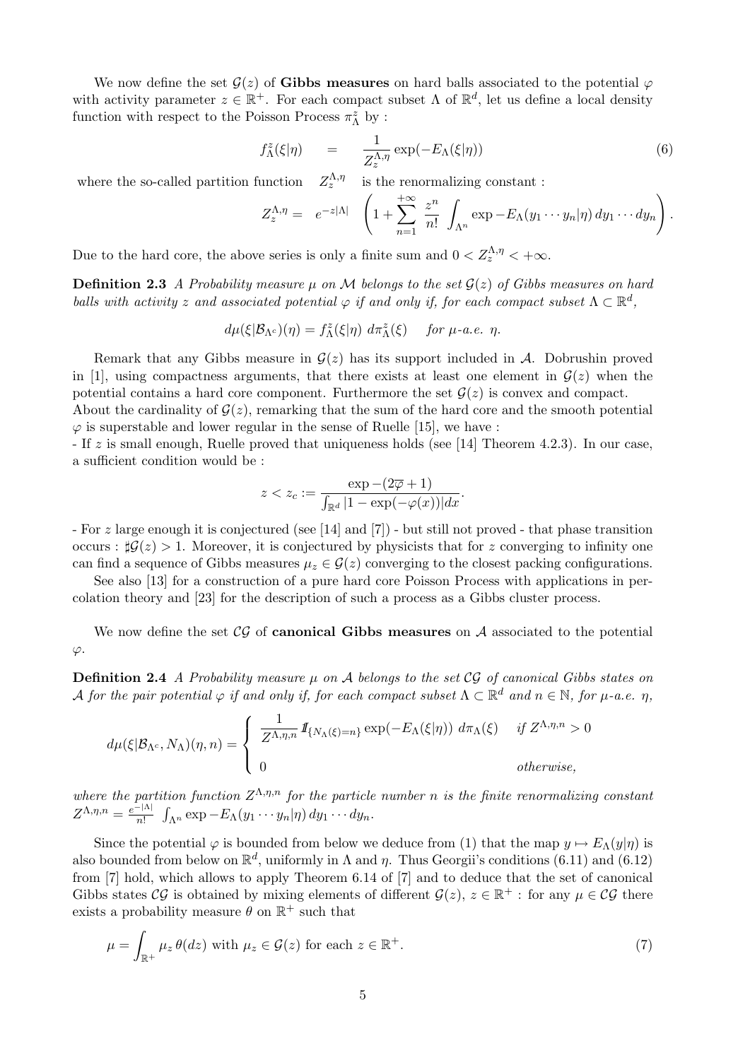We now define the set $\mathcal{G}(z)$ of **Gibbs measures** on hard balls associated to the potential $\varphi$ with activity parameter $z \in \mathbb{R}^+$. For each compact subset $\Lambda$ of $\mathbb{R}^d$, let us define a local density function with respect to the Poisson Process $\pi^z_\Lambda$ by :

$$f^z_\Lambda(\xi|\eta) \quad = \quad \frac{1}{Z^{\Lambda,\eta}_z} \exp(-E_\Lambda(\xi|\eta)) \tag{6}$$

where the so-called partition function $Z^{\Lambda,\eta}_z$ is the renormalizing constant :

$$Z^{\Lambda,\eta}_z = \; e^{-z|\Lambda|} \; \left( 1 + \sum_{n=1}^{+\infty} \frac{z^n}{n!} \int_{\Lambda^n} \exp -E_\Lambda(y_1 \cdots y_n|\eta)\, dy_1 \cdots dy_n \right).$$

Due to the hard core, the above series is only a finite sum and $0 < Z^{\Lambda,\eta}_z < +\infty$.

**Definition 2.3** *A Probability measure $\mu$ on $\mathcal{M}$ belongs to the set $\mathcal{G}(z)$ of Gibbs measures on hard balls with activity $z$ and associated potential $\varphi$ if and only if, for each compact subset $\Lambda \subset \mathbb{R}^d$,*

$$d\mu(\xi|\mathcal{B}_{\Lambda^c})(\eta) = f^z_\Lambda(\xi|\eta)\; d\pi^z_\Lambda(\xi) \quad \text{for } \mu\text{-a.e. } \eta.$$

Remark that any Gibbs measure in $\mathcal{G}(z)$ has its support included in $\mathcal{A}$. Dobrushin proved in [1], using compactness arguments, that there exists at least one element in $\mathcal{G}(z)$ when the potential contains a hard core component. Furthermore the set $\mathcal{G}(z)$ is convex and compact.
About the cardinality of $\mathcal{G}(z)$, remarking that the sum of the hard core and the smooth potential $\varphi$ is superstable and lower regular in the sense of Ruelle [15], we have :
- If $z$ is small enough, Ruelle proved that uniqueness holds (see [14] Theorem 4.2.3). In our case, a sufficient condition would be :

$$z < z_c := \frac{\exp -(2\overline{\varphi} + 1)}{\int_{\mathbb{R}^d} |1 - \exp(-\varphi(x))| dx}.$$

- For $z$ large enough it is conjectured (see [14] and [7]) - but still not proved - that phase transition occurs : $\sharp\mathcal{G}(z) > 1$. Moreover, it is conjectured by physicists that for $z$ converging to infinity one can find a sequence of Gibbs measures $\mu_z \in \mathcal{G}(z)$ converging to the closest packing configurations.

See also [13] for a construction of a pure hard core Poisson Process with applications in percolation theory and [23] for the description of such a process as a Gibbs cluster process.

We now define the set $\mathcal{CG}$ of **canonical Gibbs measures** on $\mathcal{A}$ associated to the potential $\varphi$.

**Definition 2.4** *A Probability measure $\mu$ on $\mathcal{A}$ belongs to the set $\mathcal{CG}$ of canonical Gibbs states on $\mathcal{A}$ for the pair potential $\varphi$ if and only if, for each compact subset $\Lambda \subset \mathbb{R}^d$ and $n \in \mathbb{N}$, for $\mu$-a.e. $\eta$,*

$$d\mu(\xi|\mathcal{B}_{\Lambda^c}, N_\Lambda)(\eta, n) = \begin{cases} \dfrac{1}{Z^{\Lambda,\eta,n}} 1\!\!1_{\{N_\Lambda(\xi)=n\}} \exp(-E_\Lambda(\xi|\eta))\; d\pi_\Lambda(\xi) & \text{if } Z^{\Lambda,\eta,n} > 0 \\ 0 & \text{otherwise,} \end{cases}$$

*where the partition function $Z^{\Lambda,\eta,n}$ for the particle number $n$ is the finite renormalizing constant* $Z^{\Lambda,\eta,n} = \frac{e^{-|\Lambda|}}{n!} \int_{\Lambda^n} \exp -E_\Lambda(y_1 \cdots y_n|\eta)\, dy_1 \cdots dy_n$.

Since the potential $\varphi$ is bounded from below we deduce from (1) that the map $y \mapsto E_\Lambda(y|\eta)$ is also bounded from below on $\mathbb{R}^d$, uniformly in $\Lambda$ and $\eta$. Thus Georgii's conditions (6.11) and (6.12) from [7] hold, which allows to apply Theorem 6.14 of [7] and to deduce that the set of canonical Gibbs states $\mathcal{CG}$ is obtained by mixing elements of different $\mathcal{G}(z)$, $z \in \mathbb{R}^+$ : for any $\mu \in \mathcal{CG}$ there exists a probability measure $\theta$ on $\mathbb{R}^+$ such that

$$\mu = \int_{\mathbb{R}^+} \mu_z\, \theta(dz) \text{ with } \mu_z \in \mathcal{G}(z) \text{ for each } z \in \mathbb{R}^+. \tag{7}$$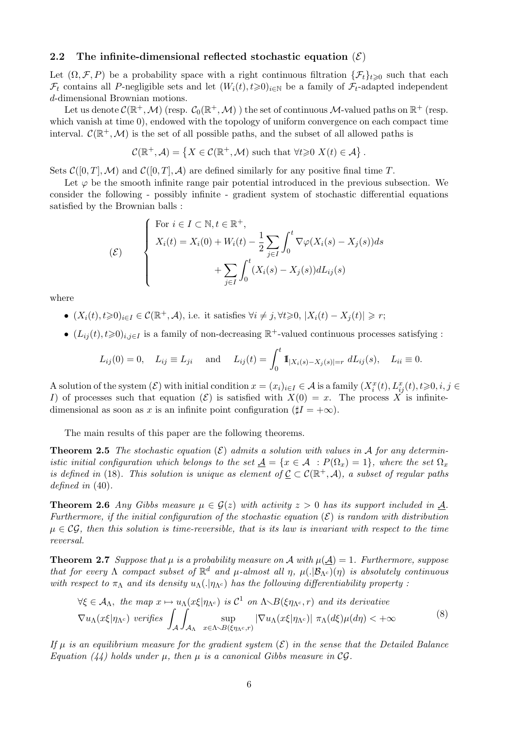### 2.2 The infinite-dimensional reflected stochastic equation $(\mathcal{E})$

Let $(\Omega, \mathcal{F}, P)$ be a probability space with a right continuous filtration $\{\mathcal{F}_t\}_{t\geqslant 0}$ such that each $\mathcal{F}_t$ contains all $P$-negligible sets and let $(W_i(t), t\geqslant 0)_{i\in\mathbb{N}}$ be a family of $\mathcal{F}_t$-adapted independent $d$-dimensional Brownian motions.

Let us denote $\mathcal{C}(\mathbb{R}^+, \mathcal{M})$ (resp. $\mathcal{C}_0(\mathbb{R}^+, \mathcal{M})$ ) the set of continuous $\mathcal{M}$-valued paths on $\mathbb{R}^+$ (resp. which vanish at time 0), endowed with the topology of uniform convergence on each compact time interval. $\mathcal{C}(\mathbb{R}^+, \mathcal{M})$ is the set of all possible paths, and the subset of all allowed paths is

$$\mathcal{C}(\mathbb{R}^+, \mathcal{A}) = \left\{ X \in \mathcal{C}(\mathbb{R}^+, \mathcal{M}) \text{ such that } \forall t\geqslant 0 \ X(t) \in \mathcal{A} \right\}.$$

Sets $\mathcal{C}([0,T], \mathcal{M})$ and $\mathcal{C}([0,T], \mathcal{A})$ are defined similarly for any positive final time $T$.

Let $\varphi$ be the smooth infinite range pair potential introduced in the previous subsection. We consider the following - possibly infinite - gradient system of stochastic differential equations satisfied by the Brownian balls :

$$(\mathcal{E}) \qquad \begin{cases} \text{For } i \in I \subset \mathbb{N}, t \in \mathbb{R}^+, \\ X_i(t) = X_i(0) + W_i(t) - \dfrac{1}{2} \displaystyle\sum_{j\in I} \int_0^t \nabla\varphi(X_i(s) - X_j(s)) ds \\ \qquad\qquad + \displaystyle\sum_{j\in I} \int_0^t (X_i(s) - X_j(s)) dL_{ij}(s) \end{cases}$$

where

- $(X_i(t), t\geqslant 0)_{i\in I} \in \mathcal{C}(\mathbb{R}^+, \mathcal{A})$, i.e. it satisfies $\forall i \neq j, \forall t\geqslant 0, \ |X_i(t) - X_j(t)| \geqslant r$;
- $(L_{ij}(t), t\geqslant 0)_{i,j\in I}$ is a family of non-decreasing $\mathbb{R}^+$-valued continuous processes satisfying :

$$L_{ij}(0) = 0, \quad L_{ij} \equiv L_{ji} \quad \text{ and } \quad L_{ij}(t) = \int_0^t \mathbb{1}_{|X_i(s) - X_j(s)| = r} \, dL_{ij}(s), \quad L_{ii} \equiv 0.$$

A solution of the system $(\mathcal{E})$ with initial condition $x = (x_i)_{i\in I} \in \mathcal{A}$ is a family $(X_i^x(t), L_{ij}^x(t), t\geqslant 0, i, j \in I)$ of processes such that equation $(\mathcal{E})$ is satisfied with $X(0) = x$. The process $X$ is infinite-dimensional as soon as $x$ is an infinite point configuration ($\sharp I = +\infty$).

The main results of this paper are the following theorems.

**Theorem 2.5** *The stochastic equation $(\mathcal{E})$ admits a solution with values in $\mathcal{A}$ for any deterministic initial configuration which belongs to the set $\underline{\mathcal{A}} = \{x \in \mathcal{A} \ : P(\Omega_x) = 1\}$, where the set $\Omega_x$ is defined in* (18)*. This solution is unique as element of $\underline{\mathcal{C}} \subset \mathcal{C}(\mathbb{R}^+, \mathcal{A})$, a subset of regular paths defined in* (40)*.*

**Theorem 2.6** *Any Gibbs measure $\mu \in \mathcal{G}(z)$ with activity $z > 0$ has its support included in $\underline{\mathcal{A}}$. Furthermore, if the initial configuration of the stochastic equation $(\mathcal{E})$ is random with distribution $\mu \in \mathcal{CG}$, then this solution is time-reversible, that is its law is invariant with respect to the time reversal.*

**Theorem 2.7** *Suppose that $\mu$ is a probability measure on $\mathcal{A}$ with $\mu(\underline{\mathcal{A}}) = 1$. Furthermore, suppose that for every $\Lambda$ compact subset of $\mathbb{R}^d$ and $\mu$-almost all $\eta$, $\mu(.|\mathcal{B}_{\Lambda^c})(\eta)$ is absolutely continuous with respect to $\pi_\Lambda$ and its density $u_\Lambda(.|\eta_{\Lambda^c})$ has the following differentiability property :*

$$\begin{aligned} &\forall \xi \in \mathcal{A}_\Lambda, \text{ the map } x \mapsto u_\Lambda(x\xi|\eta_{\Lambda^c}) \text{ is } \mathcal{C}^1 \text{ on } \Lambda \smallsetminus B(\xi\eta_{\Lambda^c}, r) \text{ and its derivative} \\ &\nabla u_\Lambda(x\xi|\eta_{\Lambda^c}) \text{ verifies } \int_{\mathcal{A}} \int_{\mathcal{A}_\Lambda} \sup_{x\in\Lambda\smallsetminus B(\xi\eta_{\Lambda^c}, r)} |\nabla u_\Lambda(x\xi|\eta_{\Lambda^c})| \ \pi_\Lambda(d\xi)\mu(d\eta) < +\infty \end{aligned} \tag{8}$$

*If $\mu$ is an equilibrium measure for the gradient system $(\mathcal{E})$ in the sense that the Detailed Balance Equation (44) holds under $\mu$, then $\mu$ is a canonical Gibbs measure in $\mathcal{CG}$.*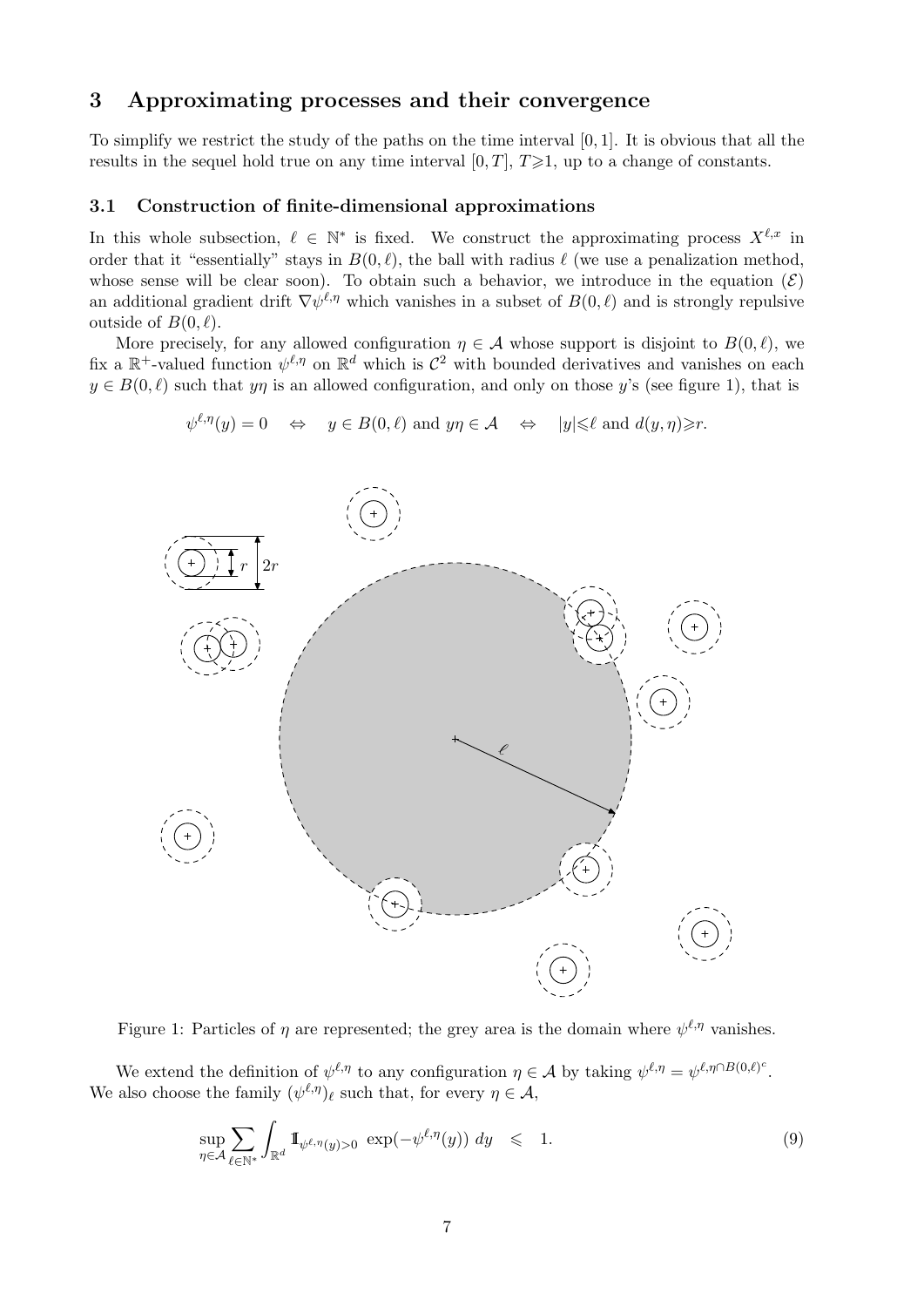## 3 Approximating processes and their convergence

To simplify we restrict the study of the paths on the time interval $[0, 1]$. It is obvious that all the results in the sequel hold true on any time interval $[0, T]$, $T \geqslant 1$, up to a change of constants.

### 3.1 Construction of finite-dimensional approximations

In this whole subsection, $\ell \in \mathbb{N}^*$ is fixed. We construct the approximating process $X^{\ell,x}$ in order that it "essentially" stays in $B(0, \ell)$, the ball with radius $\ell$ (we use a penalization method, whose sense will be clear soon). To obtain such a behavior, we introduce in the equation $(\mathcal{E})$ an additional gradient drift $\nabla\psi^{\ell,\eta}$ which vanishes in a subset of $B(0, \ell)$ and is strongly repulsive outside of $B(0, \ell)$.

More precisely, for any allowed configuration $\eta \in \mathcal{A}$ whose support is disjoint to $B(0, \ell)$, we fix a $\mathbb{R}^+$-valued function $\psi^{\ell,\eta}$ on $\mathbb{R}^d$ which is $\mathcal{C}^2$ with bounded derivatives and vanishes on each $y \in B(0, \ell)$ such that $y\eta$ is an allowed configuration, and only on those $y$'s (see figure 1), that is

$$\psi^{\ell,\eta}(y) = 0 \quad \Leftrightarrow \quad y \in B(0, \ell) \text{ and } y\eta \in \mathcal{A} \quad \Leftrightarrow \quad |y| \leqslant \ell \text{ and } d(y, \eta) \geqslant r.$$

Figure 1: Particles of $\eta$ are represented; the grey area is the domain where $\psi^{\ell,\eta}$ vanishes.

We extend the definition of $\psi^{\ell,\eta}$ to any configuration $\eta \in \mathcal{A}$ by taking $\psi^{\ell,\eta} = \psi^{\ell,\eta\cap B(0,\ell)^c}$. We also choose the family $(\psi^{\ell,\eta})_\ell$ such that, for every $\eta \in \mathcal{A}$,

$$\sup_{\eta\in\mathcal{A}} \sum_{\ell\in\mathbb{N}^*} \int_{\mathbb{R}^d} \mathbb{1}_{\psi^{\ell,\eta}(y)>0} \; \exp(-\psi^{\ell,\eta}(y)) \, dy \quad \leqslant \quad 1. \tag{9}$$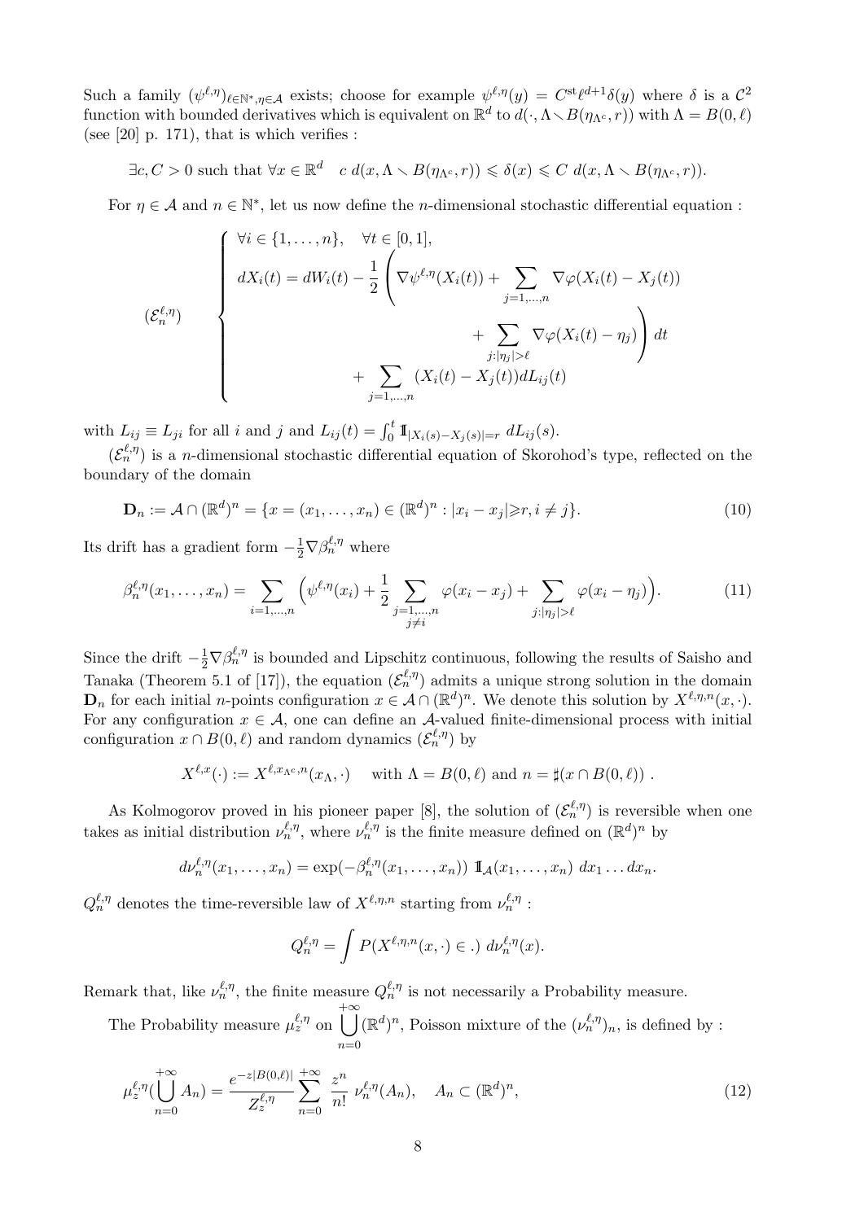Such a family $(\psi^{\ell,\eta})_{\ell\in\mathbb{N}^*,\eta\in\mathcal{A}}$ exists; choose for example $\psi^{\ell,\eta}(y) = C^{\mathrm{st}}\ell^{d+1}\delta(y)$ where $\delta$ is a $\mathcal{C}^2$ function with bounded derivatives which is equivalent on $\mathbb{R}^d$ to $d(\cdot, \Lambda \smallsetminus B(\eta_{\Lambda^c}, r))$ with $\Lambda = B(0,\ell)$ (see [20] p. 171), that is which verifies :

$$\exists c, C > 0 \text{ such that } \forall x \in \mathbb{R}^d \quad c\ d(x, \Lambda \smallsetminus B(\eta_{\Lambda^c}, r)) \leqslant \delta(x) \leqslant C\ d(x, \Lambda \smallsetminus B(\eta_{\Lambda^c}, r)).$$

For $\eta \in \mathcal{A}$ and $n \in \mathbb{N}^*$, let us now define the $n$-dimensional stochastic differential equation :

$$(\mathcal{E}_n^{\ell,\eta}) \qquad \left\{ \begin{array}{l} \forall i \in \{1,\dots,n\}, \quad \forall t \in [0,1], \\ dX_i(t) = dW_i(t) - \dfrac{1}{2}\Bigg( \nabla\psi^{\ell,\eta}(X_i(t)) + \displaystyle\sum_{j=1,\dots,n} \nabla\varphi(X_i(t) - X_j(t)) \\ \qquad\qquad\qquad\qquad\qquad + \displaystyle\sum_{j:|\eta_j|>\ell} \nabla\varphi(X_i(t) - \eta_j) \Bigg)\, dt \\ \qquad\qquad + \displaystyle\sum_{j=1,\dots,n} (X_i(t) - X_j(t)) dL_{ij}(t) \end{array} \right.$$

with $L_{ij} \equiv L_{ji}$ for all $i$ and $j$ and $L_{ij}(t) = \int_0^t \mathbb{1}_{|X_i(s)-X_j(s)|=r}\ dL_{ij}(s)$.

$(\mathcal{E}_n^{\ell,\eta})$ is a $n$-dimensional stochastic differential equation of Skorohod's type, reflected on the boundary of the domain

$$\mathbf{D}_n := \mathcal{A} \cap (\mathbb{R}^d)^n = \{x = (x_1,\dots,x_n) \in (\mathbb{R}^d)^n : |x_i - x_j| \geqslant r, i \neq j\}. \tag{10}$$

Its drift has a gradient form $-\frac{1}{2}\nabla\beta_n^{\ell,\eta}$ where

$$\beta_n^{\ell,\eta}(x_1,\dots,x_n) = \sum_{i=1,\dots,n} \Big( \psi^{\ell,\eta}(x_i) + \frac{1}{2} \sum_{\substack{j=1,\dots,n \\ j\neq i}} \varphi(x_i - x_j) + \sum_{j:|\eta_j|>\ell} \varphi(x_i - \eta_j) \Big). \tag{11}$$

Since the drift $-\frac{1}{2}\nabla\beta_n^{\ell,\eta}$ is bounded and Lipschitz continuous, following the results of Saisho and Tanaka (Theorem 5.1 of [17]), the equation $(\mathcal{E}_n^{\ell,\eta})$ admits a unique strong solution in the domain $\mathbf{D}_n$ for each initial $n$-points configuration $x \in \mathcal{A} \cap (\mathbb{R}^d)^n$. We denote this solution by $X^{\ell,\eta,n}(x,\cdot)$. For any configuration $x \in \mathcal{A}$, one can define an $\mathcal{A}$-valued finite-dimensional process with initial configuration $x \cap B(0,\ell)$ and random dynamics $(\mathcal{E}_n^{\ell,\eta})$ by

$$X^{\ell,x}(\cdot) := X^{\ell,x_{\Lambda^c},n}(x_\Lambda,\cdot) \quad \text{ with } \Lambda = B(0,\ell) \text{ and } n = \sharp(x \cap B(0,\ell))\ .$$

As Kolmogorov proved in his pioneer paper [8], the solution of $(\mathcal{E}_n^{\ell,\eta})$ is reversible when one takes as initial distribution $\nu_n^{\ell,\eta}$, where $\nu_n^{\ell,\eta}$ is the finite measure defined on $(\mathbb{R}^d)^n$ by

$$d\nu_n^{\ell,\eta}(x_1,\dots,x_n) = \exp(-\beta_n^{\ell,\eta}(x_1,\dots,x_n))\ \mathbb{1}_{\mathcal{A}}(x_1,\dots,x_n)\ dx_1\dots dx_n.$$

$Q_n^{\ell,\eta}$ denotes the time-reversible law of $X^{\ell,\eta,n}$ starting from $\nu_n^{\ell,\eta}$ :

$$Q_n^{\ell,\eta} = \int P(X^{\ell,\eta,n}(x,\cdot) \in .)\ d\nu_n^{\ell,\eta}(x).$$

Remark that, like $\nu_n^{\ell,\eta}$, the finite measure $Q_n^{\ell,\eta}$ is not necessarily a Probability measure.

The Probability measure $\mu_z^{\ell,\eta}$ on $\bigcup_{n=0}^{+\infty}(\mathbb{R}^d)^n$, Poisson mixture of the $(\nu_n^{\ell,\eta})_n$, is defined by :

$$\mu_z^{\ell,\eta}(\bigcup_{n=0}^{+\infty} A_n) = \frac{e^{-z|B(0,\ell)|}}{Z_z^{\ell,\eta}} \sum_{n=0}^{+\infty} \frac{z^n}{n!}\ \nu_n^{\ell,\eta}(A_n), \quad A_n \subset (\mathbb{R}^d)^n, \tag{12}$$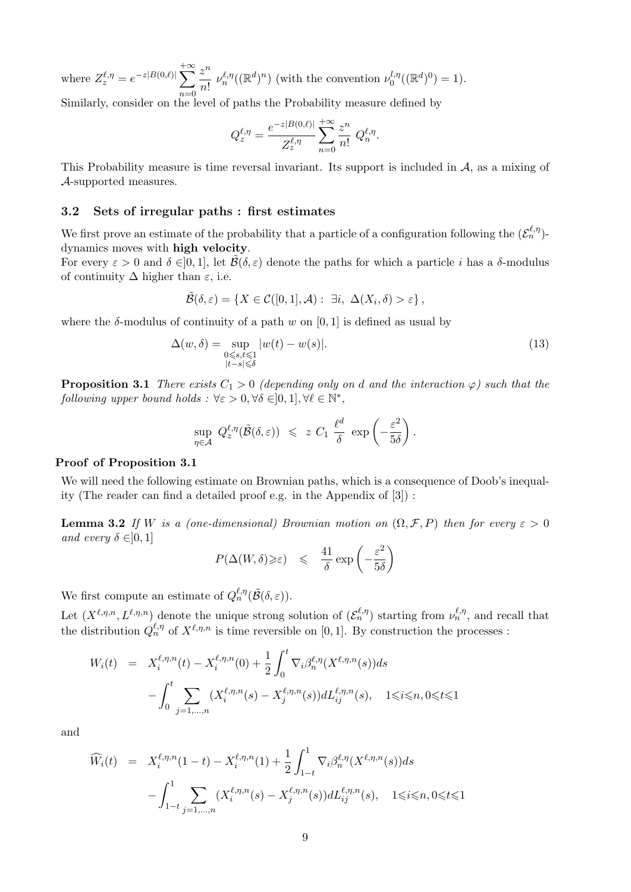where $Z_z^{\ell,\eta} = e^{-z|B(0,\ell)|} \sum_{n=0}^{+\infty} \frac{z^n}{n!} \; \nu_n^{\ell,\eta}((\mathbb{R}^d)^n)$ (with the convention $\nu_0^{l,\eta}((\mathbb{R}^d)^0) = 1$).

Similarly, consider on the level of paths the Probability measure defined by

$$Q_z^{\ell,\eta} = \frac{e^{-z|B(0,\ell)|}}{Z_z^{\ell,\eta}} \sum_{n=0}^{+\infty} \frac{z^n}{n!} \; Q_n^{\ell,\eta}.$$

This Probability measure is time reversal invariant. Its support is included in $\mathcal{A}$, as a mixing of $\mathcal{A}$-supported measures.

### 3.2 Sets of irregular paths : first estimates

We first prove an estimate of the probability that a particle of a configuration following the $(\mathcal{E}_n^{\ell,\eta})$-dynamics moves with **high velocity**.

For every $\varepsilon > 0$ and $\delta \in ]0,1]$, let $\tilde{\mathcal{B}}(\delta,\varepsilon)$ denote the paths for which a particle $i$ has a $\delta$-modulus of continuity $\Delta$ higher than $\varepsilon$, i.e.

$$\tilde{\mathcal{B}}(\delta,\varepsilon) = \{X \in \mathcal{C}([0,1],\mathcal{A}) : \; \exists i, \; \Delta(X_i,\delta) > \varepsilon\},$$

where the $\delta$-modulus of continuity of a path $w$ on $[0,1]$ is defined as usual by

$$\Delta(w,\delta) = \sup_{\substack{0 \leqslant s,t \leqslant 1 \\ |t-s| \leqslant \delta}} |w(t) - w(s)|. \tag{13}$$

**Proposition 3.1** *There exists $C_1 > 0$ (depending only on $d$ and the interaction $\varphi$) such that the following upper bound holds : $\forall \varepsilon > 0, \forall \delta \in ]0,1], \forall \ell \in \mathbb{N}^*$,*

$$\sup_{\eta \in \mathcal{A}} \; Q_z^{\ell,\eta}(\tilde{\mathcal{B}}(\delta,\varepsilon)) \;\; \leqslant \;\; z \; C_1 \; \frac{\ell^d}{\delta} \; \exp\left(-\frac{\varepsilon^2}{5\delta}\right).$$

**Proof of Proposition 3.1**

We will need the following estimate on Brownian paths, which is a consequence of Doob's inequality (The reader can find a detailed proof e.g. in the Appendix of [3]) :

**Lemma 3.2** *If $W$ is a (one-dimensional) Brownian motion on $(\Omega,\mathcal{F},P)$ then for every $\varepsilon > 0$ and every $\delta \in ]0,1]$*

$$P(\Delta(W,\delta) \geqslant \varepsilon) \quad \leqslant \quad \frac{41}{\delta} \exp\left(-\frac{\varepsilon^2}{5\delta}\right)$$

We first compute an estimate of $Q_n^{\ell,\eta}(\tilde{\mathcal{B}}(\delta,\varepsilon))$.

Let $(X^{\ell,\eta,n}, L^{\ell,\eta,n})$ denote the unique strong solution of $(\mathcal{E}_n^{\ell,\eta})$ starting from $\nu_n^{\ell,\eta}$, and recall that the distribution $Q_n^{\ell,\eta}$ of $X^{\ell,\eta,n}$ is time reversible on $[0,1]$. By construction the processes :

$$\begin{aligned} W_i(t) \;\; &= \;\; X_i^{\ell,\eta,n}(t) - X_i^{\ell,\eta,n}(0) + \frac{1}{2}\int_0^t \nabla_i \beta_n^{\ell,\eta}(X^{\ell,\eta,n}(s))ds \\ &\quad - \int_0^t \sum_{j=1,\ldots,n} (X_i^{\ell,\eta,n}(s) - X_j^{\ell,\eta,n}(s)) dL_{ij}^{\ell,\eta,n}(s), \quad 1 \leqslant i \leqslant n, 0 \leqslant t \leqslant 1 \end{aligned}$$

and

$$\begin{aligned} \widehat{W}_i(t) \;\; &= \;\; X_i^{\ell,\eta,n}(1-t) - X_i^{\ell,\eta,n}(1) + \frac{1}{2}\int_{1-t}^1 \nabla_i \beta_n^{\ell,\eta}(X^{\ell,\eta,n}(s))ds \\ &\quad - \int_{1-t}^1 \sum_{j=1,\ldots,n} (X_i^{\ell,\eta,n}(s) - X_j^{\ell,\eta,n}(s)) dL_{ij}^{\ell,\eta,n}(s), \quad 1 \leqslant i \leqslant n, 0 \leqslant t \leqslant 1 \end{aligned}$$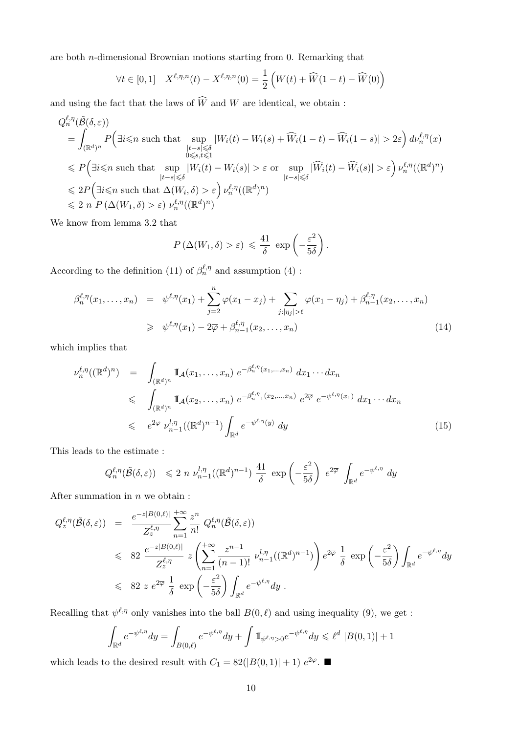are both $n$-dimensional Brownian motions starting from 0. Remarking that

$$\forall t \in [0,1] \quad X^{\ell,\eta,n}(t) - X^{\ell,\eta,n}(0) = \frac{1}{2}\left(W(t) + \widehat{W}(1-t) - \widehat{W}(0)\right)$$

and using the fact that the laws of $\widehat{W}$ and $W$ are identical, we obtain :

$$\begin{aligned}
&Q_n^{\ell,\eta}(\tilde{\mathcal{B}}(\delta,\varepsilon)) \\
&= \int_{(\mathbb{R}^d)^n} P\Big(\exists i \leqslant n \text{ such that } \sup_{\substack{|t-s|\leqslant\delta \\ 0\leqslant s,t\leqslant 1}} |W_i(t) - W_i(s) + \widehat{W}_i(1-t) - \widehat{W}_i(1-s)| > 2\varepsilon\Big)\, d\nu_n^{\ell,\eta}(x) \\
&\leqslant P\Big(\exists i \leqslant n \text{ such that } \sup_{|t-s|\leqslant\delta} |W_i(t) - W_i(s)| > \varepsilon \text{ or } \sup_{|t-s|\leqslant\delta} |\widehat{W}_i(t) - \widehat{W}_i(s)| > \varepsilon\Big)\, \nu_n^{\ell,\eta}((\mathbb{R}^d)^n) \\
&\leqslant 2P\Big(\exists i \leqslant n \text{ such that } \Delta(W_i,\delta) > \varepsilon\Big)\, \nu_n^{\ell,\eta}((\mathbb{R}^d)^n) \\
&\leqslant 2\ n\ P\left(\Delta(W_1,\delta) > \varepsilon\right)\, \nu_n^{\ell,\eta}((\mathbb{R}^d)^n)
\end{aligned}$$

We know from lemma 3.2 that

$$P\left(\Delta(W_1,\delta) > \varepsilon\right) \leqslant \frac{41}{\delta}\ \exp\left(-\frac{\varepsilon^2}{5\delta}\right).$$

According to the definition (11) of $\beta_n^{\ell,\eta}$ and assumption (4) :

$$\begin{aligned}
\beta_n^{\ell,\eta}(x_1,\ldots,x_n) &= \psi^{\ell,\eta}(x_1) + \sum_{j=2}^{n} \varphi(x_1 - x_j) + \sum_{j:|\eta_j|>\ell} \varphi(x_1 - \eta_j) + \beta_{n-1}^{\ell,\eta}(x_2,\ldots,x_n) \\
&\geqslant \psi^{\ell,\eta}(x_1) - 2\overline{\varphi} + \beta_{n-1}^{\ell,\eta}(x_2,\ldots,x_n) \qquad (14)
\end{aligned}$$

which implies that

$$\begin{aligned}
\nu_n^{\ell,\eta}((\mathbb{R}^d)^n) &= \int_{(\mathbb{R}^d)^n} \mathbb{1}_{\mathcal{A}}(x_1,\ldots,x_n)\ e^{-\beta_n^{\ell,\eta}(x_1,\ldots,x_n)}\ dx_1\cdots dx_n \\
&\leqslant \int_{(\mathbb{R}^d)^n} \mathbb{1}_{\mathcal{A}}(x_2,\ldots,x_n)\ e^{-\beta_{n-1}^{\ell,\eta}(x_2,\ldots,x_n)}\ e^{2\overline{\varphi}}\ e^{-\psi^{\ell,\eta}(x_1)}\ dx_1\cdots dx_n \\
&\leqslant e^{2\overline{\varphi}}\ \nu_{n-1}^{l,\eta}((\mathbb{R}^d)^{n-1}) \int_{\mathbb{R}^d} e^{-\psi^{\ell,\eta}(y)}\ dy \qquad (15)
\end{aligned}$$

This leads to the estimate :

$$Q_n^{\ell,\eta}(\tilde{\mathcal{B}}(\delta,\varepsilon)) \quad \leqslant 2\ n\ \nu_{n-1}^{l,\eta}((\mathbb{R}^d)^{n-1})\ \frac{41}{\delta}\ \exp\left(-\frac{\varepsilon^2}{5\delta}\right)\ e^{2\overline{\varphi}}\ \int_{\mathbb{R}^d} e^{-\psi^{\ell,\eta}}\ dy$$

After summation in $n$ we obtain :

$$\begin{aligned}
Q_z^{\ell,\eta}(\tilde{\mathcal{B}}(\delta,\varepsilon)) &= \frac{e^{-z|B(0,\ell)|}}{Z_z^{\ell,\eta}} \sum_{n=1}^{+\infty} \frac{z^n}{n!}\ Q_n^{\ell,\eta}(\tilde{\mathcal{B}}(\delta,\varepsilon)) \\
&\leqslant 82\ \frac{e^{-z|B(0,\ell)|}}{Z_z^{\ell,\eta}}\ z \left(\sum_{n=1}^{+\infty} \frac{z^{n-1}}{(n-1)!}\ \nu_{n-1}^{l,\eta}((\mathbb{R}^d)^{n-1})\right) e^{2\overline{\varphi}}\ \frac{1}{\delta}\ \exp\left(-\frac{\varepsilon^2}{5\delta}\right) \int_{\mathbb{R}^d} e^{-\psi^{\ell,\eta}} dy \\
&\leqslant 82\ z\ e^{2\overline{\varphi}}\ \frac{1}{\delta}\ \exp\left(-\frac{\varepsilon^2}{5\delta}\right) \int_{\mathbb{R}^d} e^{-\psi^{\ell,\eta}} dy\ .
\end{aligned}$$

Recalling that $\psi^{\ell,\eta}$ only vanishes into the ball $B(0,\ell)$ and using inequality (9), we get :

$$\int_{\mathbb{R}^d} e^{-\psi^{\ell,\eta}} dy = \int_{B(0,\ell)} e^{-\psi^{\ell,\eta}} dy + \int \mathbb{1}_{\psi^{\ell,\eta}>0} e^{-\psi^{\ell,\eta}} dy \leqslant \ell^d\ |B(0,1)| + 1$$

which leads to the desired result with $C_1 = 82(|B(0,1)| + 1)\ e^{2\overline{\varphi}}$. ■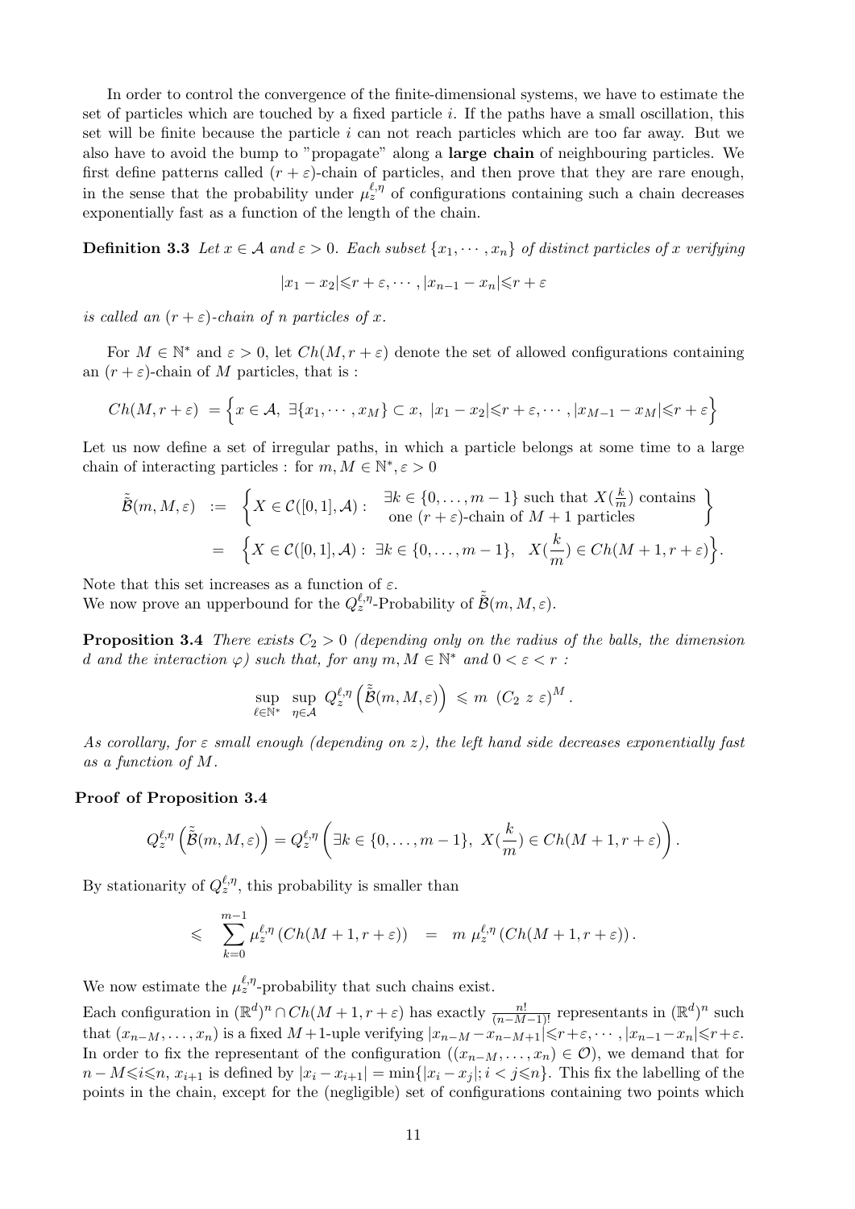In order to control the convergence of the finite-dimensional systems, we have to estimate the set of particles which are touched by a fixed particle $i$. If the paths have a small oscillation, this set will be finite because the particle $i$ can not reach particles which are too far away. But we also have to avoid the bump to "propagate" along a **large chain** of neighbouring particles. We first define patterns called $(r+\varepsilon)$-chain of particles, and then prove that they are rare enough, in the sense that the probability under $\mu_z^{\ell,\eta}$ of configurations containing such a chain decreases exponentially fast as a function of the length of the chain.

**Definition 3.3** *Let $x \in \mathcal{A}$ and $\varepsilon > 0$. Each subset $\{x_1, \cdots, x_n\}$ of distinct particles of $x$ verifying*

$$|x_1 - x_2| \leqslant r + \varepsilon, \cdots, |x_{n-1} - x_n| \leqslant r + \varepsilon$$

*is called an $(r+\varepsilon)$-chain of $n$ particles of $x$.*

For $M \in \mathbb{N}^*$ and $\varepsilon > 0$, let $Ch(M, r+\varepsilon)$ denote the set of allowed configurations containing an $(r+\varepsilon)$-chain of $M$ particles, that is :

$$Ch(M, r+\varepsilon) = \Big\{ x \in \mathcal{A},\ \exists \{x_1, \cdots, x_M\} \subset x,\ |x_1 - x_2| \leqslant r+\varepsilon, \cdots, |x_{M-1} - x_M| \leqslant r+\varepsilon \Big\}$$

Let us now define a set of irregular paths, in which a particle belongs at some time to a large chain of interacting particles : for $m, M \in \mathbb{N}^*, \varepsilon > 0$

$$\begin{aligned}
\tilde{\tilde{\mathcal{B}}}(m, M, \varepsilon) &:= \left\{ X \in \mathcal{C}([0,1], \mathcal{A}) : \begin{array}{c} \exists k \in \{0, \ldots, m-1\} \text{ such that } X(\frac{k}{m}) \text{ contains} \\ \text{one } (r+\varepsilon)\text{-chain of } M+1 \text{ particles} \end{array} \right\} \\
&= \Big\{ X \in \mathcal{C}([0,1], \mathcal{A}) :\ \exists k \in \{0, \ldots, m-1\},\ \ X(\frac{k}{m}) \in Ch(M+1, r+\varepsilon) \Big\}.
\end{aligned}$$

Note that this set increases as a function of $\varepsilon$.
We now prove an upperbound for the $Q_z^{\ell,\eta}$-Probability of $\tilde{\tilde{\mathcal{B}}}(m, M, \varepsilon)$.

**Proposition 3.4** *There exists $C_2 > 0$ (depending only on the radius of the balls, the dimension $d$ and the interaction $\varphi$) such that, for any $m, M \in \mathbb{N}^*$ and $0 < \varepsilon < r$ :*

$$\sup_{\ell \in \mathbb{N}^*} \sup_{\eta \in \mathcal{A}} Q_z^{\ell,\eta}\left( \tilde{\tilde{\mathcal{B}}}(m, M, \varepsilon) \right) \leqslant m\ \left( C_2\ z\ \varepsilon \right)^M.$$

*As corollary, for $\varepsilon$ small enough (depending on $z$), the left hand side decreases exponentially fast as a function of $M$.*

**Proof of Proposition 3.4**

$$Q_z^{\ell,\eta}\left( \tilde{\tilde{\mathcal{B}}}(m, M, \varepsilon) \right) = Q_z^{\ell,\eta}\left( \exists k \in \{0, \ldots, m-1\},\ X(\frac{k}{m}) \in Ch(M+1, r+\varepsilon) \right).$$

By stationarity of $Q_z^{\ell,\eta}$, this probability is smaller than

$$\leqslant \sum_{k=0}^{m-1} \mu_z^{\ell,\eta}\left( Ch(M+1, r+\varepsilon) \right) \quad = \quad m\ \mu_z^{\ell,\eta}\left( Ch(M+1, r+\varepsilon) \right).$$

We now estimate the $\mu_z^{\ell,\eta}$-probability that such chains exist.
Each configuration in $(\mathbb{R}^d)^n \cap Ch(M+1, r+\varepsilon)$ has exactly $\frac{n!}{(n-M-1)!}$ representants in $(\mathbb{R}^d)^n$ such that $(x_{n-M}, \ldots, x_n)$ is a fixed $M+1$-uple verifying $|x_{n-M} - x_{n-M+1}| \leqslant r+\varepsilon, \cdots, |x_{n-1} - x_n| \leqslant r+\varepsilon$. In order to fix the representant of the configuration $((x_{n-M}, \ldots, x_n) \in \mathcal{O})$, we demand that for $n-M \leqslant i \leqslant n$, $x_{i+1}$ is defined by $|x_i - x_{i+1}| = \min\{|x_i - x_j|; i < j \leqslant n\}$. This fix the labelling of the points in the chain, except for the (negligible) set of configurations containing two points which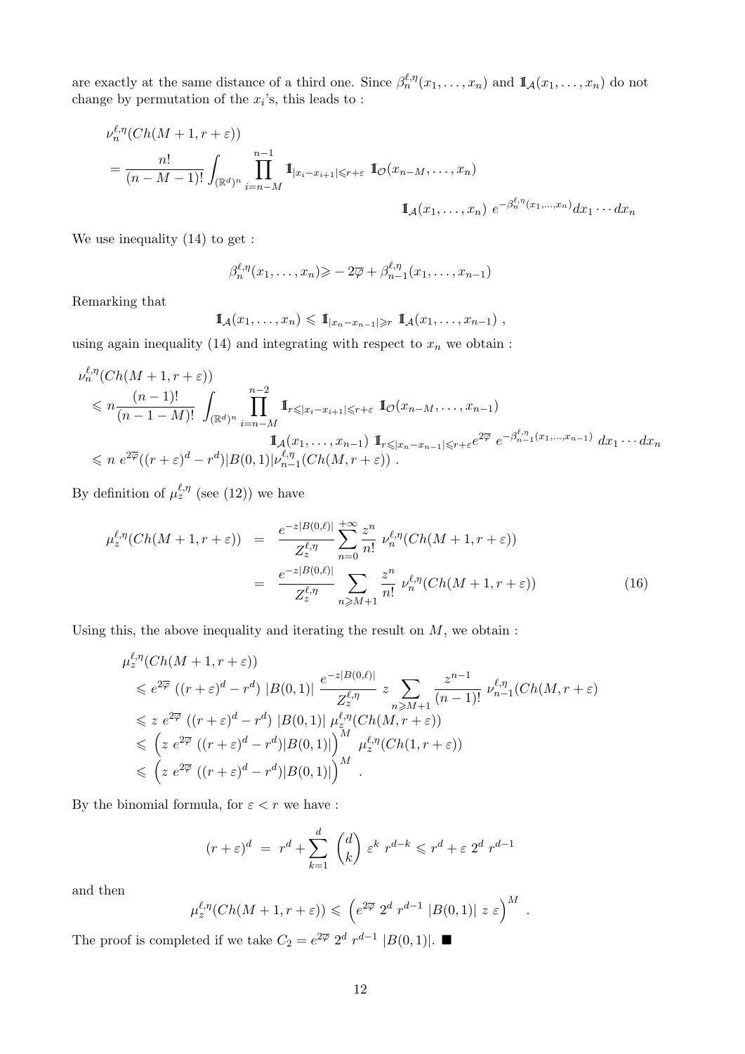are exactly at the same distance of a third one. Since $\beta_n^{\ell,\eta}(x_1,\ldots,x_n)$ and $\mathbb{1}_{\mathcal{A}}(x_1,\ldots,x_n)$ do not change by permutation of the $x_i$'s, this leads to :

$$
\begin{aligned}
&\nu_n^{\ell,\eta}(Ch(M+1,r+\varepsilon)) \\
&= \frac{n!}{(n-M-1)!}\int_{(\mathbb{R}^d)^n}\prod_{i=n-M}^{n-1}\mathbb{1}_{|x_i-x_{i+1}|\leqslant r+\varepsilon}\ \mathbb{1}_{\mathcal{O}}(x_{n-M},\ldots,x_n) \\
&\qquad\qquad\qquad\qquad\qquad\qquad \mathbb{1}_{\mathcal{A}}(x_1,\ldots,x_n)\ e^{-\beta_n^{\ell,\eta}(x_1,\ldots,x_n)}dx_1\cdots dx_n
\end{aligned}
$$

We use inequality (14) to get :

$$
\beta_n^{\ell,\eta}(x_1,\ldots,x_n)\geqslant -2\overline{\varphi}+\beta_{n-1}^{\ell,\eta}(x_1,\ldots,x_{n-1})
$$

Remarking that

$$
\mathbb{1}_{\mathcal{A}}(x_1,\ldots,x_n)\leqslant \mathbb{1}_{|x_n-x_{n-1}|\geqslant r}\ \mathbb{1}_{\mathcal{A}}(x_1,\ldots,x_{n-1})\ ,
$$

using again inequality (14) and integrating with respect to $x_n$ we obtain :

$$
\begin{aligned}
&\nu_n^{\ell,\eta}(Ch(M+1,r+\varepsilon)) \\
&\leqslant n\frac{(n-1)!}{(n-1-M)!}\int_{(\mathbb{R}^d)^n}\prod_{i=n-M}^{n-2}\mathbb{1}_{r\leqslant|x_i-x_{i+1}|\leqslant r+\varepsilon}\ \mathbb{1}_{\mathcal{O}}(x_{n-M},\ldots,x_{n-1}) \\
&\qquad\qquad \mathbb{1}_{\mathcal{A}}(x_1,\ldots,x_{n-1})\ \mathbb{1}_{r\leqslant|x_n-x_{n-1}|\leqslant r+\varepsilon}e^{2\overline{\varphi}}\ e^{-\beta_{n-1}^{\ell,\eta}(x_1,\ldots,x_{n-1})}\ dx_1\cdots dx_n \\
&\leqslant n\ e^{2\overline{\varphi}}((r+\varepsilon)^d-r^d)|B(0,1)|\nu_{n-1}^{\ell,\eta}(Ch(M,r+\varepsilon))\ .
\end{aligned}
$$

By definition of $\mu_z^{\ell,\eta}$ (see (12)) we have

$$
\begin{aligned}
\mu_z^{\ell,\eta}(Ch(M+1,r+\varepsilon)) &= \frac{e^{-z|B(0,\ell)|}}{Z_z^{\ell,\eta}}\sum_{n=0}^{+\infty}\frac{z^n}{n!}\ \nu_n^{\ell,\eta}(Ch(M+1,r+\varepsilon)) \\
&= \frac{e^{-z|B(0,\ell)|}}{Z_z^{\ell,\eta}}\sum_{n\geqslant M+1}\frac{z^n}{n!}\ \nu_n^{\ell,\eta}(Ch(M+1,r+\varepsilon)) \qquad (16)
\end{aligned}
$$

Using this, the above inequality and iterating the result on $M$, we obtain :

$$
\begin{aligned}
&\mu_z^{\ell,\eta}(Ch(M+1,r+\varepsilon)) \\
&\leqslant e^{2\overline{\varphi}}\ ((r+\varepsilon)^d-r^d)\ |B(0,1)|\ \frac{e^{-z|B(0,\ell)|}}{Z_z^{\ell,\eta}}\ z\sum_{n\geqslant M+1}\frac{z^{n-1}}{(n-1)!}\ \nu_{n-1}^{\ell,\eta}(Ch(M,r+\varepsilon) \\
&\leqslant z\ e^{2\overline{\varphi}}\ ((r+\varepsilon)^d-r^d)\ |B(0,1)|\ \mu_z^{\ell,\eta}(Ch(M,r+\varepsilon)) \\
&\leqslant \left(z\ e^{2\overline{\varphi}}\ ((r+\varepsilon)^d-r^d)|B(0,1)|\right)^M\ \mu_z^{\ell,\eta}(Ch(1,r+\varepsilon)) \\
&\leqslant \left(z\ e^{2\overline{\varphi}}\ ((r+\varepsilon)^d-r^d)|B(0,1)|\right)^M\ .
\end{aligned}
$$

By the binomial formula, for $\varepsilon<r$ we have :

$$
(r+\varepsilon)^d\ =\ r^d+\sum_{k=1}^{d}\binom{d}{k}\ \varepsilon^k\ r^{d-k}\leqslant r^d+\varepsilon\ 2^d\ r^{d-1}
$$

and then

$$
\mu_z^{\ell,\eta}(Ch(M+1,r+\varepsilon))\leqslant\left(e^{2\overline{\varphi}}\ 2^d\ r^{d-1}\ |B(0,1)|\ z\ \varepsilon\right)^M\ .
$$

The proof is completed if we take $C_2=e^{2\overline{\varphi}}\ 2^d\ r^{d-1}\ |B(0,1)|$. ∎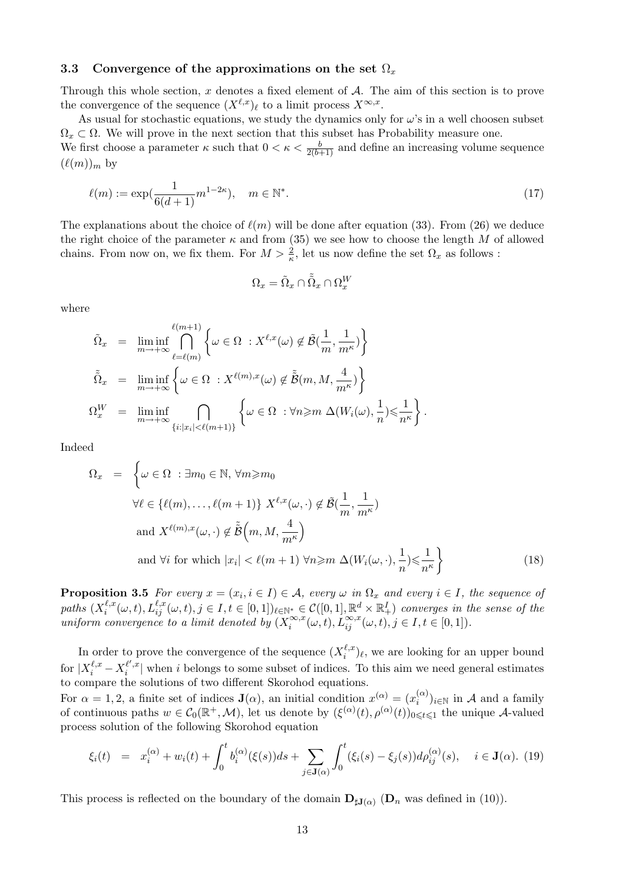### 3.3 Convergence of the approximations on the set $\Omega_x$

Through this whole section, $x$ denotes a fixed element of $\mathcal{A}$. The aim of this section is to prove the convergence of the sequence $(X^{\ell,x})_\ell$ to a limit process $X^{\infty,x}$.

As usual for stochastic equations, we study the dynamics only for $\omega$'s in a well choosen subset $\Omega_x \subset \Omega$. We will prove in the next section that this subset has Probability measure one.
We first choose a parameter $\kappa$ such that $0 < \kappa < \frac{b}{2(b+1)}$ and define an increasing volume sequence $(\ell(m))_m$ by

$$\ell(m) := \exp(\frac{1}{6(d+1)} m^{1-2\kappa}), \quad m \in \mathbb{N}^*. \tag{17}$$

The explanations about the choice of $\ell(m)$ will be done after equation (33). From (26) we deduce the right choice of the parameter $\kappa$ and from (35) we see how to choose the length $M$ of allowed chains. From now on, we fix them. For $M > \frac{2}{\kappa}$, let us now define the set $\Omega_x$ as follows :

$$\Omega_x = \tilde{\Omega}_x \cap \tilde{\tilde{\Omega}}_x \cap \Omega_x^W$$

where

$$\begin{aligned}
\tilde{\Omega}_x &= \liminf_{m\to+\infty} \bigcap_{\ell=\ell(m)}^{\ell(m+1)} \left\{ \omega \in \Omega \ : X^{\ell,x}(\omega) \notin \tilde{\mathcal{B}}(\frac{1}{m}, \frac{1}{m^\kappa}) \right\} \\
\tilde{\tilde{\Omega}}_x &= \liminf_{m\to+\infty} \left\{ \omega \in \Omega \ : X^{\ell(m),x}(\omega) \notin \tilde{\tilde{\mathcal{B}}}(m, M, \frac{4}{m^\kappa}) \right\} \\
\Omega_x^W &= \liminf_{m\to+\infty} \bigcap_{\{i:|x_i|<\ell(m+1)\}} \left\{ \omega \in \Omega \ : \forall n \geqslant m \ \Delta(W_i(\omega), \frac{1}{n}) \leqslant \frac{1}{n^\kappa} \right\}.
\end{aligned}$$

Indeed

$$\begin{aligned}
\Omega_x = \Big\{ \omega \in \Omega \ &: \exists m_0 \in \mathbb{N},\ \forall m \geqslant m_0 \\
&\forall \ell \in \{\ell(m), \ldots, \ell(m+1)\}\ X^{\ell,x}(\omega, \cdot) \notin \tilde{\mathcal{B}}(\frac{1}{m}, \frac{1}{m^\kappa}) \\
&\text{and } X^{\ell(m),x}(\omega, \cdot) \notin \tilde{\tilde{\mathcal{B}}}\Big(m, M, \frac{4}{m^\kappa}\Big) \\
&\text{and } \forall i \text{ for which } |x_i| < \ell(m+1)\ \forall n \geqslant m\ \Delta(W_i(\omega, \cdot), \frac{1}{n}) \leqslant \frac{1}{n^\kappa} \Big\}
\end{aligned} \tag{18}$$

**Proposition 3.5** *For every $x = (x_i, i \in I) \in \mathcal{A}$, every $\omega$ in $\Omega_x$ and every $i \in I$, the sequence of paths $(X_i^{\ell,x}(\omega,t), L_{ij}^{\ell,x}(\omega,t), j \in I, t \in [0,1])_{\ell \in \mathbb{N}^*} \in \mathcal{C}([0,1], \mathbb{R}^d \times \mathbb{R}_+^I)$ converges in the sense of the uniform convergence to a limit denoted by $(X_i^{\infty,x}(\omega,t), L_{ij}^{\infty,x}(\omega,t), j \in I, t \in [0,1])$.*

In order to prove the convergence of the sequence $(X_i^{\ell,x})_\ell$, we are looking for an upper bound for $|X_i^{\ell,x} - X_i^{\ell',x}|$ when $i$ belongs to some subset of indices. To this aim we need general estimates to compare the solutions of two different Skorohod equations.
For $\alpha = 1, 2$, a finite set of indices $\mathbf{J}(\alpha)$, an initial condition $x^{(\alpha)} = (x_i^{(\alpha)})_{i\in\mathbb{N}}$ in $\mathcal{A}$ and a family of continuous paths $w \in \mathcal{C}_0(\mathbb{R}^+, \mathcal{M})$, let us denote by $(\xi^{(\alpha)}(t), \rho^{(\alpha)}(t))_{0\leqslant t\leqslant 1}$ the unique $\mathcal{A}$-valued process solution of the following Skorohod equation

$$\xi_i(t) = x_i^{(\alpha)} + w_i(t) + \int_0^t b_i^{(\alpha)}(\xi(s))ds + \sum_{j\in\mathbf{J}(\alpha)} \int_0^t (\xi_i(s) - \xi_j(s)) d\rho_{ij}^{(\alpha)}(s), \quad i \in \mathbf{J}(\alpha). \tag{19}$$

This process is reflected on the boundary of the domain $\mathbf{D}_{\sharp\mathbf{J}(\alpha)}$ ($\mathbf{D}_n$ was defined in (10)).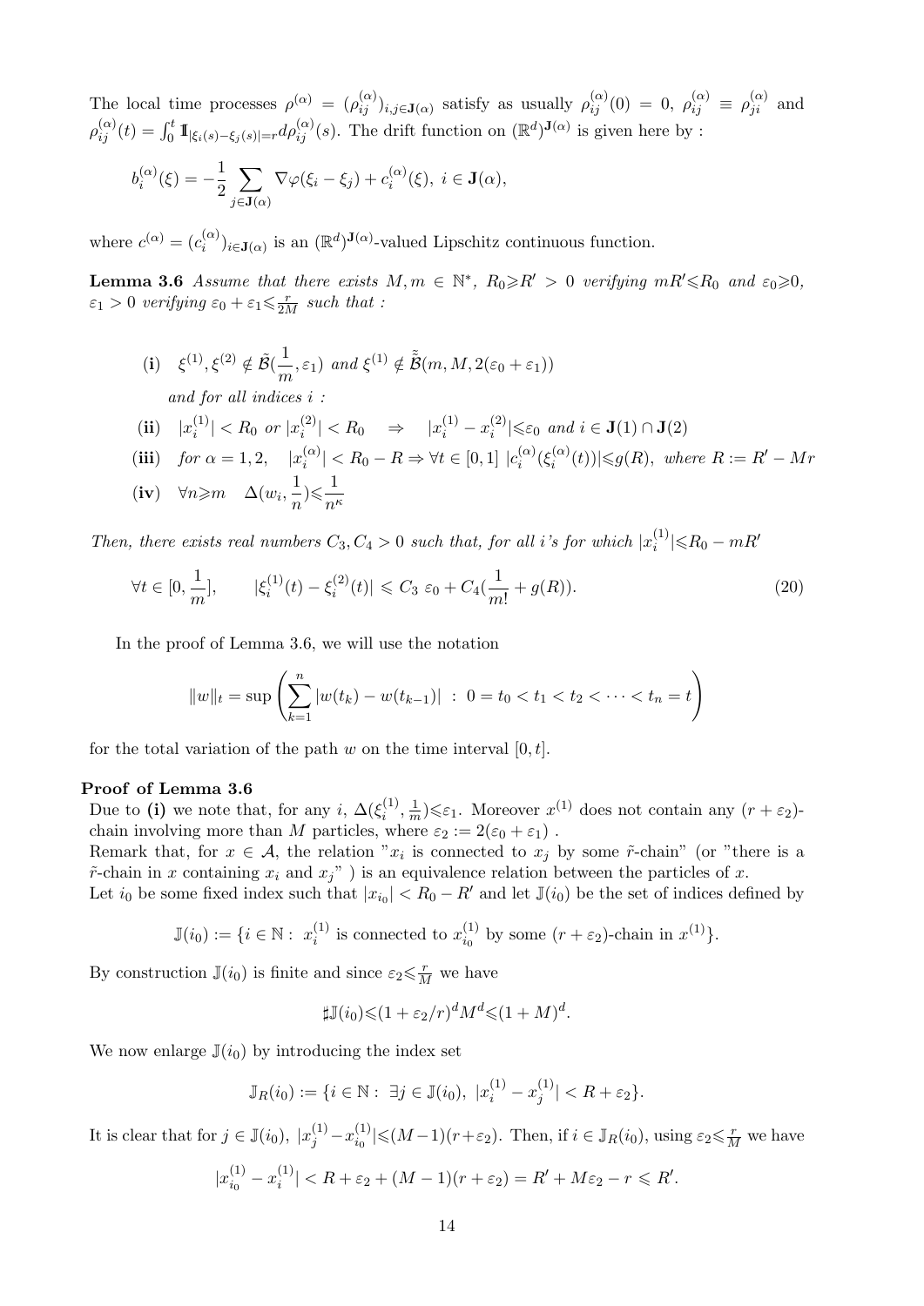The local time processes $\rho^{(\alpha)} = (\rho_{ij}^{(\alpha)})_{i,j\in\mathbf{J}(\alpha)}$ satisfy as usually $\rho_{ij}^{(\alpha)}(0) = 0$, $\rho_{ij}^{(\alpha)} \equiv \rho_{ji}^{(\alpha)}$ and $\rho_{ij}^{(\alpha)}(t) = \int_0^t \mathbb{1}_{|\xi_i(s)-\xi_j(s)|=r} d\rho_{ij}^{(\alpha)}(s)$. The drift function on $(\mathbb{R}^d)^{\mathbf{J}(\alpha)}$ is given here by :

$$b_i^{(\alpha)}(\xi) = -\frac{1}{2}\sum_{j\in\mathbf{J}(\alpha)} \nabla\varphi(\xi_i - \xi_j) + c_i^{(\alpha)}(\xi),\ i \in \mathbf{J}(\alpha),$$

where $c^{(\alpha)} = (c_i^{(\alpha)})_{i\in\mathbf{J}(\alpha)}$ is an $(\mathbb{R}^d)^{\mathbf{J}(\alpha)}$-valued Lipschitz continuous function.

**Lemma 3.6** *Assume that there exists $M, m \in \mathbb{N}^*$, $R_0 \geqslant R' > 0$ verifying $mR' \leqslant R_0$ and $\varepsilon_0 \geqslant 0$, $\varepsilon_1 > 0$ verifying $\varepsilon_0 + \varepsilon_1 \leqslant \frac{r}{2M}$ such that :*

$$\textbf{(i)}\quad \xi^{(1)}, \xi^{(2)} \notin \tilde{\mathcal{B}}(\frac{1}{m}, \varepsilon_1) \text{ and } \xi^{(1)} \notin \tilde{\tilde{\mathcal{B}}}(m, M, 2(\varepsilon_0 + \varepsilon_1))$$

*and for all indices $i$ :*

$$\textbf{(ii)}\quad |x_i^{(1)}| < R_0 \text{ or } |x_i^{(2)}| < R_0 \quad \Rightarrow \quad |x_i^{(1)} - x_i^{(2)}| \leqslant \varepsilon_0 \text{ and } i \in \mathbf{J}(1) \cap \mathbf{J}(2)$$

$$\textbf{(iii)}\quad \text{for } \alpha = 1, 2, \quad |x_i^{(\alpha)}| < R_0 - R \Rightarrow \forall t \in [0, 1]\ |c_i^{(\alpha)}(\xi_i^{(\alpha)}(t))| \leqslant g(R), \text{ where } R := R' - Mr$$

$$\textbf{(iv)}\quad \forall n \geqslant m \quad \Delta(w_i, \frac{1}{n}) \leqslant \frac{1}{n^\kappa}$$

*Then, there exists real numbers $C_3, C_4 > 0$ such that, for all $i$'s for which $|x_i^{(1)}| \leqslant R_0 - mR'$*

$$\forall t \in [0, \frac{1}{m}], \qquad |\xi_i^{(1)}(t) - \xi_i^{(2)}(t)| \leqslant C_3\ \varepsilon_0 + C_4(\frac{1}{m!} + g(R)). \tag{20}$$

In the proof of Lemma 3.6, we will use the notation

$$\|w\|_t = \sup\left(\sum_{k=1}^n |w(t_k) - w(t_{k-1})| \ :\ 0 = t_0 < t_1 < t_2 < \cdots < t_n = t\right)$$

for the total variation of the path $w$ on the time interval $[0, t]$.

**Proof of Lemma 3.6**

Due to **(i)** we note that, for any $i$, $\Delta(\xi_i^{(1)}, \frac{1}{m}) \leqslant \varepsilon_1$. Moreover $x^{(1)}$ does not contain any $(r + \varepsilon_2)$-chain involving more than $M$ particles, where $\varepsilon_2 := 2(\varepsilon_0 + \varepsilon_1)$ .

Remark that, for $x \in \mathcal{A}$, the relation "$x_i$ is connected to $x_j$ by some $\tilde{r}$-chain" (or "there is a $\tilde{r}$-chain in $x$ containing $x_i$ and $x_j$" ) is an equivalence relation between the particles of $x$.

Let $i_0$ be some fixed index such that $|x_{i_0}| < R_0 - R'$ and let $\mathbb{J}(i_0)$ be the set of indices defined by

$$\mathbb{J}(i_0) := \{i \in \mathbb{N} :\ x_i^{(1)} \text{ is connected to } x_{i_0}^{(1)} \text{ by some } (r + \varepsilon_2)\text{-chain in } x^{(1)}\}.$$

By construction $\mathbb{J}(i_0)$ is finite and since $\varepsilon_2 \leqslant \frac{r}{M}$ we have

$$\sharp\mathbb{J}(i_0) \leqslant (1 + \varepsilon_2/r)^d M^d \leqslant (1 + M)^d.$$

We now enlarge $\mathbb{J}(i_0)$ by introducing the index set

$$\mathbb{J}_R(i_0) := \{i \in \mathbb{N} :\ \exists j \in \mathbb{J}(i_0),\ |x_i^{(1)} - x_j^{(1)}| < R + \varepsilon_2\}.$$

It is clear that for $j \in \mathbb{J}(i_0)$, $|x_j^{(1)} - x_{i_0}^{(1)}| \leqslant (M-1)(r+\varepsilon_2)$. Then, if $i \in \mathbb{J}_R(i_0)$, using $\varepsilon_2 \leqslant \frac{r}{M}$ we have

$$|x_{i_0}^{(1)} - x_i^{(1)}| < R + \varepsilon_2 + (M-1)(r + \varepsilon_2) = R' + M\varepsilon_2 - r \leqslant R'.$$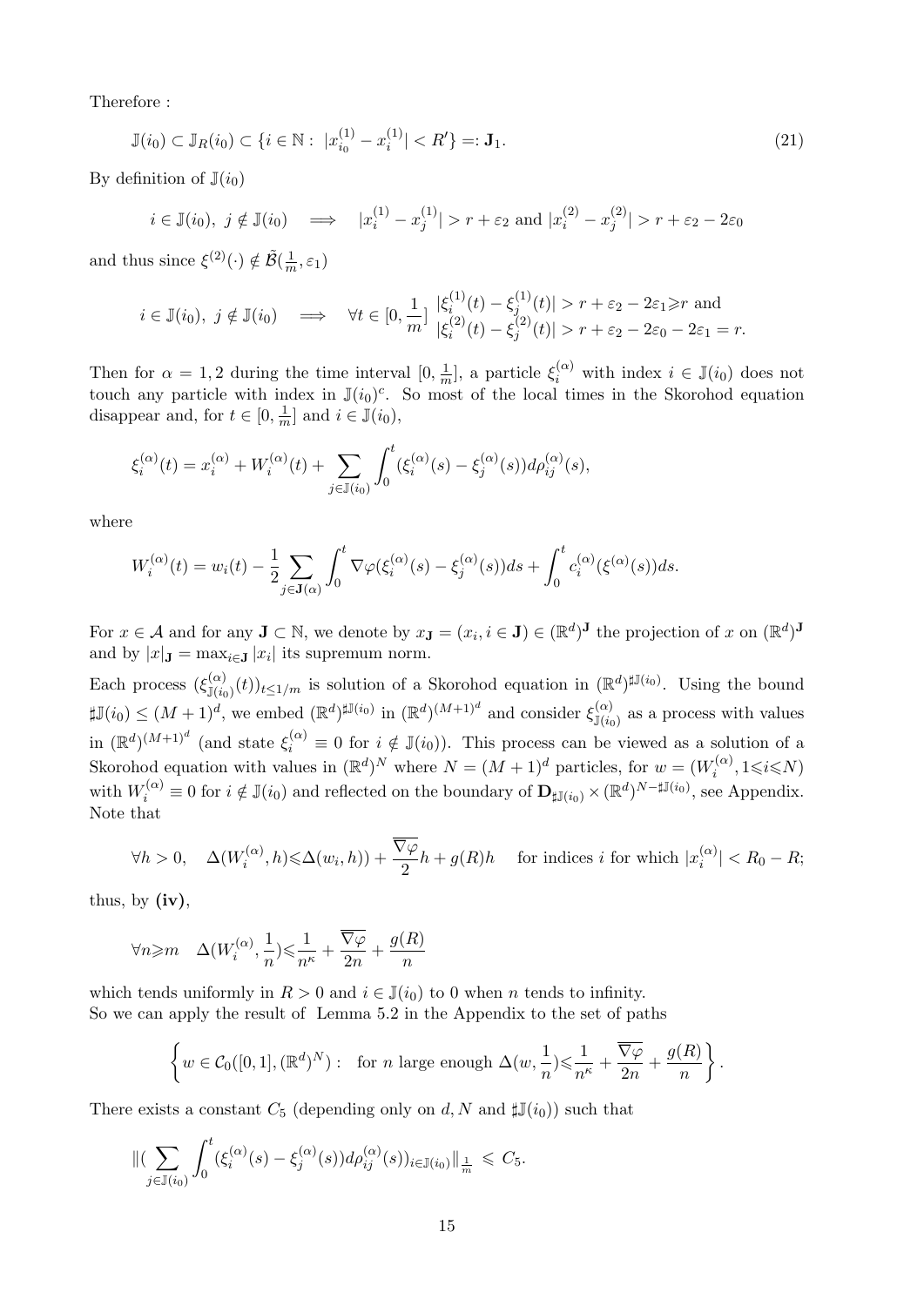Therefore :

$$\mathbb{J}(i_0) \subset \mathbb{J}_R(i_0) \subset \{i \in \mathbb{N} : \; |x^{(1)}_{i_0} - x^{(1)}_i| < R'\} =: \mathbf{J}_1. \tag{21}$$

By definition of $\mathbb{J}(i_0)$

$$i \in \mathbb{J}(i_0), \; j \notin \mathbb{J}(i_0) \quad \Longrightarrow \quad |x^{(1)}_i - x^{(1)}_j| > r + \varepsilon_2 \text{ and } |x^{(2)}_i - x^{(2)}_j| > r + \varepsilon_2 - 2\varepsilon_0$$

and thus since $\xi^{(2)}(\cdot) \notin \tilde{\mathcal{B}}(\frac{1}{m}, \varepsilon_1)$

$$i \in \mathbb{J}(i_0), \; j \notin \mathbb{J}(i_0) \quad \Longrightarrow \quad \forall t \in [0, \frac{1}{m}] \; \begin{array}{l} |\xi^{(1)}_i(t) - \xi^{(1)}_j(t)| > r + \varepsilon_2 - 2\varepsilon_1 \geqslant r \text{ and} \\ |\xi^{(2)}_i(t) - \xi^{(2)}_j(t)| > r + \varepsilon_2 - 2\varepsilon_0 - 2\varepsilon_1 = r. \end{array}$$

Then for $\alpha = 1, 2$ during the time interval $[0, \frac{1}{m}]$, a particle $\xi^{(\alpha)}_i$ with index $i \in \mathbb{J}(i_0)$ does not touch any particle with index in $\mathbb{J}(i_0)^c$. So most of the local times in the Skorohod equation disappear and, for $t \in [0, \frac{1}{m}]$ and $i \in \mathbb{J}(i_0)$,

$$\xi^{(\alpha)}_i(t) = x^{(\alpha)}_i + W^{(\alpha)}_i(t) + \sum_{j \in \mathbb{J}(i_0)} \int_0^t (\xi^{(\alpha)}_i(s) - \xi^{(\alpha)}_j(s)) d\rho^{(\alpha)}_{ij}(s),$$

where

$$W^{(\alpha)}_i(t) = w_i(t) - \frac{1}{2} \sum_{j \in \mathbf{J}(\alpha)} \int_0^t \nabla\varphi(\xi^{(\alpha)}_i(s) - \xi^{(\alpha)}_j(s)) ds + \int_0^t c^{(\alpha)}_i(\xi^{(\alpha)}(s)) ds.$$

For $x \in \mathcal{A}$ and for any $\mathbf{J} \subset \mathbb{N}$, we denote by $x_{\mathbf{J}} = (x_i, i \in \mathbf{J}) \in (\mathbb{R}^d)^{\mathbf{J}}$ the projection of $x$ on $(\mathbb{R}^d)^{\mathbf{J}}$ and by $|x|_{\mathbf{J}} = \max_{i \in \mathbf{J}} |x_i|$ its supremum norm.

Each process $(\xi^{(\alpha)}_{\mathbb{J}(i_0)}(t))_{t \le 1/m}$ is solution of a Skorohod equation in $(\mathbb{R}^d)^{\sharp\mathbb{J}(i_0)}$. Using the bound $\sharp\mathbb{J}(i_0) \le (M+1)^d$, we embed $(\mathbb{R}^d)^{\sharp\mathbb{J}(i_0)}$ in $(\mathbb{R}^d)^{(M+1)^d}$ and consider $\xi^{(\alpha)}_{\mathbb{J}(i_0)}$ as a process with values in $(\mathbb{R}^d)^{(M+1)^d}$ (and state $\xi^{(\alpha)}_i \equiv 0$ for $i \notin \mathbb{J}(i_0)$). This process can be viewed as a solution of a Skorohod equation with values in $(\mathbb{R}^d)^N$ where $N = (M+1)^d$ particles, for $w = (W^{(\alpha)}_i, 1 \leqslant i \leqslant N)$ with $W^{(\alpha)}_i \equiv 0$ for $i \notin \mathbb{J}(i_0)$ and reflected on the boundary of $\mathbf{D}_{\sharp\mathbb{J}(i_0)} \times (\mathbb{R}^d)^{N - \sharp\mathbb{J}(i_0)}$, see Appendix. Note that

$$\forall h > 0, \quad \Delta(W^{(\alpha)}_i, h) \leqslant \Delta(w_i, h)) + \frac{\overline{\nabla\varphi}}{2} h + g(R)h \quad \text{ for indices } i \text{ for which } |x^{(\alpha)}_i| < R_0 - R;$$

thus, by **(iv)**,

$$\forall n \geqslant m \quad \Delta(W^{(\alpha)}_i, \frac{1}{n}) \leqslant \frac{1}{n^\kappa} + \frac{\overline{\nabla\varphi}}{2n} + \frac{g(R)}{n}$$

which tends uniformly in $R > 0$ and $i \in \mathbb{J}(i_0)$ to 0 when $n$ tends to infinity.
So we can apply the result of Lemma 5.2 in the Appendix to the set of paths

$$\left\{ w \in \mathcal{C}_0([0,1], (\mathbb{R}^d)^N) : \; \text{for } n \text{ large enough } \Delta(w, \frac{1}{n}) \leqslant \frac{1}{n^\kappa} + \frac{\overline{\nabla\varphi}}{2n} + \frac{g(R)}{n} \right\}.$$

There exists a constant $C_5$ (depending only on $d, N$ and $\sharp\mathbb{J}(i_0)$) such that

$$\|( \sum_{j \in \mathbb{J}(i_0)} \int_0^t (\xi^{(\alpha)}_i(s) - \xi^{(\alpha)}_j(s)) d\rho^{(\alpha)}_{ij}(s))_{i \in \mathbb{J}(i_0)} \|_{\frac{1}{m}} \leqslant C_5.$$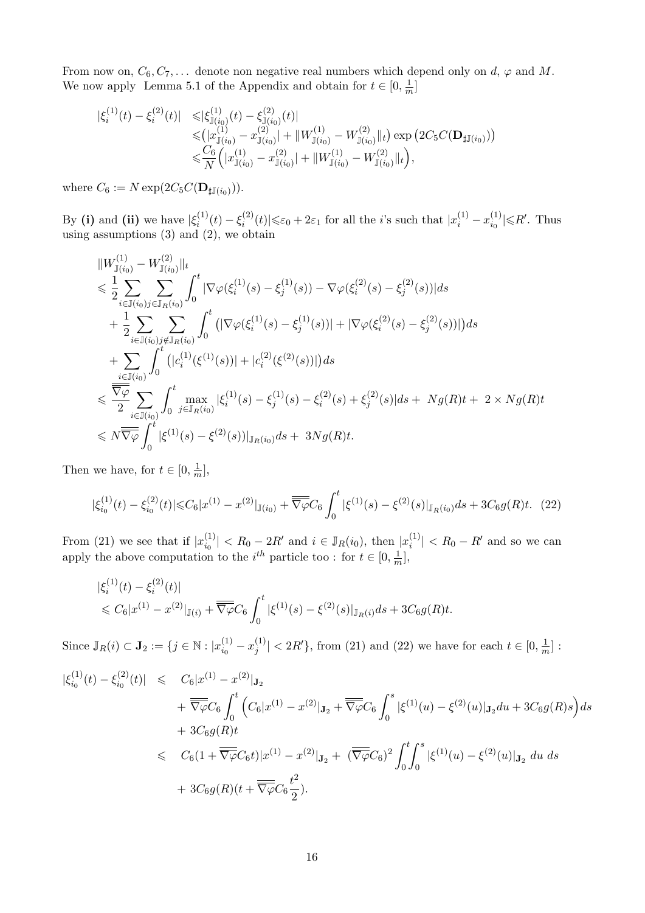From now on, $C_6, C_7, \dots$ denote non negative real numbers which depend only on $d$, $\varphi$ and $M$. We now apply Lemma 5.1 of the Appendix and obtain for $t \in [0, \frac{1}{m}]$

$$
\begin{aligned}
|\xi_i^{(1)}(t) - \xi_i^{(2)}(t)| &\leqslant |\xi_{\mathbb{J}(i_0)}^{(1)}(t) - \xi_{\mathbb{J}(i_0)}^{(2)}(t)| \\
&\leqslant \big(|x_{\mathbb{J}(i_0)}^{(1)} - x_{\mathbb{J}(i_0)}^{(2)}| + \|W_{\mathbb{J}(i_0)}^{(1)} - W_{\mathbb{J}(i_0)}^{(2)}\|_t\big) \exp\big(2C_5 C(\mathbf{D}_{\sharp \mathbb{J}(i_0)})\big) \\
&\leqslant \frac{C_6}{N}\Big(|x_{\mathbb{J}(i_0)}^{(1)} - x_{\mathbb{J}(i_0)}^{(2)}| + \|W_{\mathbb{J}(i_0)}^{(1)} - W_{\mathbb{J}(i_0)}^{(2)}\|_t\Big),
\end{aligned}
$$

where $C_6 := N \exp(2C_5 C(\mathbf{D}_{\sharp \mathbb{J}(i_0)}))$.

By **(i)** and **(ii)** we have $|\xi_i^{(1)}(t) - \xi_i^{(2)}(t)| \leqslant \varepsilon_0 + 2\varepsilon_1$ for all the $i$'s such that $|x_i^{(1)} - x_{i_0}^{(1)}| \leqslant R'$. Thus using assumptions (3) and (2), we obtain

$$
\begin{aligned}
&\|W_{\mathbb{J}(i_0)}^{(1)} - W_{\mathbb{J}(i_0)}^{(2)}\|_t \\
&\leqslant \frac{1}{2} \sum_{i \in \mathbb{J}(i_0)} \sum_{j \in \mathbb{J}_R(i_0)} \int_0^t |\nabla\varphi(\xi_i^{(1)}(s) - \xi_j^{(1)}(s)) - \nabla\varphi(\xi_i^{(2)}(s) - \xi_j^{(2)}(s))| ds \\
&\quad + \frac{1}{2} \sum_{i \in \mathbb{J}(i_0)} \sum_{j \notin \mathbb{J}_R(i_0)} \int_0^t \big(|\nabla\varphi(\xi_i^{(1)}(s) - \xi_j^{(1)}(s))| + |\nabla\varphi(\xi_i^{(2)}(s) - \xi_j^{(2)}(s))|\big) ds \\
&\quad + \sum_{i \in \mathbb{J}(i_0)} \int_0^t \big(|c_i^{(1)}(\xi^{(1)}(s))| + |c_i^{(2)}(\xi^{(2)}(s))|\big) ds \\
&\leqslant \frac{\overline{\overline{\nabla\varphi}}}{2} \sum_{i \in \mathbb{J}(i_0)} \int_0^t \max_{j \in \mathbb{J}_R(i_0)} |\xi_i^{(1)}(s) - \xi_j^{(1)}(s) - \xi_i^{(2)}(s) + \xi_j^{(2)}(s)| ds + \ Ng(R)t + \ 2 \times Ng(R)t \\
&\leqslant N\overline{\overline{\nabla\varphi}} \int_0^t |\xi^{(1)}(s) - \xi^{(2)}(s))|_{\mathbb{J}_R(i_0)} ds + \ 3Ng(R)t.
\end{aligned}
$$

Then we have, for $t \in [0, \frac{1}{m}]$,

$$
|\xi_{i_0}^{(1)}(t) - \xi_{i_0}^{(2)}(t)| \leqslant C_6 |x^{(1)} - x^{(2)}|_{\mathbb{J}(i_0)} + \overline{\overline{\nabla\varphi}} C_6 \int_0^t |\xi^{(1)}(s) - \xi^{(2)}(s)|_{\mathbb{J}_R(i_0)} ds + 3C_6 g(R)t. \quad (22)
$$

From (21) we see that if $|x_{i_0}^{(1)}| < R_0 - 2R'$ and $i \in \mathbb{J}_R(i_0)$, then $|x_i^{(1)}| < R_0 - R'$ and so we can apply the above computation to the $i^{th}$ particle too : for $t \in [0, \frac{1}{m}]$,

$$
\begin{aligned}
&|\xi_i^{(1)}(t) - \xi_i^{(2)}(t)| \\
&\leqslant C_6 |x^{(1)} - x^{(2)}|_{\mathbb{J}(i)} + \overline{\overline{\nabla\varphi}} C_6 \int_0^t |\xi^{(1)}(s) - \xi^{(2)}(s)|_{\mathbb{J}_R(i)} ds + 3C_6 g(R)t.
\end{aligned}
$$

Since $\mathbb{J}_R(i) \subset \mathbf{J}_2 := \{j \in \mathbb{N} : |x_{i_0}^{(1)} - x_j^{(1)}| < 2R'\}$, from (21) and (22) we have for each $t \in [0, \frac{1}{m}]$ :

$$
\begin{aligned}
|\xi_{i_0}^{(1)}(t) - \xi_{i_0}^{(2)}(t)| \ &\leqslant \ C_6 |x^{(1)} - x^{(2)}|_{\mathbf{J}_2} \\
&\quad + \overline{\overline{\nabla\varphi}} C_6 \int_0^t \Big(C_6 |x^{(1)} - x^{(2)}|_{\mathbf{J}_2} + \overline{\overline{\nabla\varphi}} C_6 \int_0^s |\xi^{(1)}(u) - \xi^{(2)}(u)|_{\mathbf{J}_2} du + 3C_6 g(R)s\Big) ds \\
&\quad + 3C_6 g(R)t \\
&\leqslant \ C_6(1 + \overline{\overline{\nabla\varphi}} C_6 t) |x^{(1)} - x^{(2)}|_{\mathbf{J}_2} + \ (\overline{\overline{\nabla\varphi}} C_6)^2 \int_0^t \int_0^s |\xi^{(1)}(u) - \xi^{(2)}(u)|_{\mathbf{J}_2} \ du \ ds \\
&\quad + \ 3C_6 g(R)(t + \overline{\overline{\nabla\varphi}} C_6 \frac{t^2}{2}).
\end{aligned}
$$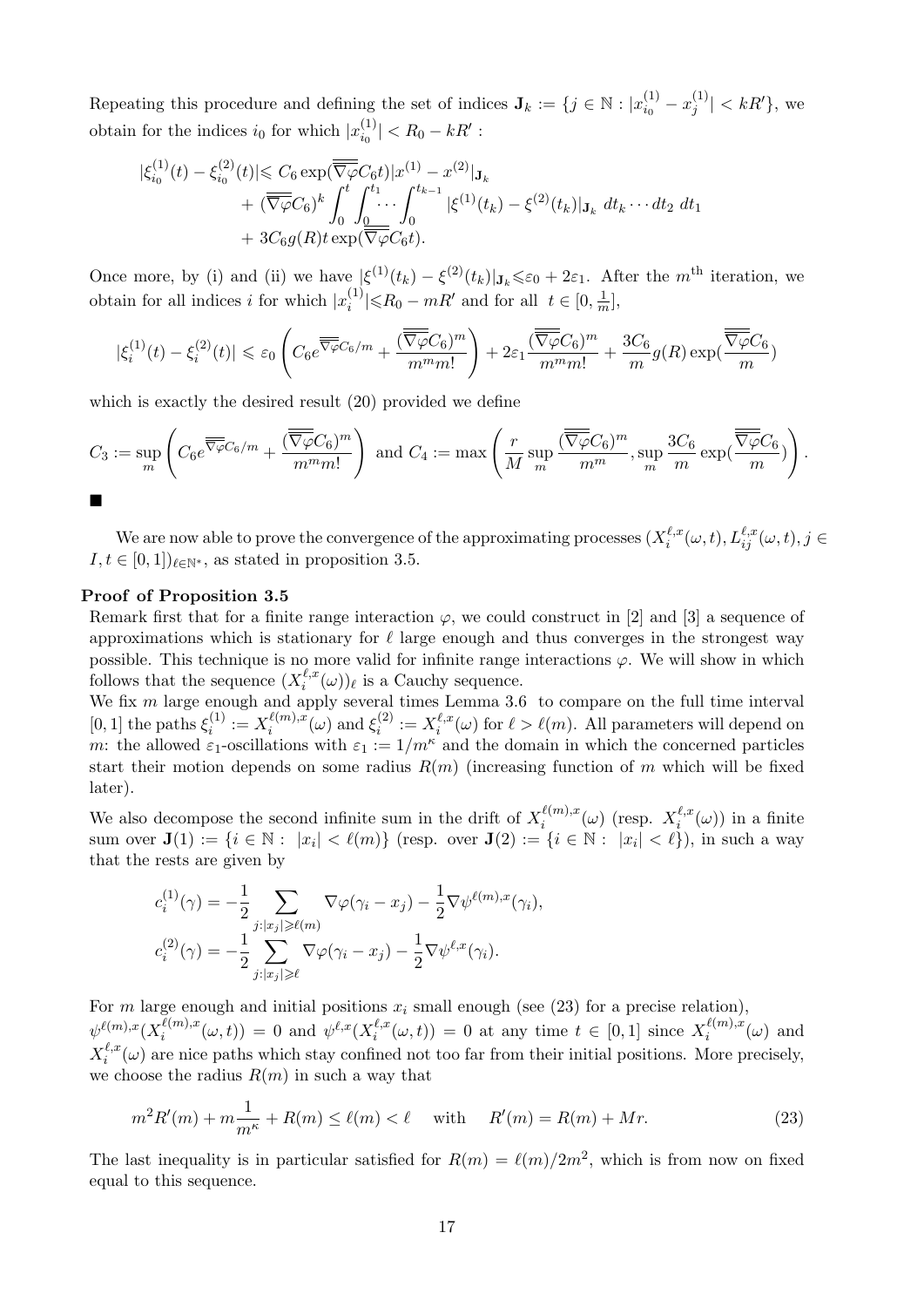Repeating this procedure and defining the set of indices $\mathbf{J}_k := \{j \in \mathbb{N} : |x^{(1)}_{i_0} - x^{(1)}_j| < kR'\}$, we obtain for the indices $i_0$ for which $|x^{(1)}_{i_0}| < R_0 - kR'$ :

$$
\begin{aligned}
|\xi^{(1)}_{i_0}(t) - \xi^{(2)}_{i_0}(t)| &\leqslant C_6 \exp(\overline{\overline{\nabla\varphi}} C_6 t) |x^{(1)} - x^{(2)}|_{\mathbf{J}_k} \\
&+ (\overline{\overline{\nabla\varphi}} C_6)^k \int_0^t \int_0^{t_1} \cdots \int_0^{t_{k-1}} |\xi^{(1)}(t_k) - \xi^{(2)}(t_k)|_{\mathbf{J}_k} \, dt_k \cdots dt_2 \, dt_1 \\
&+ 3C_6 g(R) t \exp(\overline{\overline{\nabla\varphi}} C_6 t).
\end{aligned}
$$

Once more, by (i) and (ii) we have $|\xi^{(1)}(t_k) - \xi^{(2)}(t_k)|_{\mathbf{J}_k} \leqslant \varepsilon_0 + 2\varepsilon_1$. After the $m^{\text{th}}$ iteration, we obtain for all indices $i$ for which $|x^{(1)}_i| \leqslant R_0 - mR'$ and for all $t \in [0, \frac{1}{m}]$,

$$
|\xi^{(1)}_i(t) - \xi^{(2)}_i(t)| \leqslant \varepsilon_0 \left( C_6 e^{\overline{\overline{\nabla\varphi}} C_6/m} + \frac{(\overline{\overline{\nabla\varphi}} C_6)^m}{m^m m!} \right) + 2\varepsilon_1 \frac{(\overline{\overline{\nabla\varphi}} C_6)^m}{m^m m!} + \frac{3C_6}{m} g(R) \exp(\frac{\overline{\overline{\nabla\varphi}} C_6}{m})
$$

which is exactly the desired result (20) provided we define

$$
C_3 := \sup_m \left( C_6 e^{\overline{\overline{\nabla\varphi}} C_6/m} + \frac{(\overline{\overline{\nabla\varphi}} C_6)^m}{m^m m!} \right) \text{ and } C_4 := \max\left( \frac{r}{M} \sup_m \frac{(\overline{\overline{\nabla\varphi}} C_6)^m}{m^m}, \sup_m \frac{3C_6}{m} \exp(\frac{\overline{\overline{\nabla\varphi}} C_6}{m}) \right).
$$

■

We are now able to prove the convergence of the approximating processes $(X^{\ell,x}_i(\omega, t), L^{\ell,x}_{ij}(\omega, t), j \in I, t \in [0,1])_{\ell \in \mathbb{N}^*}$, as stated in proposition 3.5.

**Proof of Proposition 3.5**

Remark first that for a finite range interaction $\varphi$, we could construct in [2] and [3] a sequence of approximations which is stationary for $\ell$ large enough and thus converges in the strongest way possible. This technique is no more valid for infinite range interactions $\varphi$. We will show in which follows that the sequence $(X^{\ell,x}_i(\omega))_\ell$ is a Cauchy sequence.

We fix $m$ large enough and apply several times Lemma 3.6 to compare on the full time interval $[0,1]$ the paths $\xi^{(1)}_i := X^{\ell(m),x}_i(\omega)$ and $\xi^{(2)}_i := X^{\ell,x}_i(\omega)$ for $\ell > \ell(m)$. All parameters will depend on $m$: the allowed $\varepsilon_1$-oscillations with $\varepsilon_1 := 1/m^\kappa$ and the domain in which the concerned particles start their motion depends on some radius $R(m)$ (increasing function of $m$ which will be fixed later).

We also decompose the second infinite sum in the drift of $X^{\ell(m),x}_i(\omega)$ (resp. $X^{\ell,x}_i(\omega)$) in a finite sum over $\mathbf{J}(1) := \{i \in \mathbb{N} : \ |x_i| < \ell(m)\}$ (resp. over $\mathbf{J}(2) := \{i \in \mathbb{N} : \ |x_i| < \ell\}$), in such a way that the rests are given by

$$
\begin{aligned}
c^{(1)}_i(\gamma) &= -\frac{1}{2} \sum_{j : |x_j| \geqslant \ell(m)} \nabla\varphi(\gamma_i - x_j) - \frac{1}{2} \nabla\psi^{\ell(m),x}(\gamma_i), \\
c^{(2)}_i(\gamma) &= -\frac{1}{2} \sum_{j : |x_j| \geqslant \ell} \nabla\varphi(\gamma_i - x_j) - \frac{1}{2} \nabla\psi^{\ell,x}(\gamma_i).
\end{aligned}
$$

For $m$ large enough and initial positions $x_i$ small enough (see (23) for a precise relation), $\psi^{\ell(m),x}(X^{\ell(m),x}_i(\omega, t)) = 0$ and $\psi^{\ell,x}(X^{\ell,x}_i(\omega, t)) = 0$ at any time $t \in [0,1]$ since $X^{\ell(m),x}_i(\omega)$ and $X^{\ell,x}_i(\omega)$ are nice paths which stay confined not too far from their initial positions. More precisely, we choose the radius $R(m)$ in such a way that

$$
m^2 R'(m) + m\frac{1}{m^\kappa} + R(m) \leq \ell(m) < \ell \quad \text{ with } \quad R'(m) = R(m) + Mr. \tag{23}
$$

The last inequality is in particular satisfied for $R(m) = \ell(m)/2m^2$, which is from now on fixed equal to this sequence.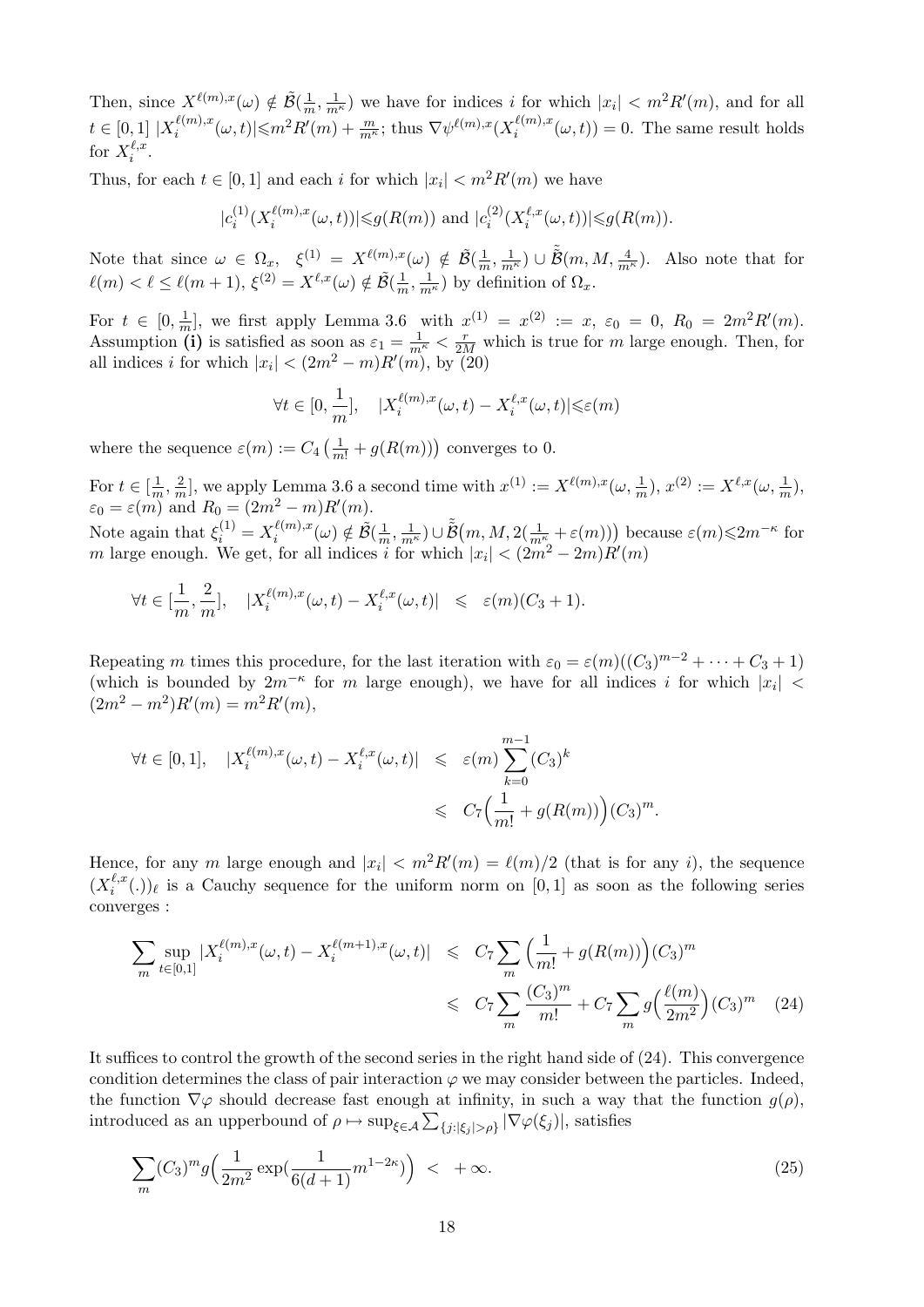Then, since $X^{\ell(m),x}(\omega) \notin \tilde{\mathcal{B}}(\frac{1}{m}, \frac{1}{m^\kappa})$ we have for indices $i$ for which $|x_i| < m^2 R'(m)$, and for all $t \in [0,1]$ $|X_i^{\ell(m),x}(\omega,t)| \leqslant m^2 R'(m) + \frac{m}{m^\kappa}$; thus $\nabla\psi^{\ell(m),x}(X_i^{\ell(m),x}(\omega,t)) = 0$. The same result holds for $X_i^{\ell,x}$.

Thus, for each $t \in [0,1]$ and each $i$ for which $|x_i| < m^2 R'(m)$ we have

$$|c_i^{(1)}(X_i^{\ell(m),x}(\omega,t))| \leqslant g(R(m)) \text{ and } |c_i^{(2)}(X_i^{\ell,x}(\omega,t))| \leqslant g(R(m)).$$

Note that since $\omega \in \Omega_x$, $\xi^{(1)} = X^{\ell(m),x}(\omega) \notin \tilde{\mathcal{B}}(\frac{1}{m}, \frac{1}{m^\kappa}) \cup \tilde{\tilde{\mathcal{B}}}(m, M, \frac{4}{m^\kappa})$. Also note that for $\ell(m) < \ell \leq \ell(m+1)$, $\xi^{(2)} = X^{\ell,x}(\omega) \notin \tilde{\mathcal{B}}(\frac{1}{m}, \frac{1}{m^\kappa})$ by definition of $\Omega_x$.

For $t \in [0, \frac{1}{m}]$, we first apply Lemma 3.6 with $x^{(1)} = x^{(2)} := x$, $\varepsilon_0 = 0$, $R_0 = 2m^2 R'(m)$. Assumption **(i)** is satisfied as soon as $\varepsilon_1 = \frac{1}{m^\kappa} < \frac{r}{2M}$ which is true for $m$ large enough. Then, for all indices $i$ for which $|x_i| < (2m^2 - m)R'(m)$, by (20)

$$\forall t \in [0, \frac{1}{m}], \quad |X_i^{\ell(m),x}(\omega,t) - X_i^{\ell,x}(\omega,t)| \leqslant \varepsilon(m)$$

where the sequence $\varepsilon(m) := C_4\left(\frac{1}{m!} + g(R(m))\right)$ converges to 0.

For $t \in [\frac{1}{m}, \frac{2}{m}]$, we apply Lemma 3.6 a second time with $x^{(1)} := X^{\ell(m),x}(\omega, \frac{1}{m})$, $x^{(2)} := X^{\ell,x}(\omega, \frac{1}{m})$, $\varepsilon_0 = \varepsilon(m)$ and $R_0 = (2m^2 - m)R'(m)$.

Note again that $\xi_i^{(1)} = X_i^{\ell(m),x}(\omega) \notin \tilde{\mathcal{B}}(\frac{1}{m}, \frac{1}{m^\kappa}) \cup \tilde{\tilde{\mathcal{B}}}\big(m, M, 2(\frac{1}{m^\kappa} + \varepsilon(m))\big)$ because $\varepsilon(m) \leqslant 2m^{-\kappa}$ for $m$ large enough. We get, for all indices $i$ for which $|x_i| < (2m^2 - 2m)R'(m)$

$$\forall t \in [\frac{1}{m}, \frac{2}{m}], \quad |X_i^{\ell(m),x}(\omega,t) - X_i^{\ell,x}(\omega,t)| \quad \leqslant \quad \varepsilon(m)(C_3 + 1).$$

Repeating $m$ times this procedure, for the last iteration with $\varepsilon_0 = \varepsilon(m)((C_3)^{m-2} + \cdots + C_3 + 1)$ (which is bounded by $2m^{-\kappa}$ for $m$ large enough), we have for all indices $i$ for which $|x_i| < (2m^2 - m^2)R'(m) = m^2 R'(m)$,

$$\begin{aligned}
\forall t \in [0,1], \quad |X_i^{\ell(m),x}(\omega,t) - X_i^{\ell,x}(\omega,t)| \quad &\leqslant \quad \varepsilon(m) \sum_{k=0}^{m-1} (C_3)^k \\
&\leqslant \quad C_7\Big(\frac{1}{m!} + g(R(m))\Big)(C_3)^m.
\end{aligned}$$

Hence, for any $m$ large enough and $|x_i| < m^2 R'(m) = \ell(m)/2$ (that is for any $i$), the sequence $(X_i^{\ell,x}(.))_\ell$ is a Cauchy sequence for the uniform norm on $[0,1]$ as soon as the following series converges :

$$\begin{aligned}
\sum_m \sup_{t\in[0,1]} |X_i^{\ell(m),x}(\omega,t) - X_i^{\ell(m+1),x}(\omega,t)| \quad &\leqslant \quad C_7 \sum_m \Big(\frac{1}{m!} + g(R(m))\Big)(C_3)^m \\
&\leqslant \quad C_7 \sum_m \frac{(C_3)^m}{m!} + C_7 \sum_m g\Big(\frac{\ell(m)}{2m^2}\Big)(C_3)^m \quad (24)
\end{aligned}$$

It suffices to control the growth of the second series in the right hand side of (24). This convergence condition determines the class of pair interaction $\varphi$ we may consider between the particles. Indeed, the function $\nabla\varphi$ should decrease fast enough at infinity, in such a way that the function $g(\rho)$, introduced as an upperbound of $\rho \mapsto \sup_{\xi \in \mathcal{A}} \sum_{\{j:|\xi_j|>\rho\}} |\nabla\varphi(\xi_j)|$, satisfies

$$\sum_m (C_3)^m g\Big(\frac{1}{2m^2} \exp(\frac{1}{6(d+1)} m^{1-2\kappa})\Big) \quad < \quad +\infty. \tag{25}$$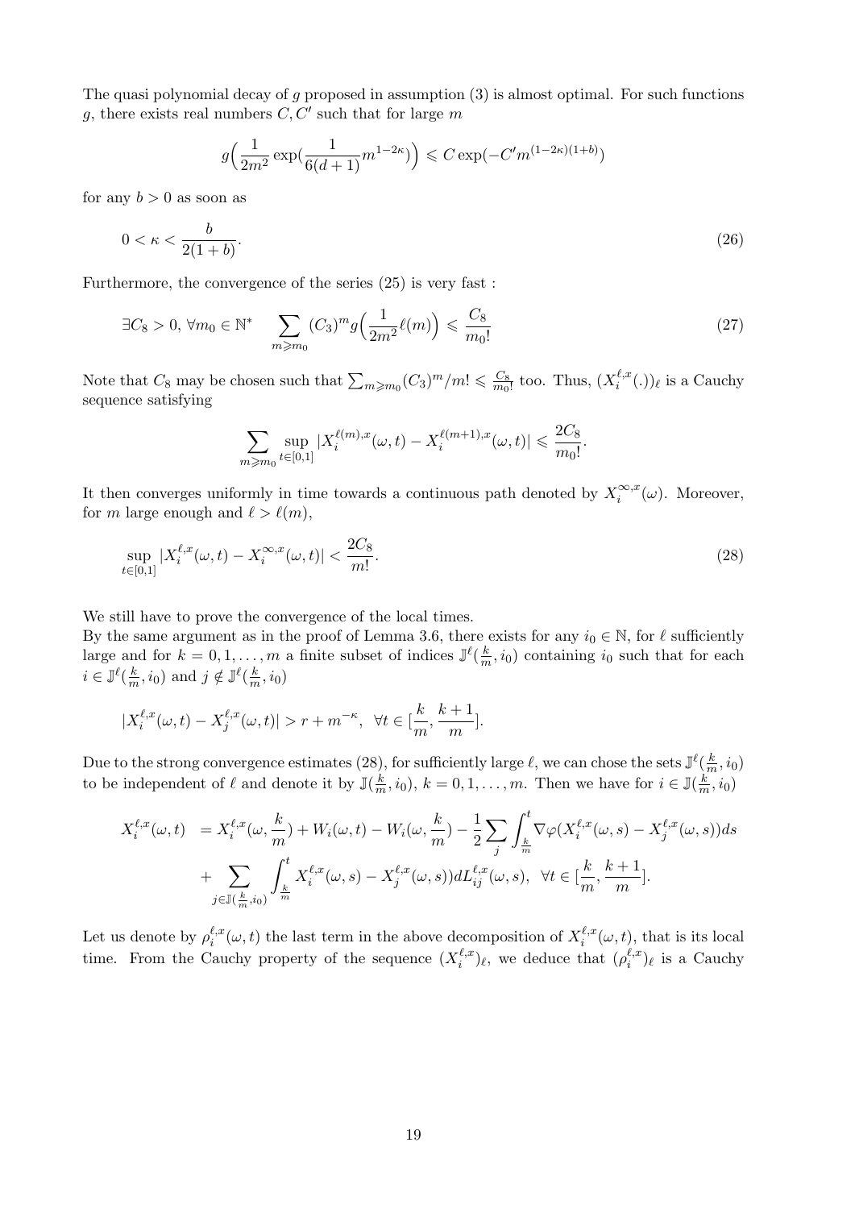The quasi polynomial decay of $g$ proposed in assumption (3) is almost optimal. For such functions $g$, there exists real numbers $C, C'$ such that for large $m$

$$g\Big(\frac{1}{2m^2}\exp(\frac{1}{6(d+1)}m^{1-2\kappa})\Big) \leqslant C\exp(-C'm^{(1-2\kappa)(1+b)})$$

for any $b > 0$ as soon as

$$0 < \kappa < \frac{b}{2(1+b)}. \tag{26}$$

Furthermore, the convergence of the series (25) is very fast :

$$\exists C_8 > 0, \, \forall m_0 \in \mathbb{N}^* \quad \sum_{m \geqslant m_0} (C_3)^m g\Big(\frac{1}{2m^2}\ell(m)\Big) \leqslant \frac{C_8}{m_0!} \tag{27}$$

Note that $C_8$ may be chosen such that $\sum_{m\geqslant m_0}(C_3)^m/m! \leqslant \frac{C_8}{m_0!}$ too. Thus, $(X_i^{\ell,x}(.))_\ell$ is a Cauchy sequence satisfying

$$\sum_{m\geqslant m_0} \sup_{t\in[0,1]} |X_i^{\ell(m),x}(\omega,t) - X_i^{\ell(m+1),x}(\omega,t)| \leqslant \frac{2C_8}{m_0!}.$$

It then converges uniformly in time towards a continuous path denoted by $X_i^{\infty,x}(\omega)$. Moreover, for $m$ large enough and $\ell > \ell(m)$,

$$\sup_{t\in[0,1]} |X_i^{\ell,x}(\omega,t) - X_i^{\infty,x}(\omega,t)| < \frac{2C_8}{m!}. \tag{28}$$

We still have to prove the convergence of the local times.
By the same argument as in the proof of Lemma 3.6, there exists for any $i_0 \in \mathbb{N}$, for $\ell$ sufficiently large and for $k = 0, 1, \ldots, m$ a finite subset of indices $\mathbb{J}^\ell(\frac{k}{m}, i_0)$ containing $i_0$ such that for each $i \in \mathbb{J}^\ell(\frac{k}{m}, i_0)$ and $j \notin \mathbb{J}^\ell(\frac{k}{m}, i_0)$

$$|X_i^{\ell,x}(\omega,t) - X_j^{\ell,x}(\omega,t)| > r + m^{-\kappa}, \;\; \forall t \in [\frac{k}{m}, \frac{k+1}{m}].$$

Due to the strong convergence estimates (28), for sufficiently large $\ell$, we can chose the sets $\mathbb{J}^\ell(\frac{k}{m}, i_0)$ to be independent of $\ell$ and denote it by $\mathbb{J}(\frac{k}{m}, i_0)$, $k = 0, 1, \ldots, m$. Then we have for $i \in \mathbb{J}(\frac{k}{m}, i_0)$

$$\begin{aligned} X_i^{\ell,x}(\omega,t) &= X_i^{\ell,x}(\omega,\frac{k}{m}) + W_i(\omega,t) - W_i(\omega,\frac{k}{m}) - \frac{1}{2}\sum_j \int_{\frac{k}{m}}^t \nabla\varphi(X_i^{\ell,x}(\omega,s) - X_j^{\ell,x}(\omega,s))ds \\ &+ \sum_{j\in\mathbb{J}(\frac{k}{m},i_0)} \int_{\frac{k}{m}}^t X_i^{\ell,x}(\omega,s) - X_j^{\ell,x}(\omega,s))dL_{ij}^{\ell,x}(\omega,s), \;\; \forall t \in [\frac{k}{m}, \frac{k+1}{m}]. \end{aligned}$$

Let us denote by $\rho_i^{\ell,x}(\omega,t)$ the last term in the above decomposition of $X_i^{\ell,x}(\omega,t)$, that is its local time. From the Cauchy property of the sequence $(X_i^{\ell,x})_\ell$, we deduce that $(\rho_i^{\ell,x})_\ell$ is a Cauchy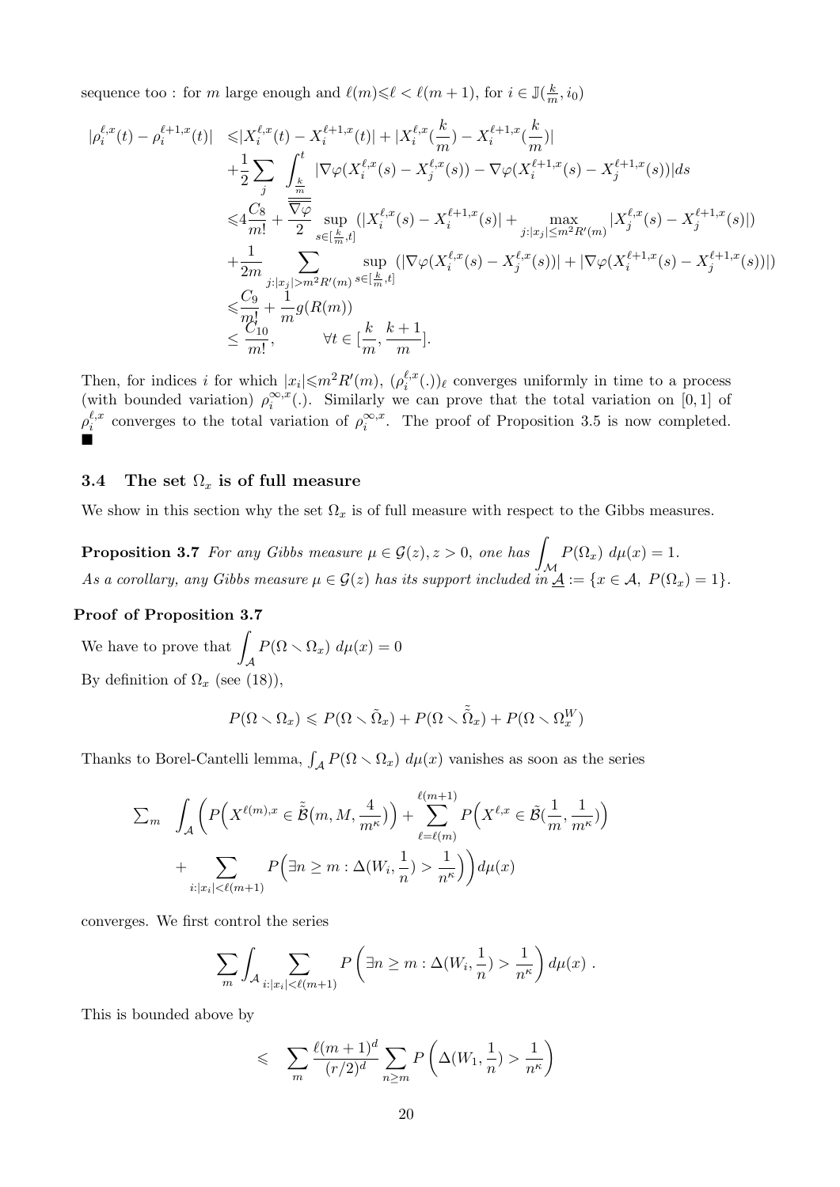sequence too : for $m$ large enough and $\ell(m) \leqslant \ell < \ell(m+1)$, for $i \in \mathbb{J}(\frac{k}{m}, i_0)$

$$
\begin{aligned}
|\rho_i^{\ell,x}(t) - \rho_i^{\ell+1,x}(t)| \; &\leqslant |X_i^{\ell,x}(t) - X_i^{\ell+1,x}(t)| + |X_i^{\ell,x}(\frac{k}{m}) - X_i^{\ell+1,x}(\frac{k}{m})| \\
&+ \frac{1}{2} \sum_j \int_{\frac{k}{m}}^{t} |\nabla\varphi(X_i^{\ell,x}(s) - X_j^{\ell,x}(s)) - \nabla\varphi(X_i^{\ell+1,x}(s) - X_j^{\ell+1,x}(s))| ds \\
&\leqslant 4\frac{C_8}{m!} + \frac{\overline{\overline{\nabla\varphi}}}{2} \sup_{s \in [\frac{k}{m}, t]} (|X_i^{\ell,x}(s) - X_i^{\ell+1,x}(s)| + \max_{j:|x_j| \leq m^2 R'(m)} |X_j^{\ell,x}(s) - X_j^{\ell+1,x}(s)|) \\
&+ \frac{1}{2m} \sum_{j:|x_j| > m^2 R'(m)} \sup_{s \in [\frac{k}{m}, t]} (|\nabla\varphi(X_i^{\ell,x}(s) - X_j^{\ell,x}(s))| + |\nabla\varphi(X_i^{\ell+1,x}(s) - X_j^{\ell+1,x}(s))|) \\
&\leqslant \frac{C_9}{m!} + \frac{1}{m} g(R(m)) \\
&\leq \frac{C_{10}}{m!}, \qquad \forall t \in [\frac{k}{m}, \frac{k+1}{m}].
\end{aligned}
$$

Then, for indices $i$ for which $|x_i| \leqslant m^2 R'(m)$, $(\rho_i^{\ell,x}(.))_\ell$ converges uniformly in time to a process (with bounded variation) $\rho_i^{\infty,x}(.)$. Similarly we can prove that the total variation on $[0,1]$ of $\rho_i^{\ell,x}$ converges to the total variation of $\rho_i^{\infty,x}$. The proof of Proposition 3.5 is now completed. ∎

### 3.4 The set $\Omega_x$ is of full measure

We show in this section why the set $\Omega_x$ is of full measure with respect to the Gibbs measures.

**Proposition 3.7** *For any Gibbs measure $\mu \in \mathcal{G}(z), z > 0$, one has $\int_{\mathcal{M}} P(\Omega_x) \, d\mu(x) = 1$. As a corollary, any Gibbs measure $\mu \in \mathcal{G}(z)$ has its support included in $\underline{\mathcal{A}} := \{x \in \mathcal{A}, \; P(\Omega_x) = 1\}$.*

**Proof of Proposition 3.7**

We have to prove that $\int_{\mathcal{A}} P(\Omega \smallsetminus \Omega_x) \, d\mu(x) = 0$

By definition of $\Omega_x$ (see (18)),

$$
P(\Omega \smallsetminus \Omega_x) \leqslant P(\Omega \smallsetminus \tilde{\Omega}_x) + P(\Omega \smallsetminus \tilde{\tilde{\Omega}}_x) + P(\Omega \smallsetminus \Omega_x^W)
$$

Thanks to Borel-Cantelli lemma, $\int_{\mathcal{A}} P(\Omega \smallsetminus \Omega_x) \, d\mu(x)$ vanishes as soon as the series

$$
\begin{aligned}
\textstyle\sum_m \; \int_{\mathcal{A}} \Big( P\Big(X^{\ell(m),x} \in \tilde{\tilde{\mathcal{B}}}\big(m, M, \frac{4}{m^\kappa}\big)\Big) + \sum_{\ell=\ell(m)}^{\ell(m+1)} P\Big(X^{\ell,x} \in \tilde{\mathcal{B}}\big(\frac{1}{m}, \frac{1}{m^\kappa}\big)\Big) \\
+ \sum_{i:|x_i| < \ell(m+1)} P\Big(\exists n \geq m : \Delta(W_i, \frac{1}{n}) > \frac{1}{n^\kappa}\Big)\Big) d\mu(x)
\end{aligned}
$$

converges. We first control the series

$$
\sum_m \int_{\mathcal{A}} \sum_{i:|x_i| < \ell(m+1)} P\left(\exists n \geq m : \Delta(W_i, \frac{1}{n}) > \frac{1}{n^\kappa}\right) d\mu(x) \; .
$$

This is bounded above by

$$
\leqslant \quad \sum_m \frac{\ell(m+1)^d}{(r/2)^d} \sum_{n \geq m} P\left(\Delta(W_1, \frac{1}{n}) > \frac{1}{n^\kappa}\right)
$$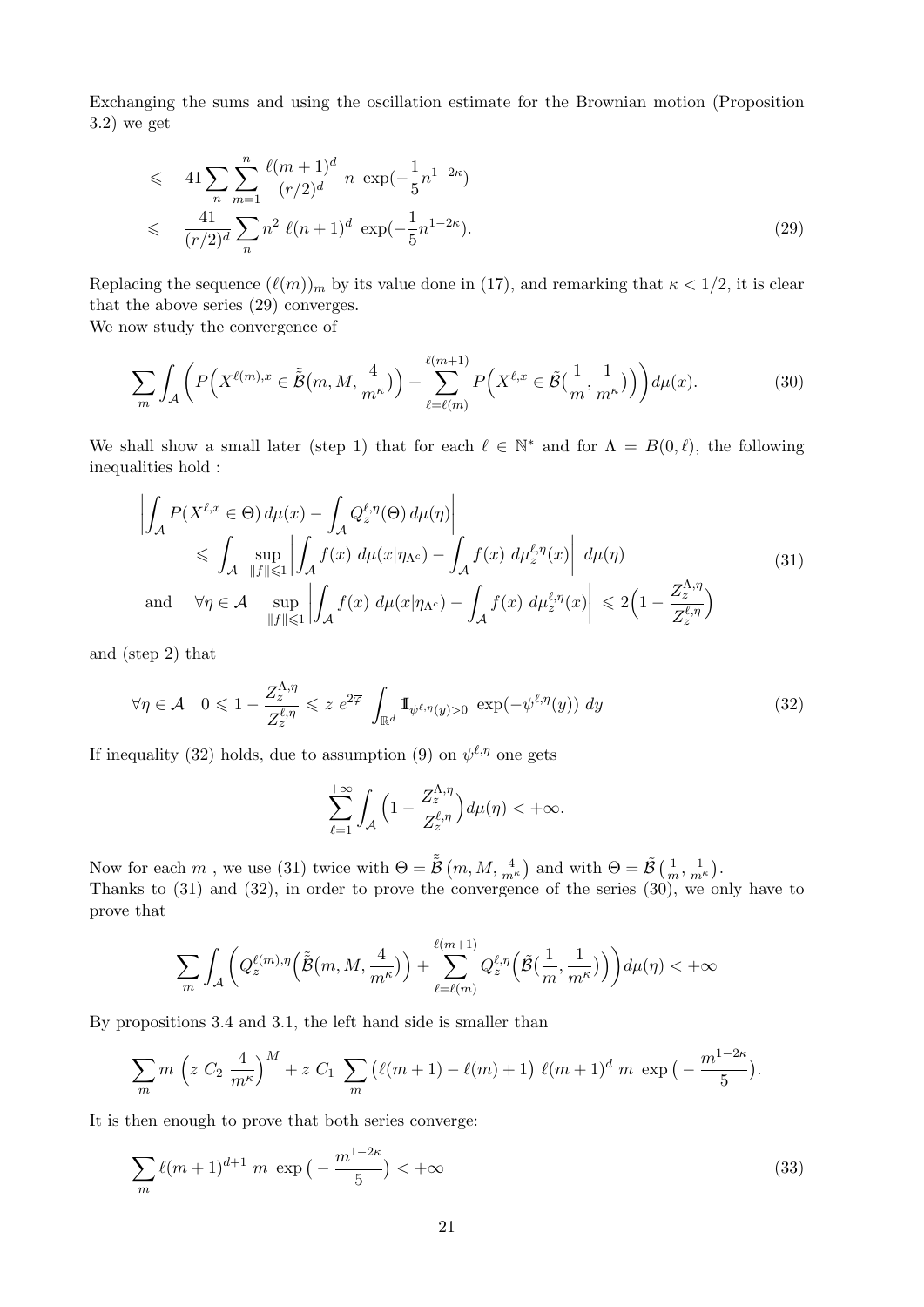Exchanging the sums and using the oscillation estimate for the Brownian motion (Proposition 3.2) we get

$$
\begin{aligned}
&\leqslant \quad 41 \sum_{n} \sum_{m=1}^{n} \frac{\ell(m+1)^d}{(r/2)^d} \; n \; \exp(-\frac{1}{5} n^{1-2\kappa}) \\
&\leqslant \quad \frac{41}{(r/2)^d} \sum_{n} n^2 \; \ell(n+1)^d \; \exp(-\frac{1}{5} n^{1-2\kappa}). 
\end{aligned} \tag{29}
$$

Replacing the sequence $(\ell(m))_m$ by its value done in (17), and remarking that $\kappa < 1/2$, it is clear that the above series (29) converges.
We now study the convergence of

$$
\sum_{m} \int_{\mathcal{A}} \Big( P\Big(X^{\ell(m),x} \in \tilde{\tilde{\mathcal{B}}}\big(m, M, \frac{4}{m^\kappa}\big)\Big) + \sum_{\ell=\ell(m)}^{\ell(m+1)} P\Big(X^{\ell,x} \in \tilde{\mathcal{B}}\big(\frac{1}{m}, \frac{1}{m^\kappa}\big)\Big)\Big) d\mu(x). \tag{30}
$$

We shall show a small later (step 1) that for each $\ell \in \mathbb{N}^*$ and for $\Lambda = B(0, \ell)$, the following inequalities hold :

$$
\begin{aligned}
&\left| \int_{\mathcal{A}} P(X^{\ell,x} \in \Theta) \, d\mu(x) - \int_{\mathcal{A}} Q_z^{\ell,\eta}(\Theta) \, d\mu(\eta) \right| \\
&\qquad \leqslant \int_{\mathcal{A}} \sup_{\|f\| \leqslant 1} \left| \int_{\mathcal{A}} f(x) \; d\mu(x|\eta_{\Lambda^c}) - \int_{\mathcal{A}} f(x) \; d\mu_z^{\ell,\eta}(x) \right| \; d\mu(\eta) \\
&\text{and} \quad \forall \eta \in \mathcal{A} \quad \sup_{\|f\| \leqslant 1} \left| \int_{\mathcal{A}} f(x) \; d\mu(x|\eta_{\Lambda^c}) - \int_{\mathcal{A}} f(x) \; d\mu_z^{\ell,\eta}(x) \right| \leqslant 2\Big(1 - \frac{Z_z^{\Lambda,\eta}}{Z_z^{\ell,\eta}}\Big)
\end{aligned} \tag{31}
$$

and (step 2) that

$$
\forall \eta \in \mathcal{A} \quad 0 \leqslant 1 - \frac{Z_z^{\Lambda,\eta}}{Z_z^{\ell,\eta}} \leqslant z \; e^{2\overline{\varphi}} \; \int_{\mathbb{R}^d} \mathbb{1}_{\psi^{\ell,\eta}(y) > 0} \; \exp(-\psi^{\ell,\eta}(y)) \; dy \tag{32}
$$

If inequality (32) holds, due to assumption (9) on $\psi^{\ell,\eta}$ one gets

$$
\sum_{\ell=1}^{+\infty} \int_{\mathcal{A}} \Big(1 - \frac{Z_z^{\Lambda,\eta}}{Z_z^{\ell,\eta}}\Big) d\mu(\eta) < +\infty.
$$

Now for each $m$ , we use (31) twice with $\Theta = \tilde{\tilde{\mathcal{B}}}\big(m, M, \frac{4}{m^\kappa}\big)$ and with $\Theta = \tilde{\mathcal{B}}\big(\frac{1}{m}, \frac{1}{m^\kappa}\big)$.
Thanks to (31) and (32), in order to prove the convergence of the series (30), we only have to prove that

$$
\sum_{m} \int_{\mathcal{A}} \Big( Q_z^{\ell(m),\eta}\Big(\tilde{\tilde{\mathcal{B}}}\big(m, M, \frac{4}{m^\kappa}\big)\Big) + \sum_{\ell=\ell(m)}^{\ell(m+1)} Q_z^{\ell,\eta}\Big(\tilde{\mathcal{B}}\big(\frac{1}{m}, \frac{1}{m^\kappa}\big)\Big)\Big) d\mu(\eta) < +\infty
$$

By propositions 3.4 and 3.1, the left hand side is smaller than

$$
\sum_{m} m \; \Big(z \; C_2 \; \frac{4}{m^\kappa}\Big)^M + z \; C_1 \; \sum_{m} \big(\ell(m+1) - \ell(m) + 1\big) \; \ell(m+1)^d \; m \; \exp\big(-\frac{m^{1-2\kappa}}{5}\big).
$$

It is then enough to prove that both series converge:

$$
\sum_{m} \ell(m+1)^{d+1} \; m \; \exp\big(-\frac{m^{1-2\kappa}}{5}\big) < +\infty \tag{33}
$$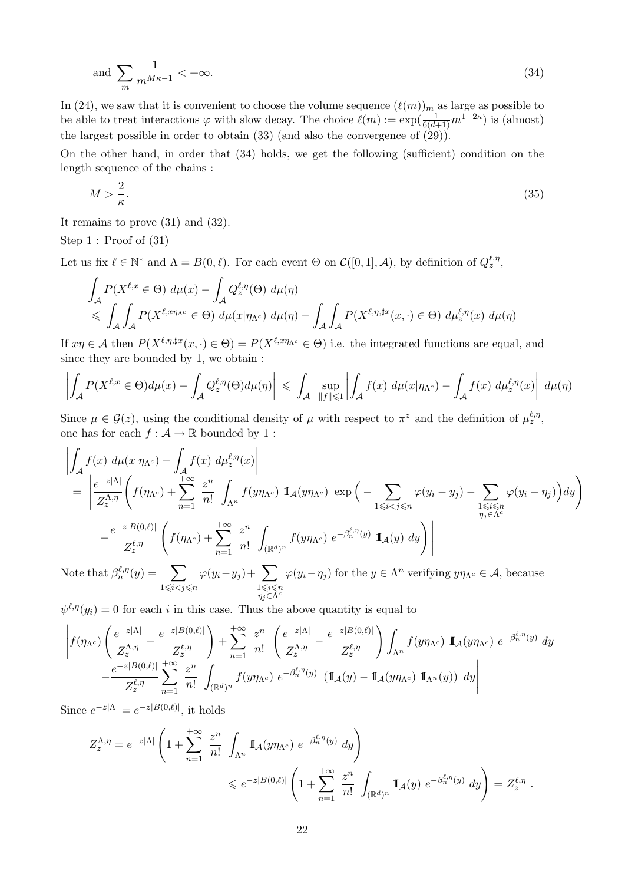$$\text{and } \sum_m \frac{1}{m^{M\kappa-1}} < +\infty. \tag{34}$$

In (24), we saw that it is convenient to choose the volume sequence $(\ell(m))_m$ as large as possible to be able to treat interactions $\varphi$ with slow decay. The choice $\ell(m) := \exp(\frac{1}{6(d+1)} m^{1-2\kappa})$ is (almost) the largest possible in order to obtain (33) (and also the convergence of (29)).

On the other hand, in order that (34) holds, we get the following (sufficient) condition on the length sequence of the chains :

$$M > \frac{2}{\kappa}. \tag{35}$$

It remains to prove (31) and (32).

Step 1 : Proof of (31)

Let us fix $\ell \in \mathbb{N}^*$ and $\Lambda = B(0,\ell)$. For each event $\Theta$ on $\mathcal{C}([0,1],\mathcal{A})$, by definition of $Q_z^{\ell,\eta}$,

$$\begin{aligned}
&\int_{\mathcal{A}} P(X^{\ell,x} \in \Theta)\ d\mu(x) - \int_{\mathcal{A}} Q_z^{\ell,\eta}(\Theta)\ d\mu(\eta) \\
&\leqslant \int_{\mathcal{A}}\int_{\mathcal{A}} P(X^{\ell,x\eta_{\Lambda^c}} \in \Theta)\ d\mu(x|\eta_{\Lambda^c})\ d\mu(\eta) - \int_{\mathcal{A}}\int_{\mathcal{A}} P(X^{\ell,\eta,\sharp x}(x,\cdot) \in \Theta)\ d\mu_z^{\ell,\eta}(x)\ d\mu(\eta)
\end{aligned}$$

If $x\eta \in \mathcal{A}$ then $P(X^{\ell,\eta,\sharp x}(x,\cdot) \in \Theta) = P(X^{\ell,x\eta_{\Lambda^c}} \in \Theta)$ i.e. the integrated functions are equal, and since they are bounded by 1, we obtain :

$$\left|\int_{\mathcal{A}} P(X^{\ell,x} \in \Theta) d\mu(x) - \int_{\mathcal{A}} Q_z^{\ell,\eta}(\Theta) d\mu(\eta)\right| \leqslant \int_{\mathcal{A}} \sup_{\|f\|\leqslant 1} \left|\int_{\mathcal{A}} f(x)\ d\mu(x|\eta_{\Lambda^c}) - \int_{\mathcal{A}} f(x)\ d\mu_z^{\ell,\eta}(x)\right|\ d\mu(\eta)$$

Since $\mu \in \mathcal{G}(z)$, using the conditional density of $\mu$ with respect to $\pi^z$ and the definition of $\mu_z^{\ell,\eta}$, one has for each $f : \mathcal{A} \to \mathbb{R}$ bounded by 1 :

$$\begin{aligned}
&\left|\int_{\mathcal{A}} f(x)\ d\mu(x|\eta_{\Lambda^c}) - \int_{\mathcal{A}} f(x)\ d\mu_z^{\ell,\eta}(x)\right| \\
&= \left|\frac{e^{-z|\Lambda|}}{Z_z^{\Lambda,\eta}}\left(f(\eta_{\Lambda^c}) + \sum_{n=1}^{+\infty} \frac{z^n}{n!} \int_{\Lambda^n} f(y\eta_{\Lambda^c})\ \mathbb{1}_{\mathcal{A}}(y\eta_{\Lambda^c})\ \exp\Big(-\sum_{1\leqslant i<j\leqslant n} \varphi(y_i - y_j) - \sum_{\substack{1\leqslant i\leqslant n\\ \eta_j\in\Lambda^c}} \varphi(y_i - \eta_j)\Big) dy\right)\right. \\
&\left.\quad - \frac{e^{-z|B(0,\ell)|}}{Z_z^{\ell,\eta}}\left(f(\eta_{\Lambda^c}) + \sum_{n=1}^{+\infty} \frac{z^n}{n!} \int_{(\mathbb{R}^d)^n} f(y\eta_{\Lambda^c})\ e^{-\beta_n^{\ell,\eta}(y)}\ \mathbb{1}_{\mathcal{A}}(y)\ dy\right)\right|
\end{aligned}$$

Note that $\beta_n^{\ell,\eta}(y) = \sum_{1\leqslant i<j\leqslant n} \varphi(y_i - y_j) + \sum_{\substack{1\leqslant i\leqslant n\\ \eta_j\in\Lambda^c}} \varphi(y_i - \eta_j)$ for the $y \in \Lambda^n$ verifying $y\eta_{\Lambda^c} \in \mathcal{A}$, because $\psi^{\ell,\eta}(y_i) = 0$ for each $i$ in this case. Thus the above quantity is equal to

$$\begin{aligned}
&\left| f(\eta_{\Lambda^c})\left(\frac{e^{-z|\Lambda|}}{Z_z^{\Lambda,\eta}} - \frac{e^{-z|B(0,\ell)|}}{Z_z^{\ell,\eta}}\right) + \sum_{n=1}^{+\infty} \frac{z^n}{n!}\left(\frac{e^{-z|\Lambda|}}{Z_z^{\Lambda,\eta}} - \frac{e^{-z|B(0,\ell)|}}{Z_z^{\ell,\eta}}\right)\int_{\Lambda^n} f(y\eta_{\Lambda^c})\ \mathbb{1}_{\mathcal{A}}(y\eta_{\Lambda^c})\ e^{-\beta_n^{\ell,\eta}(y)}\ dy\right. \\
&\left.\quad - \frac{e^{-z|B(0,\ell)|}}{Z_z^{\ell,\eta}} \sum_{n=1}^{+\infty} \frac{z^n}{n!} \int_{(\mathbb{R}^d)^n} f(y\eta_{\Lambda^c})\ e^{-\beta_n^{\ell,\eta}(y)}\ \left(\mathbb{1}_{\mathcal{A}}(y) - \mathbb{1}_{\mathcal{A}}(y\eta_{\Lambda^c})\ \mathbb{1}_{\Lambda^n}(y)\right)\ dy\right|
\end{aligned}$$

Since $e^{-z|\Lambda|} = e^{-z|B(0,\ell)|}$, it holds

$$\begin{aligned}
Z_z^{\Lambda,\eta} &= e^{-z|\Lambda|}\left(1 + \sum_{n=1}^{+\infty} \frac{z^n}{n!} \int_{\Lambda^n} \mathbb{1}_{\mathcal{A}}(y\eta_{\Lambda^c})\ e^{-\beta_n^{\ell,\eta}(y)}\ dy\right) \\
&\qquad\qquad \leqslant e^{-z|B(0,\ell)|}\left(1 + \sum_{n=1}^{+\infty} \frac{z^n}{n!} \int_{(\mathbb{R}^d)^n} \mathbb{1}_{\mathcal{A}}(y)\ e^{-\beta_n^{\ell,\eta}(y)}\ dy\right) = Z_z^{\ell,\eta}\ .
\end{aligned}$$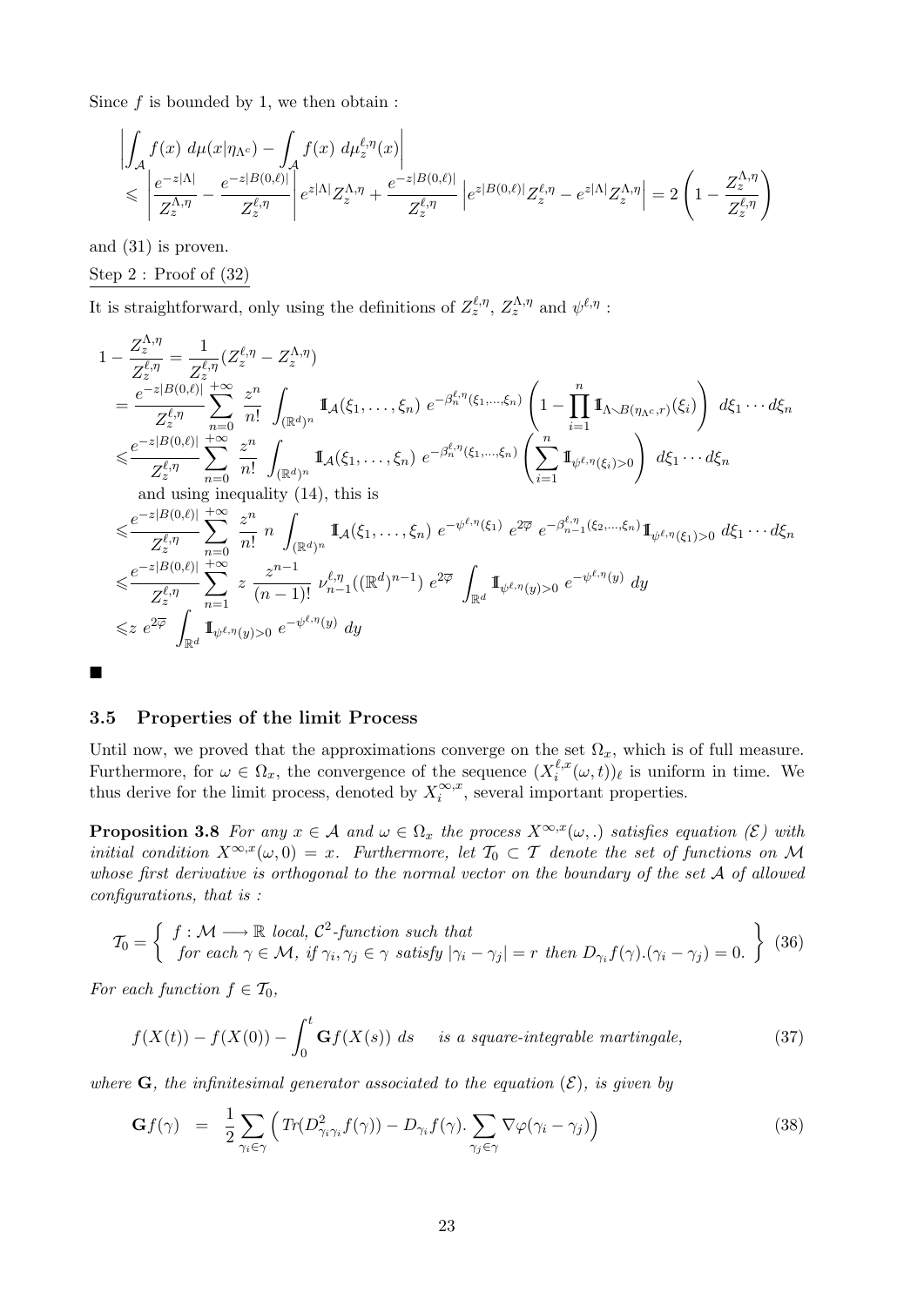Since $f$ is bounded by 1, we then obtain :

$$
\left| \int_{\mathcal{A}} f(x) \, d\mu(x|\eta_{\Lambda^c}) - \int_{\mathcal{A}} f(x) \, d\mu_z^{\ell,\eta}(x) \right|
$$
$$
\leqslant \left| \frac{e^{-z|\Lambda|}}{Z_z^{\Lambda,\eta}} - \frac{e^{-z|B(0,\ell)|}}{Z_z^{\ell,\eta}} \right| e^{z|\Lambda|} Z_z^{\Lambda,\eta} + \frac{e^{-z|B(0,\ell)|}}{Z_z^{\ell,\eta}} \left| e^{z|B(0,\ell)|} Z_z^{\ell,\eta} - e^{z|\Lambda|} Z_z^{\Lambda,\eta} \right| = 2 \left( 1 - \frac{Z_z^{\Lambda,\eta}}{Z_z^{\ell,\eta}} \right)
$$

and (31) is proven.

Step 2 : Proof of (32)

It is straightforward, only using the definitions of $Z_z^{\ell,\eta}$, $Z_z^{\Lambda,\eta}$ and $\psi^{\ell,\eta}$ :

$$
\begin{aligned}
1 - \frac{Z_z^{\Lambda,\eta}}{Z_z^{\ell,\eta}} &= \frac{1}{Z_z^{\ell,\eta}} (Z_z^{\ell,\eta} - Z_z^{\Lambda,\eta}) \\
&= \frac{e^{-z|B(0,\ell)|}}{Z_z^{\ell,\eta}} \sum_{n=0}^{+\infty} \frac{z^n}{n!} \int_{(\mathbb{R}^d)^n} \mathbb{1}_{\mathcal{A}}(\xi_1, \ldots, \xi_n) \, e^{-\beta_n^{\ell,\eta}(\xi_1,\ldots,\xi_n)} \left( 1 - \prod_{i=1}^n \mathbb{1}_{\Lambda \smallsetminus B(\eta_{\Lambda^c}, r)}(\xi_i) \right) \, d\xi_1 \cdots d\xi_n \\
&\leqslant \frac{e^{-z|B(0,\ell)|}}{Z_z^{\ell,\eta}} \sum_{n=0}^{+\infty} \frac{z^n}{n!} \int_{(\mathbb{R}^d)^n} \mathbb{1}_{\mathcal{A}}(\xi_1, \ldots, \xi_n) \, e^{-\beta_n^{\ell,\eta}(\xi_1,\ldots,\xi_n)} \left( \sum_{i=1}^n \mathbb{1}_{\psi^{\ell,\eta}(\xi_i)>0} \right) \, d\xi_1 \cdots d\xi_n \\
&\quad \text{and using inequality (14), this is} \\
&\leqslant \frac{e^{-z|B(0,\ell)|}}{Z_z^{\ell,\eta}} \sum_{n=0}^{+\infty} \frac{z^n}{n!} \, n \int_{(\mathbb{R}^d)^n} \mathbb{1}_{\mathcal{A}}(\xi_1, \ldots, \xi_n) \, e^{-\psi^{\ell,\eta}(\xi_1)} \, e^{2\overline{\varphi}} \, e^{-\beta_{n-1}^{\ell,\eta}(\xi_2,\ldots,\xi_n)} \mathbb{1}_{\psi^{\ell,\eta}(\xi_1)>0} \, d\xi_1 \cdots d\xi_n \\
&\leqslant \frac{e^{-z|B(0,\ell)|}}{Z_z^{\ell,\eta}} \sum_{n=1}^{+\infty} z \, \frac{z^{n-1}}{(n-1)!} \, \nu_{n-1}^{\ell,\eta}((\mathbb{R}^d)^{n-1}) \, e^{2\overline{\varphi}} \int_{\mathbb{R}^d} \mathbb{1}_{\psi^{\ell,\eta}(y)>0} \, e^{-\psi^{\ell,\eta}(y)} \, dy \\
&\leqslant z \, e^{2\overline{\varphi}} \int_{\mathbb{R}^d} \mathbb{1}_{\psi^{\ell,\eta}(y)>0} \, e^{-\psi^{\ell,\eta}(y)} \, dy
\end{aligned}
$$

■

### 3.5 Properties of the limit Process

Until now, we proved that the approximations converge on the set $\Omega_x$, which is of full measure. Furthermore, for $\omega \in \Omega_x$, the convergence of the sequence $(X_i^{\ell,x}(\omega,t))_\ell$ is uniform in time. We thus derive for the limit process, denoted by $X_i^{\infty,x}$, several important properties.

**Proposition 3.8** *For any $x \in \mathcal{A}$ and $\omega \in \Omega_x$ the process $X^{\infty,x}(\omega,.)$ satisfies equation $(\mathcal{E})$ with initial condition $X^{\infty,x}(\omega,0) = x$. Furthermore, let $\mathcal{T}_0 \subset \mathcal{T}$ denote the set of functions on $\mathcal{M}$ whose first derivative is orthogonal to the normal vector on the boundary of the set $\mathcal{A}$ of allowed configurations, that is :*

$$
\mathcal{T}_0 = \left\{ \begin{array}{l} f : \mathcal{M} \longrightarrow \mathbb{R} \text{ local, } \mathcal{C}^2\text{-function such that} \\ \text{for each } \gamma \in \mathcal{M}, \text{ if } \gamma_i, \gamma_j \in \gamma \text{ satisfy } |\gamma_i - \gamma_j| = r \text{ then } D_{\gamma_i} f(\gamma).(\gamma_i - \gamma_j) = 0. \end{array} \right\} \quad (36)
$$

*For each function $f \in \mathcal{T}_0$,*

$$
f(X(t)) - f(X(0)) - \int_0^t \mathbf{G} f(X(s)) \, ds \quad \text{is a square-integrable martingale,} \tag{37}
$$

*where $\mathbf{G}$, the infinitesimal generator associated to the equation $(\mathcal{E})$, is given by*

$$
\mathbf{G} f(\gamma) \;=\; \frac{1}{2} \sum_{\gamma_i \in \gamma} \Big( Tr(D^2_{\gamma_i \gamma_i} f(\gamma)) - D_{\gamma_i} f(\gamma) . \sum_{\gamma_j \in \gamma} \nabla \varphi(\gamma_i - \gamma_j) \Big) \tag{38}
$$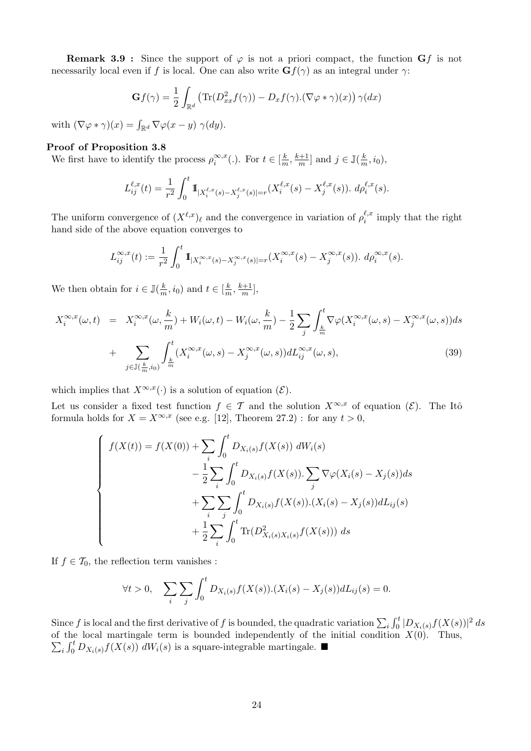**Remark 3.9 :** Since the support of $\varphi$ is not a priori compact, the function $\mathbf{G}f$ is not necessarily local even if $f$ is local. One can also write $\mathbf{G}f(\gamma)$ as an integral under $\gamma$:

$$\mathbf{G}f(\gamma) = \frac{1}{2}\int_{\mathbb{R}^d} \left(\mathrm{Tr}(D^2_{xx}f(\gamma)) - D_x f(\gamma).(\nabla\varphi * \gamma)(x)\right)\gamma(dx)$$

with $(\nabla\varphi * \gamma)(x) = \int_{\mathbb{R}^d} \nabla\varphi(x-y)\ \gamma(dy)$.

**Proof of Proposition 3.8**

We first have to identify the process $\rho_i^{\infty,x}(.)$. For $t \in [\frac{k}{m}, \frac{k+1}{m}]$ and $j \in \mathbb{J}(\frac{k}{m}, i_0)$,

$$L_{ij}^{\ell,x}(t) = \frac{1}{r^2}\int_0^t \mathbb{1}_{|X_i^{\ell,x}(s)-X_j^{\ell,x}(s)|=r}(X_i^{\ell,x}(s) - X_j^{\ell,x}(s)).\ d\rho_i^{\ell,x}(s).$$

The uniform convergence of $(X^{\ell,x})_\ell$ and the convergence in variation of $\rho_i^{\ell,x}$ imply that the right hand side of the above equation converges to

$$L_{ij}^{\infty,x}(t) := \frac{1}{r^2}\int_0^t \mathbb{1}_{|X_i^{\infty,x}(s)-X_j^{\infty,x}(s)|=r}(X_i^{\infty,x}(s) - X_j^{\infty,x}(s)).\ d\rho_i^{\infty,x}(s).$$

We then obtain for $i \in \mathbb{J}(\frac{k}{m}, i_0)$ and $t \in [\frac{k}{m}, \frac{k+1}{m}]$,

$$\begin{aligned}
X_i^{\infty,x}(\omega,t) &= X_i^{\infty,x}(\omega,\frac{k}{m}) + W_i(\omega,t) - W_i(\omega,\frac{k}{m}) - \frac{1}{2}\sum_j \int_{\frac{k}{m}}^t \nabla\varphi(X_i^{\infty,x}(\omega,s) - X_j^{\infty,x}(\omega,s))ds \\
&+ \sum_{j\in\mathbb{J}(\frac{k}{m},i_0)} \int_{\frac{k}{m}}^t (X_i^{\infty,x}(\omega,s) - X_j^{\infty,x}(\omega,s))dL_{ij}^{\infty,x}(\omega,s), \qquad (39)
\end{aligned}$$

which implies that $X^{\infty,x}(\cdot)$ is a solution of equation $(\mathcal{E})$.

Let us consider a fixed test function $f \in \mathcal{T}$ and the solution $X^{\infty,x}$ of equation $(\mathcal{E})$. The Itô formula holds for $X = X^{\infty,x}$ (see e.g. [12], Theorem 27.2) : for any $t > 0$,

$$\left\{\begin{aligned}
f(X(t)) = f(X(0)) &+ \sum_i \int_0^t D_{X_i(s)}f(X(s))\ dW_i(s) \\
&- \frac{1}{2}\sum_i \int_0^t D_{X_i(s)}f(X(s)).\sum_j \nabla\varphi(X_i(s) - X_j(s))ds \\
&+ \sum_i\sum_j \int_0^t D_{X_i(s)}f(X(s)).(X_i(s) - X_j(s))dL_{ij}(s) \\
&+ \frac{1}{2}\sum_i \int_0^t \mathrm{Tr}(D^2_{X_i(s)X_i(s)}f(X(s)))\ ds
\end{aligned}\right.$$

If $f \in \mathcal{T}_0$, the reflection term vanishes :

$$\forall t > 0, \quad \sum_i\sum_j \int_0^t D_{X_i(s)}f(X(s)).(X_i(s) - X_j(s))dL_{ij}(s) = 0.$$

Since $f$ is local and the first derivative of $f$ is bounded, the quadratic variation $\sum_i \int_0^t |D_{X_i(s)}f(X(s))|^2\ ds$ of the local martingale term is bounded independently of the initial condition $X(0)$. Thus, $\sum_i \int_0^t D_{X_i(s)}f(X(s))\ dW_i(s)$ is a square-integrable martingale. ■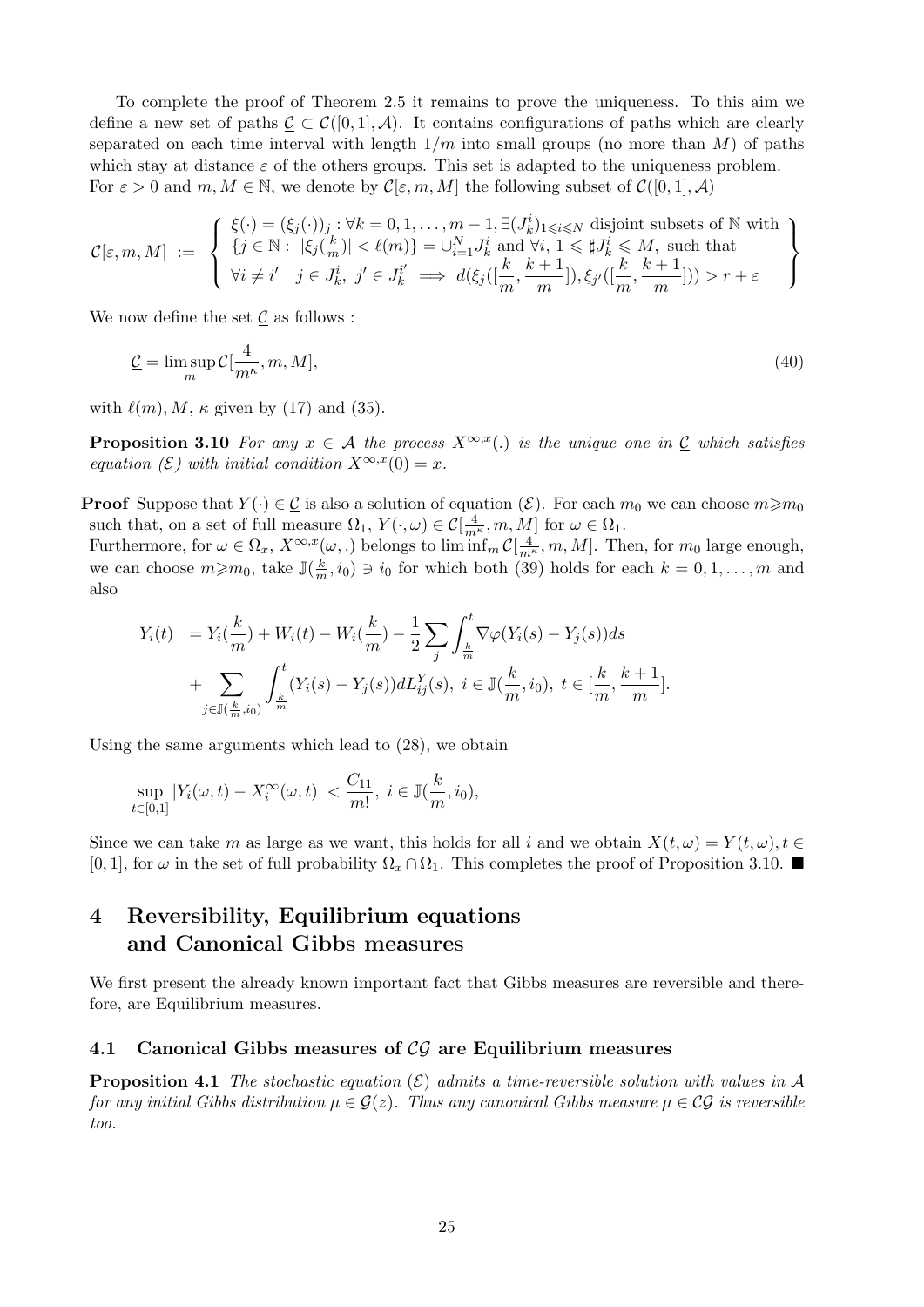To complete the proof of Theorem 2.5 it remains to prove the uniqueness. To this aim we define a new set of paths $\underline{\mathcal{C}} \subset \mathcal{C}([0,1],\mathcal{A})$. It contains configurations of paths which are clearly separated on each time interval with length $1/m$ into small groups (no more than $M$) of paths which stay at distance $\varepsilon$ of the others groups. This set is adapted to the uniqueness problem.
For $\varepsilon > 0$ and $m, M \in \mathbb{N}$, we denote by $\mathcal{C}[\varepsilon, m, M]$ the following subset of $\mathcal{C}([0,1],\mathcal{A})$

$$
\mathcal{C}[\varepsilon,m,M] := \left\{ \begin{array}{l} \xi(\cdot) = (\xi_j(\cdot))_j : \forall k = 0,1,\dots,m-1, \exists (J_k^i)_{1\leqslant i\leqslant N} \text{ disjoint subsets of } \mathbb{N} \text{ with} \\ \{j \in \mathbb{N} : \ |\xi_j(\frac{k}{m})| < \ell(m)\} = \cup_{i=1}^N J_k^i \text{ and } \forall i,\ 1 \leqslant \sharp J_k^i \leqslant M, \text{ such that} \\ \forall i \neq i' \quad j \in J_k^i,\ j' \in J_k^{i'} \implies d(\xi_j([\frac{k}{m},\frac{k+1}{m}]), \xi_{j'}([\frac{k}{m},\frac{k+1}{m}])) > r + \varepsilon \end{array} \right\}
$$

We now define the set $\underline{\mathcal{C}}$ as follows :

$$
\underline{\mathcal{C}} = \limsup_m \mathcal{C}[\frac{4}{m^\kappa}, m, M], \tag{40}
$$

with $\ell(m), M, \kappa$ given by (17) and (35).

**Proposition 3.10** *For any $x \in \mathcal{A}$ the process $X^{\infty,x}(.)$ is the unique one in $\underline{\mathcal{C}}$ which satisfies equation ($\mathcal{E}$) with initial condition $X^{\infty,x}(0) = x$.*

**Proof** Suppose that $Y(\cdot) \in \underline{\mathcal{C}}$ is also a solution of equation ($\mathcal{E}$). For each $m_0$ we can choose $m \geqslant m_0$ such that, on a set of full measure $\Omega_1$, $Y(\cdot,\omega) \in \mathcal{C}[\frac{4}{m^\kappa}, m, M]$ for $\omega \in \Omega_1$.
Furthermore, for $\omega \in \Omega_x$, $X^{\infty,x}(\omega,.)$ belongs to $\liminf_m \mathcal{C}[\frac{4}{m^\kappa}, m, M]$. Then, for $m_0$ large enough, we can choose $m \geqslant m_0$, take $\mathbb{J}(\frac{k}{m}, i_0) \ni i_0$ for which both (39) holds for each $k = 0,1,\dots,m$ and also

$$
\begin{aligned}
Y_i(t) &= Y_i(\frac{k}{m}) + W_i(t) - W_i(\frac{k}{m}) - \frac{1}{2}\sum_j \int_{\frac{k}{m}}^t \nabla\varphi(Y_i(s) - Y_j(s))ds \\
&+ \sum_{j \in \mathbb{J}(\frac{k}{m}, i_0)} \int_{\frac{k}{m}}^t (Y_i(s) - Y_j(s))dL_{ij}^Y(s),\ i \in \mathbb{J}(\frac{k}{m}, i_0),\ t \in [\frac{k}{m}, \frac{k+1}{m}].
\end{aligned}
$$

Using the same arguments which lead to (28), we obtain

$$
\sup_{t\in[0,1]} |Y_i(\omega,t) - X_i^\infty(\omega,t)| < \frac{C_{11}}{m!},\ i \in \mathbb{J}(\frac{k}{m}, i_0),
$$

Since we can take $m$ as large as we want, this holds for all $i$ and we obtain $X(t,\omega) = Y(t,\omega), t \in [0,1]$, for $\omega$ in the set of full probability $\Omega_x \cap \Omega_1$. This completes the proof of Proposition 3.10. ■

# 4 Reversibility, Equilibrium equations and Canonical Gibbs measures

We first present the already known important fact that Gibbs measures are reversible and therefore, are Equilibrium measures.

## 4.1 Canonical Gibbs measures of $\mathcal{CG}$ are Equilibrium measures

**Proposition 4.1** *The stochastic equation ($\mathcal{E}$) admits a time-reversible solution with values in $\mathcal{A}$ for any initial Gibbs distribution $\mu \in \mathcal{G}(z)$. Thus any canonical Gibbs measure $\mu \in \mathcal{CG}$ is reversible too.*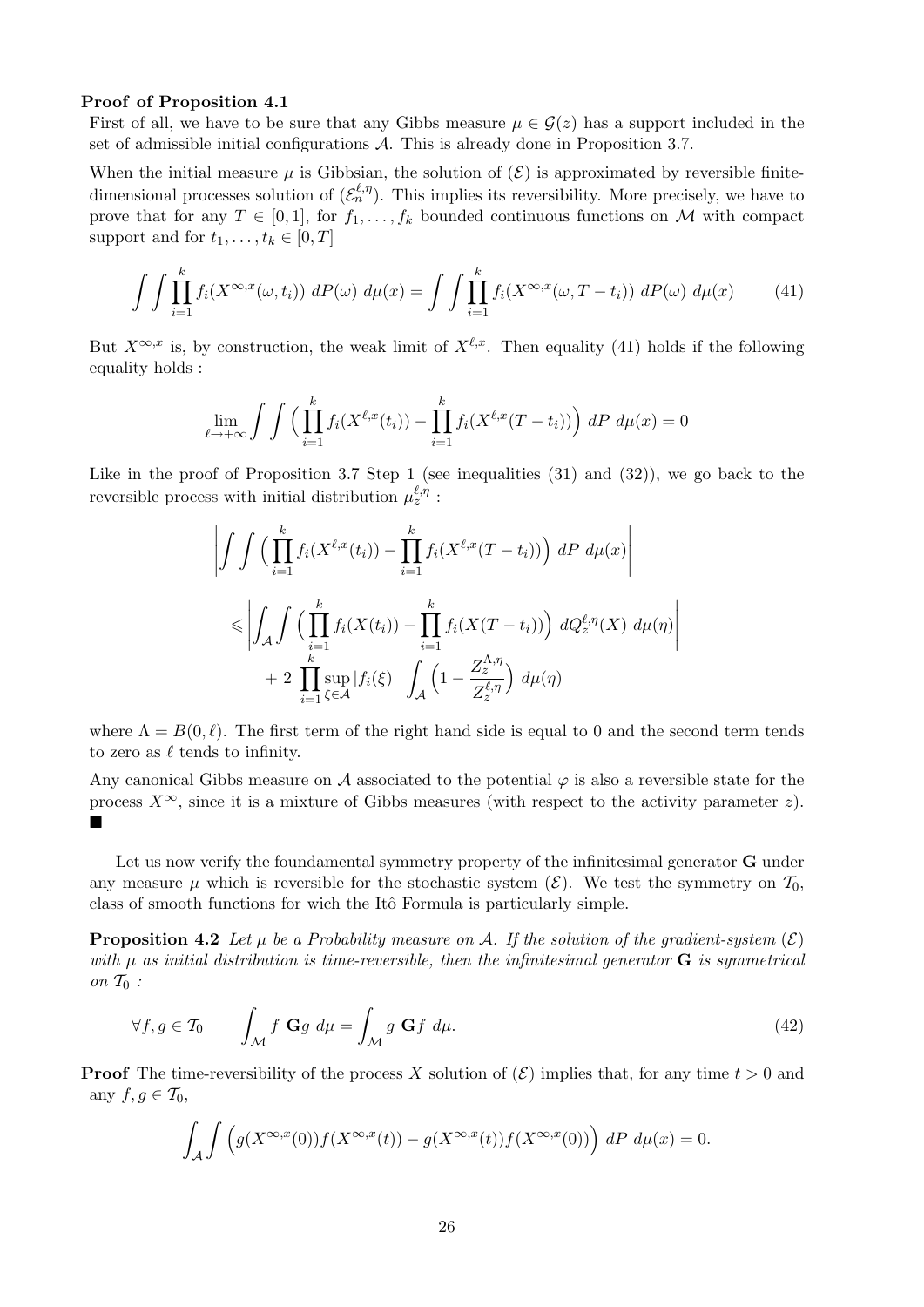**Proof of Proposition 4.1**

First of all, we have to be sure that any Gibbs measure $\mu \in \mathcal{G}(z)$ has a support included in the set of admissible initial configurations $\underline{\mathcal{A}}$. This is already done in Proposition 3.7.

When the initial measure $\mu$ is Gibbsian, the solution of $(\mathcal{E})$ is approximated by reversible finite-dimensional processes solution of $(\mathcal{E}_n^{\ell,\eta})$. This implies its reversibility. More precisely, we have to prove that for any $T \in [0,1]$, for $f_1, \dots, f_k$ bounded continuous functions on $\mathcal{M}$ with compact support and for $t_1, \dots, t_k \in [0,T]$

$$\int\int \prod_{i=1}^{k} f_i(X^{\infty,x}(\omega, t_i)) \; dP(\omega) \; d\mu(x) = \int\int \prod_{i=1}^{k} f_i(X^{\infty,x}(\omega, T-t_i)) \; dP(\omega) \; d\mu(x) \tag{41}$$

But $X^{\infty,x}$ is, by construction, the weak limit of $X^{\ell,x}$. Then equality (41) holds if the following equality holds :

$$\lim_{\ell\to+\infty} \int\int \Big( \prod_{i=1}^{k} f_i(X^{\ell,x}(t_i)) - \prod_{i=1}^{k} f_i(X^{\ell,x}(T-t_i)) \Big) \; dP \; d\mu(x) = 0$$

Like in the proof of Proposition 3.7 Step 1 (see inequalities (31) and (32)), we go back to the reversible process with initial distribution $\mu_z^{\ell,\eta}$ :

$$\begin{aligned}
&\left| \int\int \Big( \prod_{i=1}^{k} f_i(X^{\ell,x}(t_i)) - \prod_{i=1}^{k} f_i(X^{\ell,x}(T-t_i)) \Big) \; dP \; d\mu(x) \right| \\
&\leqslant \left| \int_{\mathcal{A}}\int \Big( \prod_{i=1}^{k} f_i(X(t_i)) - \prod_{i=1}^{k} f_i(X(T-t_i)) \Big) \; dQ_z^{\ell,\eta}(X) \; d\mu(\eta) \right| \\
&\qquad + 2 \prod_{i=1}^{k} \sup_{\xi\in\mathcal{A}} |f_i(\xi)| \; \int_{\mathcal{A}} \Big( 1 - \frac{Z_z^{\Lambda,\eta}}{Z_z^{\ell,\eta}} \Big) \; d\mu(\eta)
\end{aligned}$$

where $\Lambda = B(0,\ell)$. The first term of the right hand side is equal to 0 and the second term tends to zero as $\ell$ tends to infinity.

Any canonical Gibbs measure on $\mathcal{A}$ associated to the potential $\varphi$ is also a reversible state for the process $X^\infty$, since it is a mixture of Gibbs measures (with respect to the activity parameter $z$). ∎

Let us now verify the foundamental symmetry property of the infinitesimal generator $\mathbf{G}$ under any measure $\mu$ which is reversible for the stochastic system $(\mathcal{E})$. We test the symmetry on $\mathcal{T}_0$, class of smooth functions for wich the Itô Formula is particularly simple.

**Proposition 4.2** *Let $\mu$ be a Probability measure on $\mathcal{A}$. If the solution of the gradient-system $(\mathcal{E})$ with $\mu$ as initial distribution is time-reversible, then the infinitesimal generator $\mathbf{G}$ is symmetrical on $\mathcal{T}_0$ :*

$$\forall f,g \in \mathcal{T}_0 \qquad \int_{\mathcal{M}} f \; \mathbf{G}g \; d\mu = \int_{\mathcal{M}} g \; \mathbf{G}f \; d\mu. \tag{42}$$

**Proof** The time-reversibility of the process $X$ solution of $(\mathcal{E})$ implies that, for any time $t > 0$ and any $f, g \in \mathcal{T}_0$,

$$\int_{\mathcal{A}}\int \Big( g(X^{\infty,x}(0)) f(X^{\infty,x}(t)) - g(X^{\infty,x}(t)) f(X^{\infty,x}(0)) \Big) \; dP \; d\mu(x) = 0.$$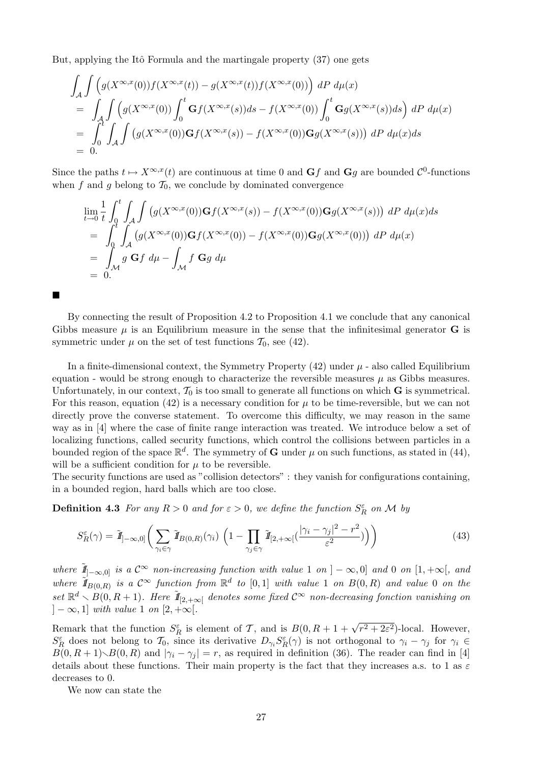But, applying the Itô Formula and the martingale property (37) one gets

$$
\begin{aligned}
&\int_{\mathcal{A}}\int \Big(g(X^{\infty,x}(0))f(X^{\infty,x}(t)) - g(X^{\infty,x}(t))f(X^{\infty,x}(0))\Big)\ dP\ d\mu(x)\\
&= \int_{\mathcal{A}}\int \Big(g(X^{\infty,x}(0))\int_0^t \mathbf{G}f(X^{\infty,x}(s))ds - f(X^{\infty,x}(0))\int_0^t \mathbf{G}g(X^{\infty,x}(s))ds\Big)\ dP\ d\mu(x)\\
&= \int_0^t \int_{\mathcal{A}}\int \big(g(X^{\infty,x}(0))\mathbf{G}f(X^{\infty,x}(s)) - f(X^{\infty,x}(0))\mathbf{G}g(X^{\infty,x}(s))\big)\ dP\ d\mu(x)ds\\
&= 0.
\end{aligned}
$$

Since the paths $t \mapsto X^{\infty,x}(t)$ are continuous at time 0 and $\mathbf{G}f$ and $\mathbf{G}g$ are bounded $\mathcal{C}^0$-functions when $f$ and $g$ belong to $\mathcal{T}_0$, we conclude by dominated convergence

$$
\begin{aligned}
&\lim_{t\to 0}\frac{1}{t}\int_0^t \int_{\mathcal{A}}\int \big(g(X^{\infty,x}(0))\mathbf{G}f(X^{\infty,x}(s)) - f(X^{\infty,x}(0))\mathbf{G}g(X^{\infty,x}(s))\big)\ dP\ d\mu(x)ds\\
&= \int_0^t \int_{\mathcal{A}} \big(g(X^{\infty,x}(0))\mathbf{G}f(X^{\infty,x}(0)) - f(X^{\infty,x}(0))\mathbf{G}g(X^{\infty,x}(0))\big)\ dP\ d\mu(x)\\
&= \int_{\mathcal{M}} g\ \mathbf{G}f\ d\mu - \int_{\mathcal{M}} f\ \mathbf{G}g\ d\mu\\
&= 0.
\end{aligned}
$$

■

By connecting the result of Proposition 4.2 to Proposition 4.1 we conclude that any canonical Gibbs measure $\mu$ is an Equilibrium measure in the sense that the infinitesimal generator $\mathbf{G}$ is symmetric under $\mu$ on the set of test functions $\mathcal{T}_0$, see (42).

In a finite-dimensional context, the Symmetry Property (42) under $\mu$ - also called Equilibrium equation - would be strong enough to characterize the reversible measures $\mu$ as Gibbs measures. Unfortunately, in our context, $\mathcal{T}_0$ is too small to generate all functions on which $\mathbf{G}$ is symmetrical. For this reason, equation (42) is a necessary condition for $\mu$ to be time-reversible, but we can not directly prove the converse statement. To overcome this difficulty, we may reason in the same way as in [4] where the case of finite range interaction was treated. We introduce below a set of localizing functions, called security functions, which control the collisions between particles in a bounded region of the space $\mathbb{R}^d$. The symmetry of $\mathbf{G}$ under $\mu$ on such functions, as stated in (44), will be a sufficient condition for $\mu$ to be reversible.
The security functions are used as "collision detectors" : they vanish for configurations containing, in a bounded region, hard balls which are too close.

**Definition 4.3** *For any $R > 0$ and for $\varepsilon > 0$, we define the function $S_R^\varepsilon$ on $\mathcal{M}$ by*

$$
S_R^\varepsilon(\gamma) = \tilde{\mathbb{1}}_{]-\infty,0]}\bigg(\sum_{\gamma_i\in\gamma}\tilde{\mathbb{1}}_{B(0,R)}(\gamma_i)\ \Big(1 - \prod_{\gamma_j\in\gamma}\tilde{\mathbb{1}}_{[2,+\infty[}(\frac{|\gamma_i-\gamma_j|^2 - r^2}{\varepsilon^2})\Big)\bigg) \tag{43}
$$

*where $\tilde{\mathbb{1}}_{]-\infty,0]}$ is a $\mathcal{C}^\infty$ non-increasing function with value 1 on $]-\infty,0]$ and 0 on $[1,+\infty[$, and where $\tilde{\mathbb{1}}_{B(0,R)}$ is a $\mathcal{C}^\infty$ function from $\mathbb{R}^d$ to $[0,1]$ with value 1 on $B(0,R)$ and value 0 on the set $\mathbb{R}^d \smallsetminus B(0,R+1)$. Here $\tilde{\mathbb{1}}_{[2,+\infty[}$ denotes some fixed $\mathcal{C}^\infty$ non-decreasing fonction vanishing on $]-\infty,1]$ with value 1 on $[2,+\infty[$.*

Remark that the function $S_R^\varepsilon$ is element of $\mathcal{T}$, and is $B(0,R+1+\sqrt{r^2+2\varepsilon^2})$-local. However, $S_R^\varepsilon$ does not belong to $\mathcal{T}_0$, since its derivative $D_{\gamma_i}S_R^\varepsilon(\gamma)$ is not orthogonal to $\gamma_i - \gamma_j$ for $\gamma_i \in B(0,R+1)\smallsetminus B(0,R)$ and $|\gamma_i - \gamma_j| = r$, as required in definition (36). The reader can find in [4] details about these functions. Their main property is the fact that they increases a.s. to 1 as $\varepsilon$ decreases to 0.

We now can state the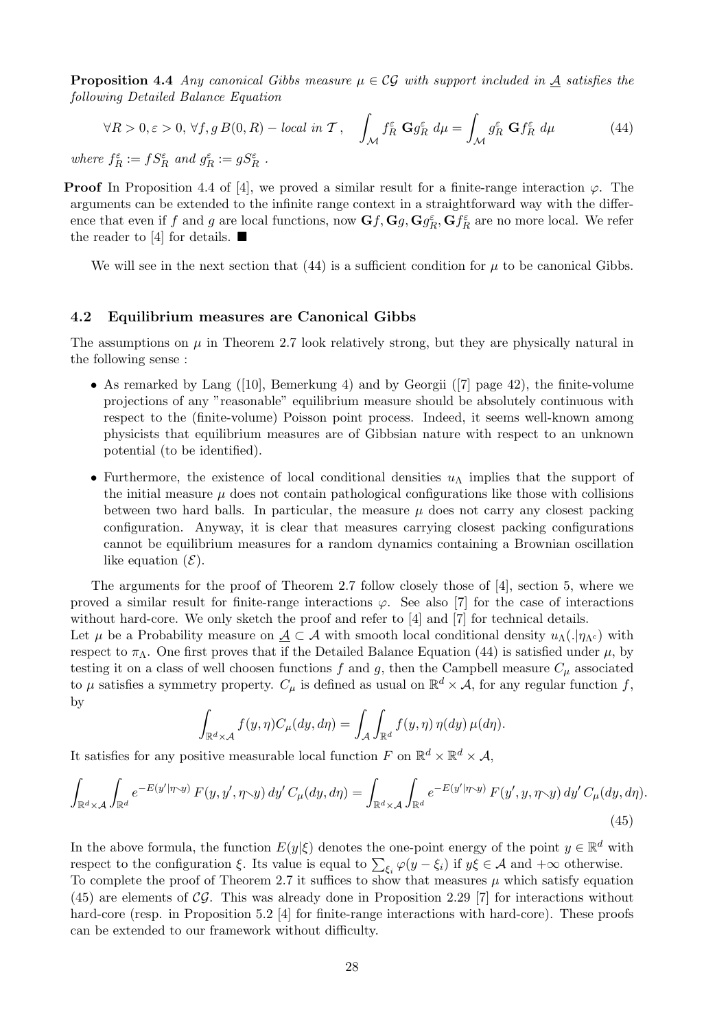**Proposition 4.4** *Any canonical Gibbs measure $\mu \in \mathcal{CG}$ with support included in $\underline{\mathcal{A}}$ satisfies the following Detailed Balance Equation*

$$\forall R > 0, \varepsilon > 0, \ \forall f, g \ B(0,R) - \textit{local in } \mathcal{T}\,, \quad \int_{\mathcal{M}} f_R^\varepsilon \ \mathbf{G} g_R^\varepsilon \ d\mu = \int_{\mathcal{M}} g_R^\varepsilon \ \mathbf{G} f_R^\varepsilon \ d\mu \tag{44}$$

*where $f_R^\varepsilon := f S_R^\varepsilon$ and $g_R^\varepsilon := g S_R^\varepsilon$ .*

**Proof** In Proposition 4.4 of [4], we proved a similar result for a finite-range interaction $\varphi$. The arguments can be extended to the infinite range context in a straightforward way with the difference that even if $f$ and $g$ are local functions, now $\mathbf{G}f, \mathbf{G}g, \mathbf{G}g_R^\varepsilon, \mathbf{G}f_R^\varepsilon$ are no more local. We refer the reader to [4] for details. ■

We will see in the next section that (44) is a sufficient condition for $\mu$ to be canonical Gibbs.

### 4.2 Equilibrium measures are Canonical Gibbs

The assumptions on $\mu$ in Theorem 2.7 look relatively strong, but they are physically natural in the following sense :

- As remarked by Lang ([10], Bemerkung 4) and by Georgii ([7] page 42), the finite-volume projections of any "reasonable" equilibrium measure should be absolutely continuous with respect to the (finite-volume) Poisson point process. Indeed, it seems well-known among physicists that equilibrium measures are of Gibbsian nature with respect to an unknown potential (to be identified).
- Furthermore, the existence of local conditional densities $u_\Lambda$ implies that the support of the initial measure $\mu$ does not contain pathological configurations like those with collisions between two hard balls. In particular, the measure $\mu$ does not carry any closest packing configuration. Anyway, it is clear that measures carrying closest packing configurations cannot be equilibrium measures for a random dynamics containing a Brownian oscillation like equation $(\mathcal{E})$.

The arguments for the proof of Theorem 2.7 follow closely those of [4], section 5, where we proved a similar result for finite-range interactions $\varphi$. See also [7] for the case of interactions without hard-core. We only sketch the proof and refer to [4] and [7] for technical details.
Let $\mu$ be a Probability measure on $\underline{\mathcal{A}} \subset \mathcal{A}$ with smooth local conditional density $u_\Lambda(.|\eta_{\Lambda^c})$ with respect to $\pi_\Lambda$. One first proves that if the Detailed Balance Equation (44) is satisfied under $\mu$, by testing it on a class of well choosen functions $f$ and $g$, then the Campbell measure $C_\mu$ associated to $\mu$ satisfies a symmetry property. $C_\mu$ is defined as usual on $\mathbb{R}^d \times \mathcal{A}$, for any regular function $f$, by

$$\int_{\mathbb{R}^d \times \mathcal{A}} f(y,\eta) C_\mu(dy, d\eta) = \int_{\mathcal{A}} \int_{\mathbb{R}^d} f(y,\eta)\, \eta(dy)\, \mu(d\eta).$$

It satisfies for any positive measurable local function $F$ on $\mathbb{R}^d \times \mathbb{R}^d \times \mathcal{A}$,

$$\int_{\mathbb{R}^d \times \mathcal{A}} \int_{\mathbb{R}^d} e^{-E(y'|\eta \setminus y)}\, F(y, y', \eta \setminus y)\, dy'\, C_\mu(dy, d\eta) = \int_{\mathbb{R}^d \times \mathcal{A}} \int_{\mathbb{R}^d} e^{-E(y'|\eta \setminus y)}\, F(y', y, \eta \setminus y)\, dy'\, C_\mu(dy, d\eta). \tag{45}$$

In the above formula, the function $E(y|\xi)$ denotes the one-point energy of the point $y \in \mathbb{R}^d$ with respect to the configuration $\xi$. Its value is equal to $\sum_{\xi_i} \varphi(y - \xi_i)$ if $y\xi \in \mathcal{A}$ and $+\infty$ otherwise.
To complete the proof of Theorem 2.7 it suffices to show that measures $\mu$ which satisfy equation (45) are elements of $\mathcal{CG}$. This was already done in Proposition 2.29 [7] for interactions without hard-core (resp. in Proposition 5.2 [4] for finite-range interactions with hard-core). These proofs can be extended to our framework without difficulty.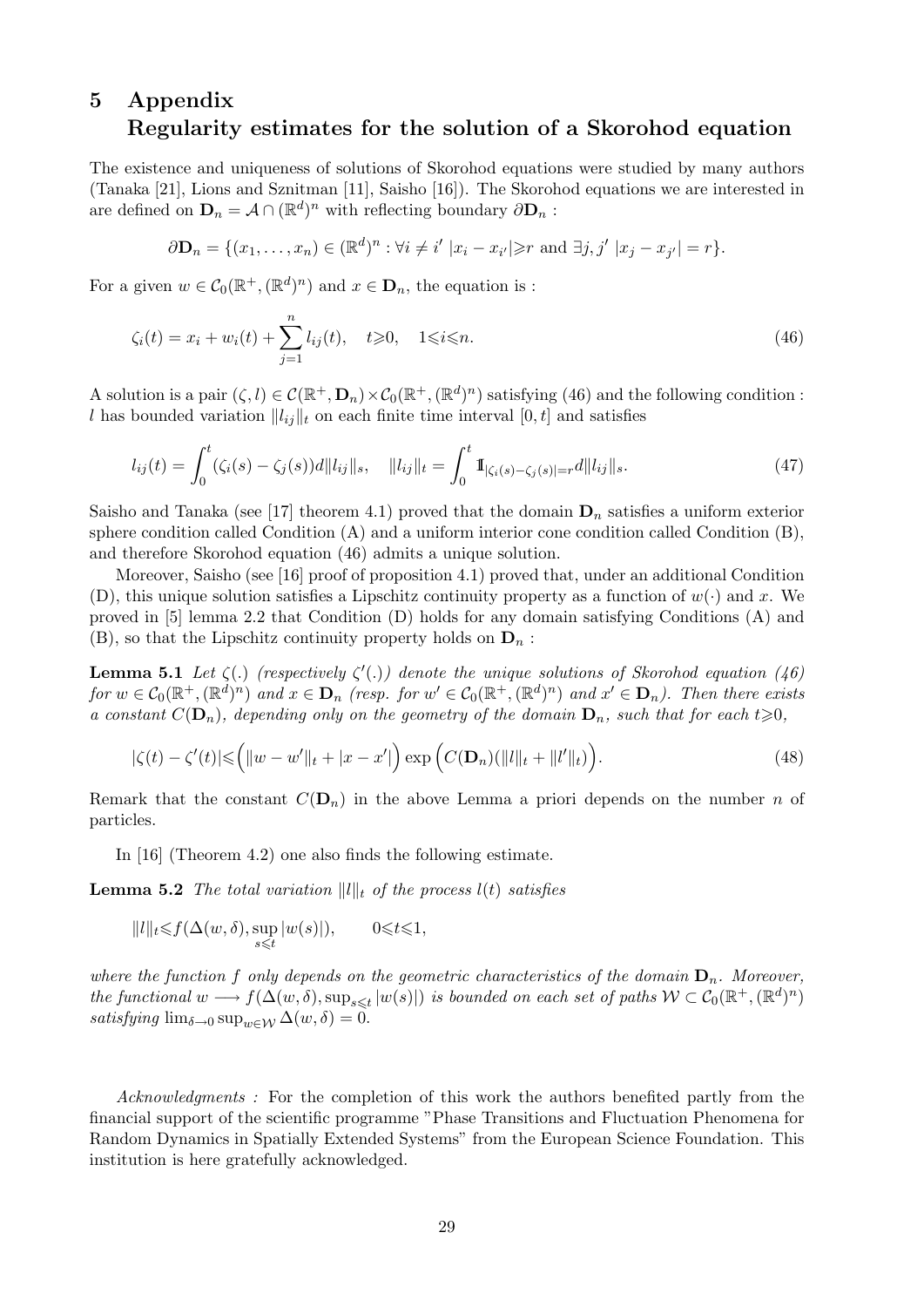# 5 Appendix
# Regularity estimates for the solution of a Skorohod equation

The existence and uniqueness of solutions of Skorohod equations were studied by many authors (Tanaka [21], Lions and Sznitman [11], Saisho [16]). The Skorohod equations we are interested in are defined on $\mathbf{D}_n = \mathcal{A} \cap (\mathbb{R}^d)^n$ with reflecting boundary $\partial \mathbf{D}_n$ :

$$\partial \mathbf{D}_n = \{(x_1, \ldots, x_n) \in (\mathbb{R}^d)^n : \forall i \neq i' \ |x_i - x_{i'}| \geqslant r \text{ and } \exists j, j' \ |x_j - x_{j'}| = r\}.$$

For a given $w \in \mathcal{C}_0(\mathbb{R}^+, (\mathbb{R}^d)^n)$ and $x \in \mathbf{D}_n$, the equation is :

$$\zeta_i(t) = x_i + w_i(t) + \sum_{j=1}^{n} l_{ij}(t), \quad t \geqslant 0, \quad 1 \leqslant i \leqslant n. \tag{46}$$

A solution is a pair $(\zeta, l) \in \mathcal{C}(\mathbb{R}^+, \mathbf{D}_n) \times \mathcal{C}_0(\mathbb{R}^+, (\mathbb{R}^d)^n)$ satisfying (46) and the following condition : $l$ has bounded variation $\|l_{ij}\|_t$ on each finite time interval $[0, t]$ and satisfies

$$l_{ij}(t) = \int_0^t (\zeta_i(s) - \zeta_j(s)) d\|l_{ij}\|_s, \quad \|l_{ij}\|_t = \int_0^t \mathbb{1}_{|\zeta_i(s) - \zeta_j(s)| = r} d\|l_{ij}\|_s. \tag{47}$$

Saisho and Tanaka (see [17] theorem 4.1) proved that the domain $\mathbf{D}_n$ satisfies a uniform exterior sphere condition called Condition (A) and a uniform interior cone condition called Condition (B), and therefore Skorohod equation (46) admits a unique solution.

Moreover, Saisho (see [16] proof of proposition 4.1) proved that, under an additional Condition (D), this unique solution satisfies a Lipschitz continuity property as a function of $w(\cdot)$ and $x$. We proved in [5] lemma 2.2 that Condition (D) holds for any domain satisfying Conditions (A) and (B), so that the Lipschitz continuity property holds on $\mathbf{D}_n$ :

**Lemma 5.1** *Let $\zeta(.)$ (respectively $\zeta'(.)$) denote the unique solutions of Skorohod equation (46) for $w \in \mathcal{C}_0(\mathbb{R}^+, (\mathbb{R}^d)^n)$ and $x \in \mathbf{D}_n$ (resp. for $w' \in \mathcal{C}_0(\mathbb{R}^+, (\mathbb{R}^d)^n)$ and $x' \in \mathbf{D}_n$). Then there exists a constant $C(\mathbf{D}_n)$, depending only on the geometry of the domain $\mathbf{D}_n$, such that for each $t \geqslant 0$,*

$$|\zeta(t) - \zeta'(t)| \leqslant \Big( \|w - w'\|_t + |x - x'| \Big) \exp\Big( C(\mathbf{D}_n)(\|l\|_t + \|l'\|_t) \Big). \tag{48}$$

Remark that the constant $C(\mathbf{D}_n)$ in the above Lemma a priori depends on the number $n$ of particles.

In [16] (Theorem 4.2) one also finds the following estimate.

**Lemma 5.2** *The total variation $\|l\|_t$ of the process $l(t)$ satisfies*

$$\|l\|_t \leqslant f(\Delta(w, \delta), \sup_{s \leqslant t} |w(s)|), \qquad 0 \leqslant t \leqslant 1,$$

*where the function $f$ only depends on the geometric characteristics of the domain $\mathbf{D}_n$. Moreover, the functional $w \longrightarrow f(\Delta(w, \delta), \sup_{s \leqslant t} |w(s)|)$ is bounded on each set of paths $\mathcal{W} \subset \mathcal{C}_0(\mathbb{R}^+, (\mathbb{R}^d)^n)$ satisfying $\lim_{\delta \to 0} \sup_{w \in \mathcal{W}} \Delta(w, \delta) = 0$.*

*Acknowledgments :* For the completion of this work the authors benefited partly from the financial support of the scientific programme "Phase Transitions and Fluctuation Phenomena for Random Dynamics in Spatially Extended Systems" from the European Science Foundation. This institution is here gratefully acknowledged.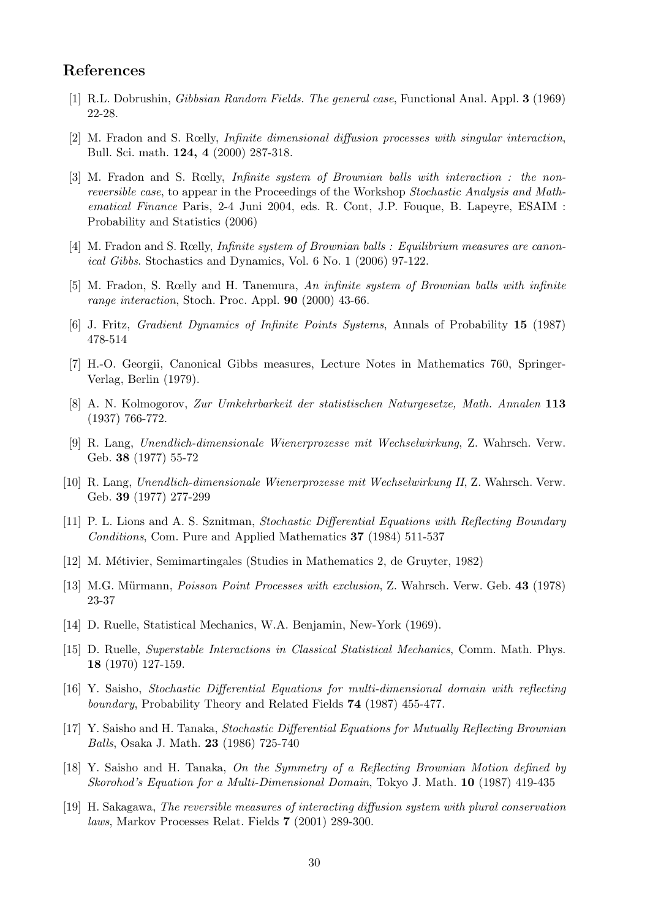## References

[1] R.L. Dobrushin, *Gibbsian Random Fields. The general case*, Functional Anal. Appl. **3** (1969) 22-28.

[2] M. Fradon and S. Rœlly, *Infinite dimensional diffusion processes with singular interaction*, Bull. Sci. math. **124, 4** (2000) 287-318.

[3] M. Fradon and S. Rœlly, *Infinite system of Brownian balls with interaction : the non-reversible case*, to appear in the Proceedings of the Workshop *Stochastic Analysis and Mathematical Finance* Paris, 2-4 Juni 2004, eds. R. Cont, J.P. Fouque, B. Lapeyre, ESAIM : Probability and Statistics (2006)

[4] M. Fradon and S. Rœlly, *Infinite system of Brownian balls : Equilibrium measures are canonical Gibbs*. Stochastics and Dynamics, Vol. 6 No. 1 (2006) 97-122.

[5] M. Fradon, S. Rœlly and H. Tanemura, *An infinite system of Brownian balls with infinite range interaction*, Stoch. Proc. Appl. **90** (2000) 43-66.

[6] J. Fritz, *Gradient Dynamics of Infinite Points Systems*, Annals of Probability **15** (1987) 478-514

[7] H.-O. Georgii, Canonical Gibbs measures, Lecture Notes in Mathematics 760, Springer-Verlag, Berlin (1979).

[8] A. N. Kolmogorov, *Zur Umkehrbarkeit der statistischen Naturgesetze, Math. Annalen* **113** (1937) 766-772.

[9] R. Lang, *Unendlich-dimensionale Wienerprozesse mit Wechselwirkung*, Z. Wahrsch. Verw. Geb. **38** (1977) 55-72

[10] R. Lang, *Unendlich-dimensionale Wienerprozesse mit Wechselwirkung II*, Z. Wahrsch. Verw. Geb. **39** (1977) 277-299

[11] P. L. Lions and A. S. Sznitman, *Stochastic Differential Equations with Reflecting Boundary Conditions*, Com. Pure and Applied Mathematics **37** (1984) 511-537

[12] M. Métivier, Semimartingales (Studies in Mathematics 2, de Gruyter, 1982)

[13] M.G. Mürmann, *Poisson Point Processes with exclusion*, Z. Wahrsch. Verw. Geb. **43** (1978) 23-37

[14] D. Ruelle, Statistical Mechanics, W.A. Benjamin, New-York (1969).

[15] D. Ruelle, *Superstable Interactions in Classical Statistical Mechanics*, Comm. Math. Phys. **18** (1970) 127-159.

[16] Y. Saisho, *Stochastic Differential Equations for multi-dimensional domain with reflecting boundary*, Probability Theory and Related Fields **74** (1987) 455-477.

[17] Y. Saisho and H. Tanaka, *Stochastic Differential Equations for Mutually Reflecting Brownian Balls*, Osaka J. Math. **23** (1986) 725-740

[18] Y. Saisho and H. Tanaka, *On the Symmetry of a Reflecting Brownian Motion defined by Skorohod's Equation for a Multi-Dimensional Domain*, Tokyo J. Math. **10** (1987) 419-435

[19] H. Sakagawa, *The reversible measures of interacting diffusion system with plural conservation laws*, Markov Processes Relat. Fields **7** (2001) 289-300.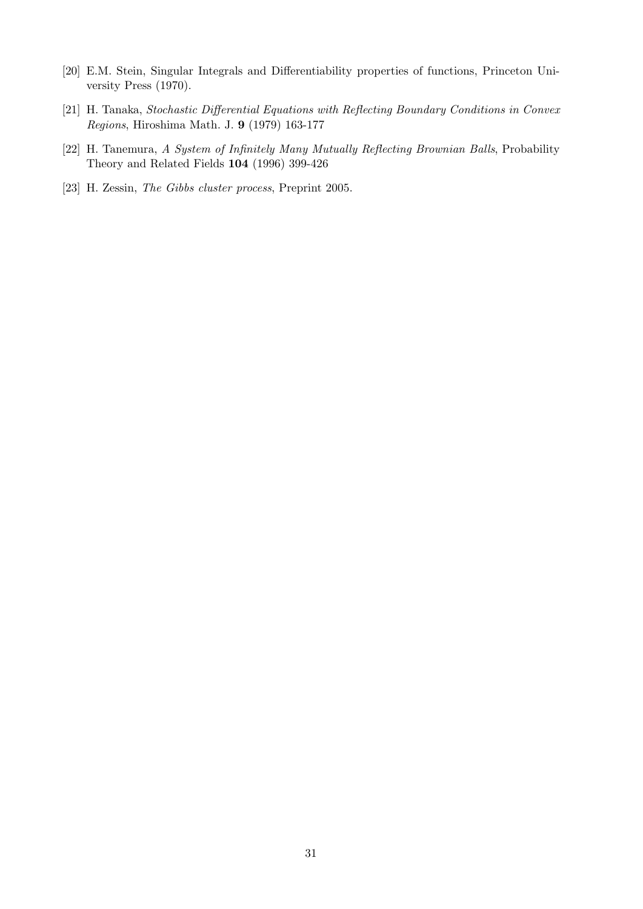[20] E.M. Stein, Singular Integrals and Differentiability properties of functions, Princeton University Press (1970).

[21] H. Tanaka, *Stochastic Differential Equations with Reflecting Boundary Conditions in Convex Regions*, Hiroshima Math. J. **9** (1979) 163-177

[22] H. Tanemura, *A System of Infinitely Many Mutually Reflecting Brownian Balls*, Probability Theory and Related Fields **104** (1996) 399-426

[23] H. Zessin, *The Gibbs cluster process*, Preprint 2005.